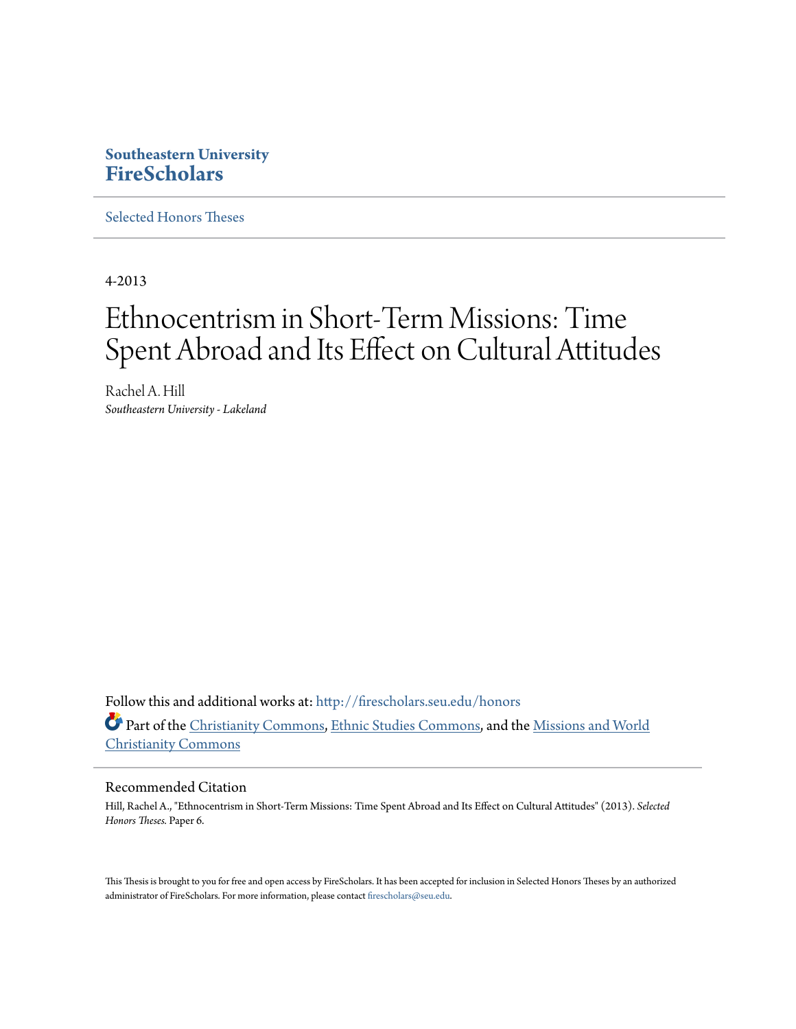**Southeastern University**
**FireScholars**

Selected Honors Theses

---

4-2013

# Ethnocentrism in Short-Term Missions: Time Spent Abroad and Its Effect on Cultural Attitudes

Rachel A. Hill
*Southeastern University - Lakeland*

Follow this and additional works at: http://firescholars.seu.edu/honors

Part of the Christianity Commons, Ethnic Studies Commons, and the Missions and World Christianity Commons

---

Recommended Citation

Hill, Rachel A., "Ethnocentrism in Short-Term Missions: Time Spent Abroad and Its Effect on Cultural Attitudes" (2013). *Selected Honors Theses*. Paper 6.

This Thesis is brought to you for free and open access by FireScholars. It has been accepted for inclusion in Selected Honors Theses by an authorized administrator of FireScholars. For more information, please contact firescholars@seu.edu.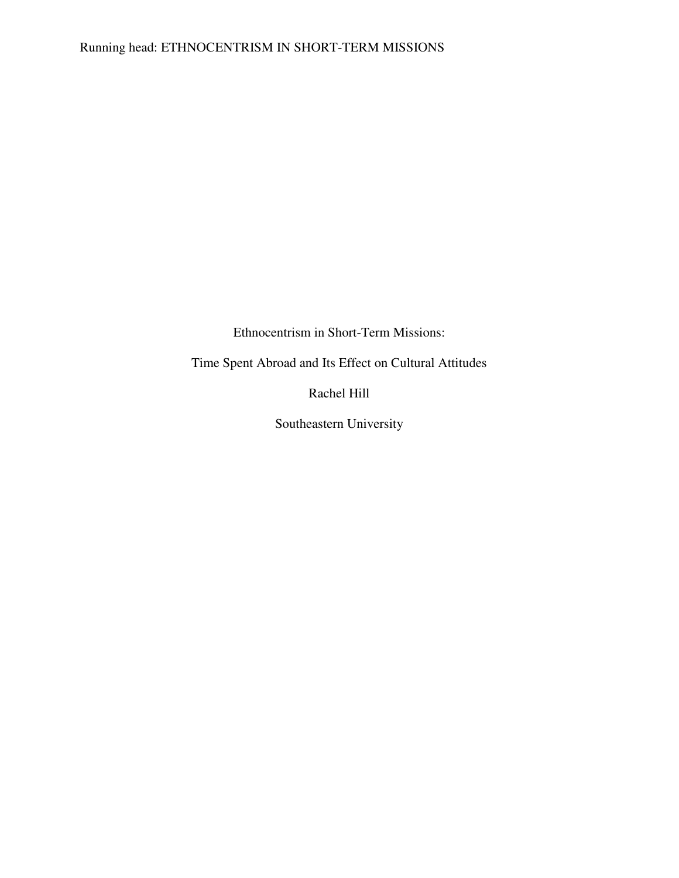Ethnocentrism in Short-Term Missions:

Time Spent Abroad and Its Effect on Cultural Attitudes

Rachel Hill

Southeastern University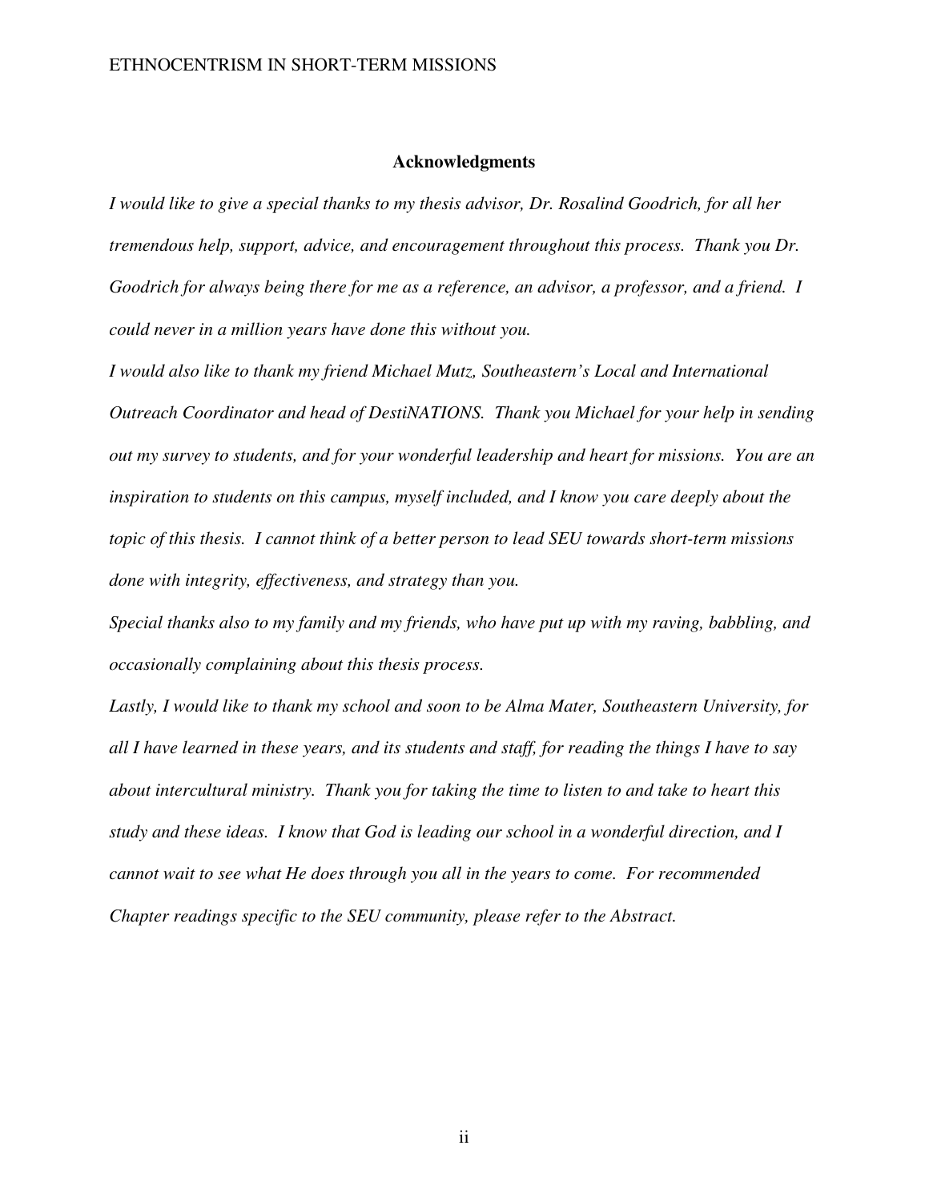## Acknowledgments

*I would like to give a special thanks to my thesis advisor, Dr. Rosalind Goodrich, for all her tremendous help, support, advice, and encouragement throughout this process. Thank you Dr. Goodrich for always being there for me as a reference, an advisor, a professor, and a friend. I could never in a million years have done this without you.*

*I would also like to thank my friend Michael Mutz, Southeastern's Local and International Outreach Coordinator and head of DestiNATIONS. Thank you Michael for your help in sending out my survey to students, and for your wonderful leadership and heart for missions. You are an inspiration to students on this campus, myself included, and I know you care deeply about the topic of this thesis. I cannot think of a better person to lead SEU towards short-term missions done with integrity, effectiveness, and strategy than you.*

*Special thanks also to my family and my friends, who have put up with my raving, babbling, and occasionally complaining about this thesis process.*

*Lastly, I would like to thank my school and soon to be Alma Mater, Southeastern University, for all I have learned in these years, and its students and staff, for reading the things I have to say about intercultural ministry. Thank you for taking the time to listen to and take to heart this study and these ideas. I know that God is leading our school in a wonderful direction, and I cannot wait to see what He does through you all in the years to come. For recommended Chapter readings specific to the SEU community, please refer to the Abstract.*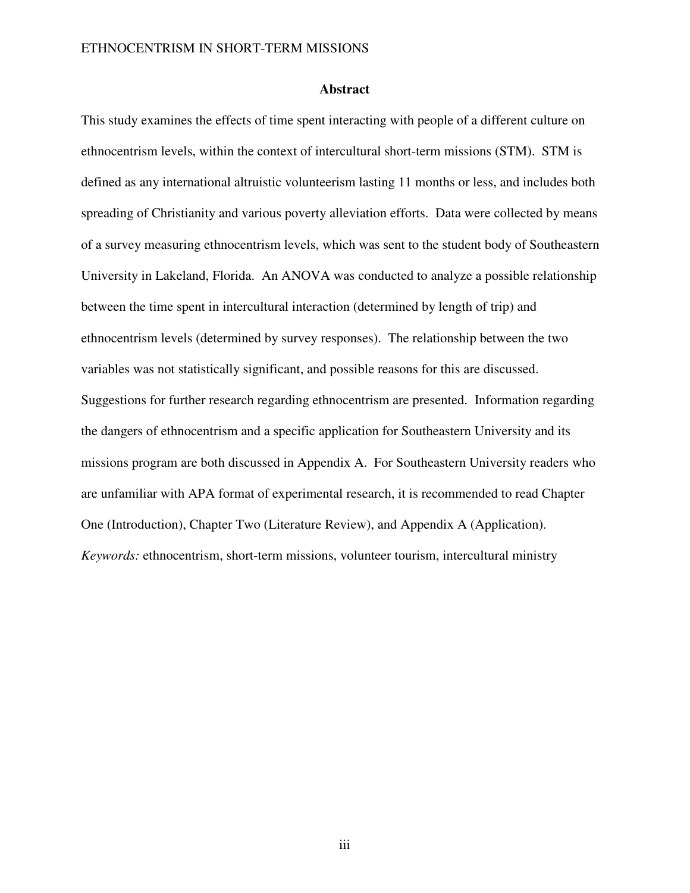## Abstract

This study examines the effects of time spent interacting with people of a different culture on ethnocentrism levels, within the context of intercultural short-term missions (STM). STM is defined as any international altruistic volunteerism lasting 11 months or less, and includes both spreading of Christianity and various poverty alleviation efforts. Data were collected by means of a survey measuring ethnocentrism levels, which was sent to the student body of Southeastern University in Lakeland, Florida. An ANOVA was conducted to analyze a possible relationship between the time spent in intercultural interaction (determined by length of trip) and ethnocentrism levels (determined by survey responses). The relationship between the two variables was not statistically significant, and possible reasons for this are discussed. Suggestions for further research regarding ethnocentrism are presented. Information regarding the dangers of ethnocentrism and a specific application for Southeastern University and its missions program are both discussed in Appendix A. For Southeastern University readers who are unfamiliar with APA format of experimental research, it is recommended to read Chapter One (Introduction), Chapter Two (Literature Review), and Appendix A (Application).

*Keywords:* ethnocentrism, short-term missions, volunteer tourism, intercultural ministry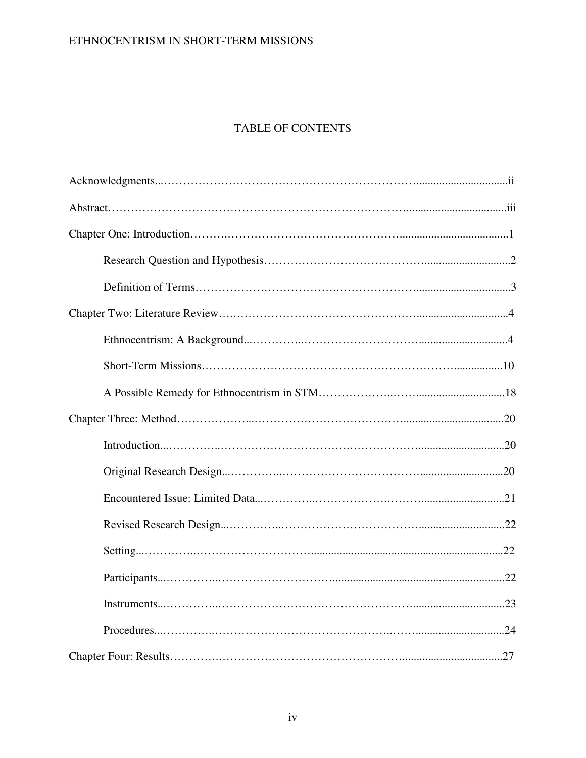## TABLE OF CONTENTS

Acknowledgments....................................................................................................ii

Abstract...................................................................................................................iii

Chapter One: Introduction......................................................................................1

Research Question and Hypothesis.........................................................................2

Definition of Terms.................................................................................................3

Chapter Two: Literature Review.............................................................................4

Ethnocentrism: A Background.................................................................................4

Short-Term Missions..............................................................................................10

A Possible Remedy for Ethnocentrism in STM.....................................................18

Chapter Three: Method..........................................................................................20

Introduction............................................................................................................20

Original Research Design.......................................................................................20

Encountered Issue: Limited Data............................................................................21

Revised Research Design.......................................................................................22

Setting.....................................................................................................................22

Participants..............................................................................................................22

Instruments..............................................................................................................23

Procedures...............................................................................................................24

Chapter Four: Results..............................................................................................27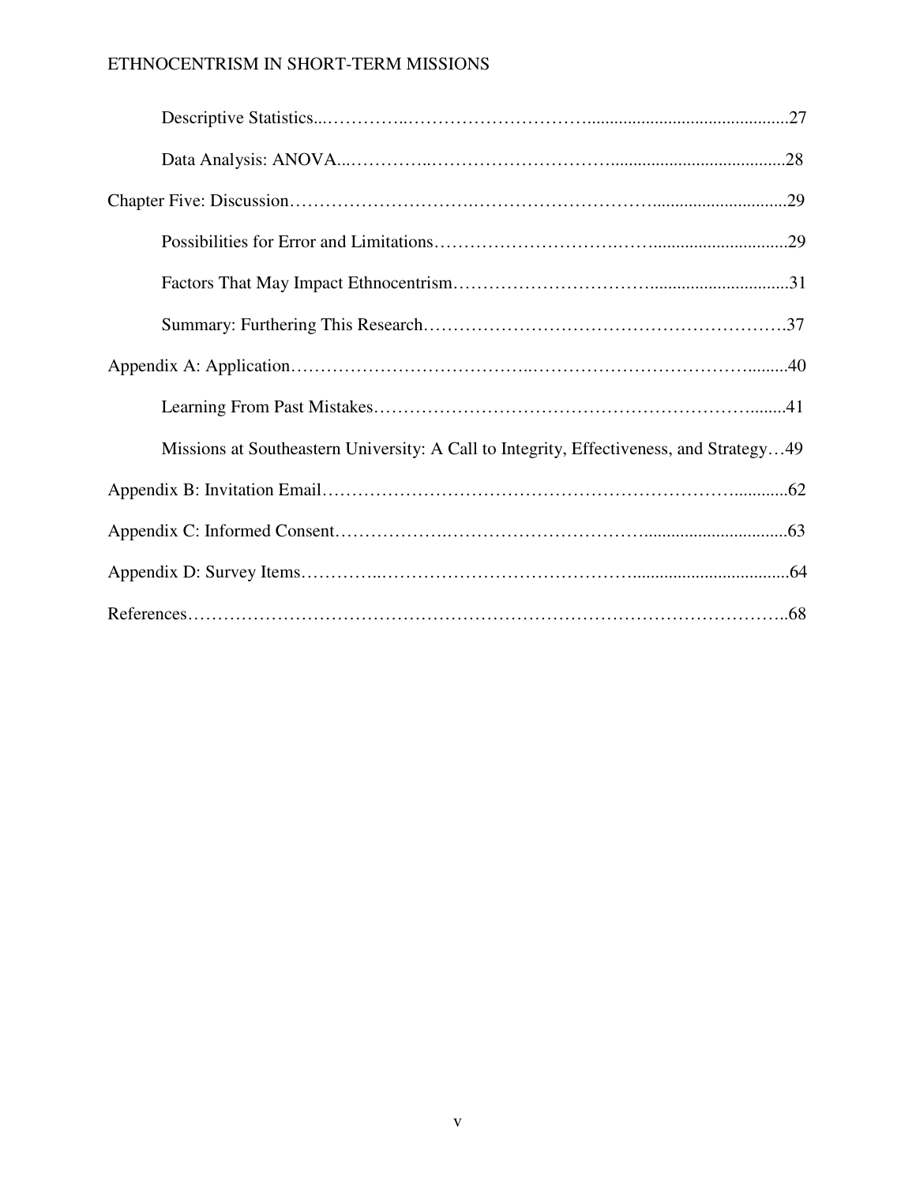Descriptive Statistics...............................................................................27

Data Analysis: ANOVA...........................................................................28

Chapter Five: Discussion...............................................................................29

Possibilities for Error and Limitations........................................................29

Factors That May Impact Ethnocentrism.....................................................31

Summary: Furthering This Research...........................................................37

Appendix A: Application.................................................................................40

Learning From Past Mistakes......................................................................41

Missions at Southeastern University: A Call to Integrity, Effectiveness, and Strategy…49

Appendix B: Invitation Email..........................................................................62

Appendix C: Informed Consent.......................................................................63

Appendix D: Survey Items..............................................................................64

References........................................................................................................68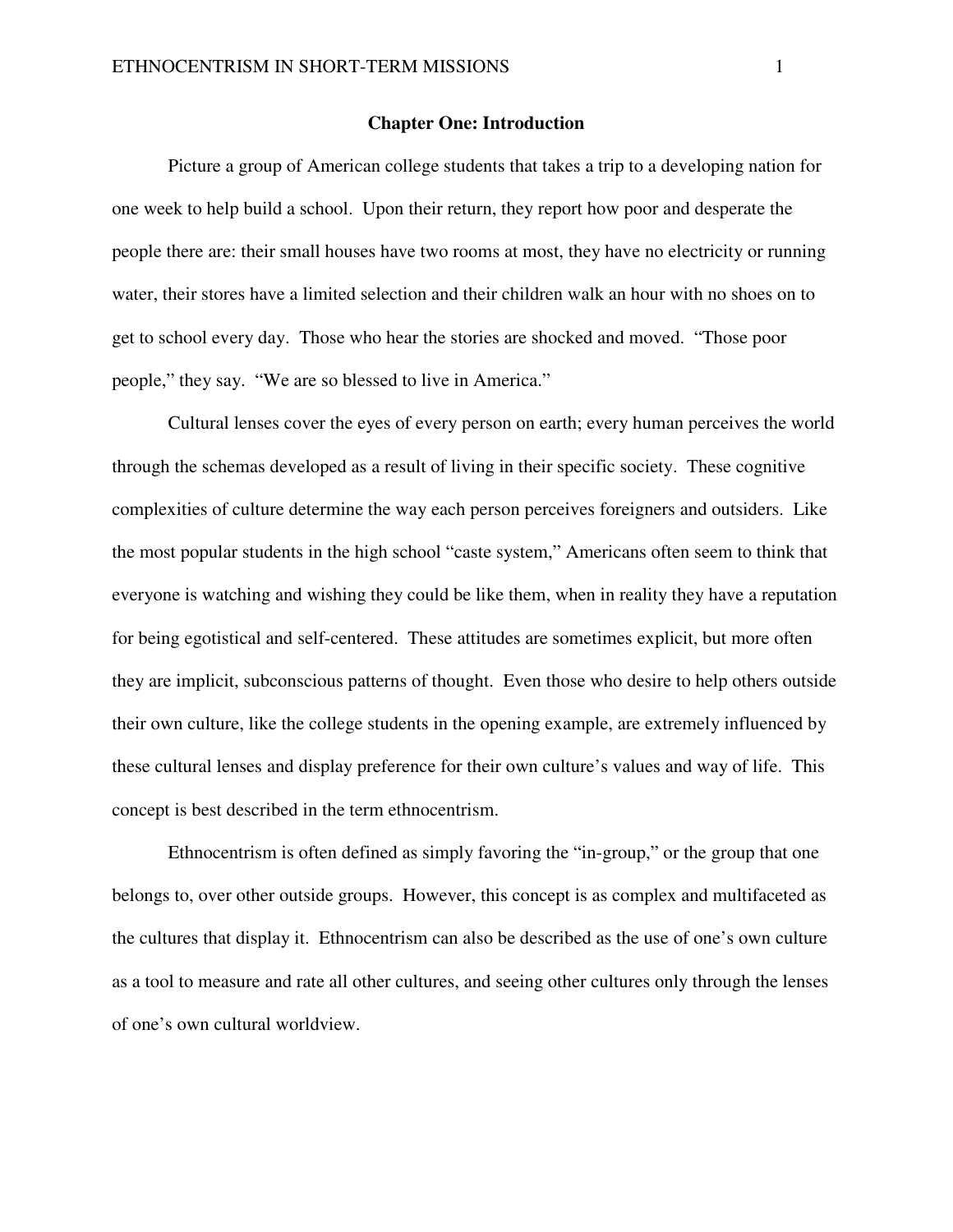# Chapter One: Introduction

Picture a group of American college students that takes a trip to a developing nation for one week to help build a school. Upon their return, they report how poor and desperate the people there are: their small houses have two rooms at most, they have no electricity or running water, their stores have a limited selection and their children walk an hour with no shoes on to get to school every day. Those who hear the stories are shocked and moved. "Those poor people," they say. "We are so blessed to live in America."

Cultural lenses cover the eyes of every person on earth; every human perceives the world through the schemas developed as a result of living in their specific society. These cognitive complexities of culture determine the way each person perceives foreigners and outsiders. Like the most popular students in the high school "caste system," Americans often seem to think that everyone is watching and wishing they could be like them, when in reality they have a reputation for being egotistical and self-centered. These attitudes are sometimes explicit, but more often they are implicit, subconscious patterns of thought. Even those who desire to help others outside their own culture, like the college students in the opening example, are extremely influenced by these cultural lenses and display preference for their own culture's values and way of life. This concept is best described in the term ethnocentrism.

Ethnocentrism is often defined as simply favoring the "in-group," or the group that one belongs to, over other outside groups. However, this concept is as complex and multifaceted as the cultures that display it. Ethnocentrism can also be described as the use of one's own culture as a tool to measure and rate all other cultures, and seeing other cultures only through the lenses of one's own cultural worldview.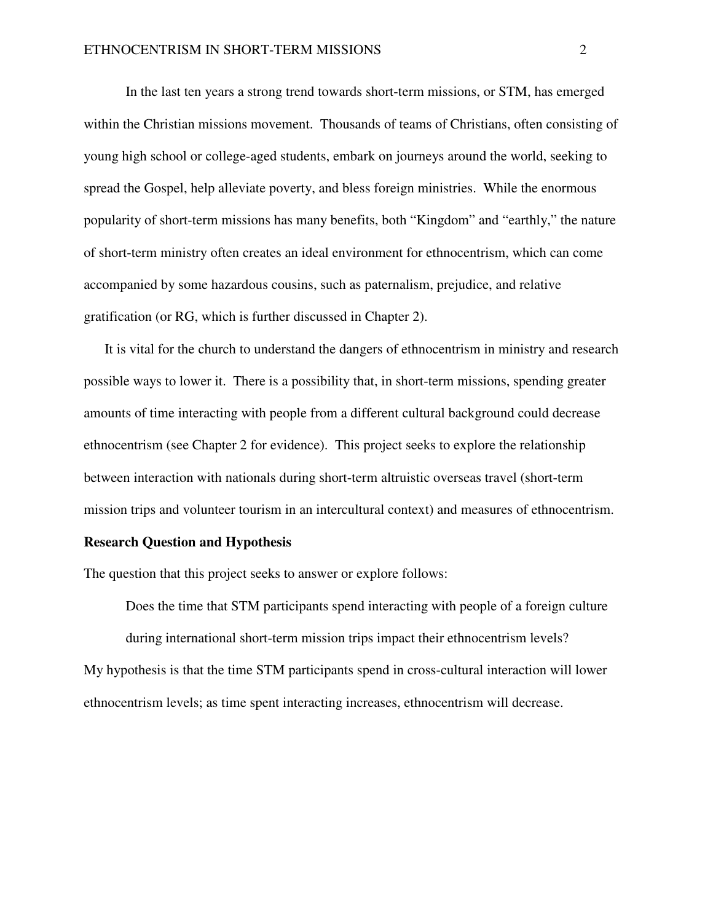In the last ten years a strong trend towards short-term missions, or STM, has emerged within the Christian missions movement. Thousands of teams of Christians, often consisting of young high school or college-aged students, embark on journeys around the world, seeking to spread the Gospel, help alleviate poverty, and bless foreign ministries. While the enormous popularity of short-term missions has many benefits, both "Kingdom" and "earthly," the nature of short-term ministry often creates an ideal environment for ethnocentrism, which can come accompanied by some hazardous cousins, such as paternalism, prejudice, and relative gratification (or RG, which is further discussed in Chapter 2).

It is vital for the church to understand the dangers of ethnocentrism in ministry and research possible ways to lower it. There is a possibility that, in short-term missions, spending greater amounts of time interacting with people from a different cultural background could decrease ethnocentrism (see Chapter 2 for evidence). This project seeks to explore the relationship between interaction with nationals during short-term altruistic overseas travel (short-term mission trips and volunteer tourism in an intercultural context) and measures of ethnocentrism.

**Research Question and Hypothesis**

The question that this project seeks to answer or explore follows:

> Does the time that STM participants spend interacting with people of a foreign culture during international short-term mission trips impact their ethnocentrism levels?

My hypothesis is that the time STM participants spend in cross-cultural interaction will lower ethnocentrism levels; as time spent interacting increases, ethnocentrism will decrease.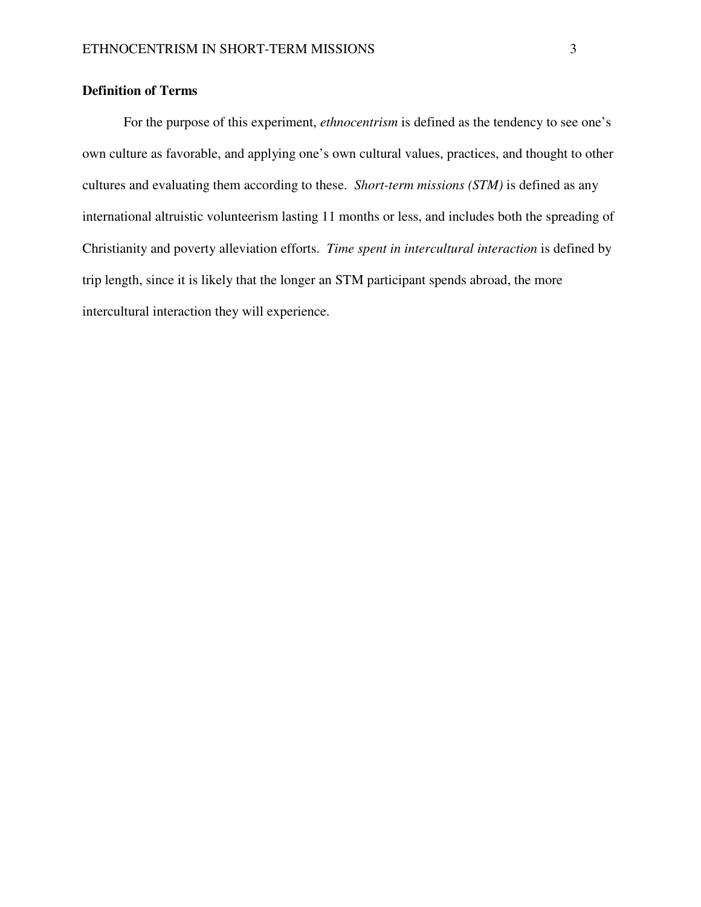## Definition of Terms

For the purpose of this experiment, *ethnocentrism* is defined as the tendency to see one's own culture as favorable, and applying one's own cultural values, practices, and thought to other cultures and evaluating them according to these. *Short-term missions (STM)* is defined as any international altruistic volunteerism lasting 11 months or less, and includes both the spreading of Christianity and poverty alleviation efforts. *Time spent in intercultural interaction* is defined by trip length, since it is likely that the longer an STM participant spends abroad, the more intercultural interaction they will experience.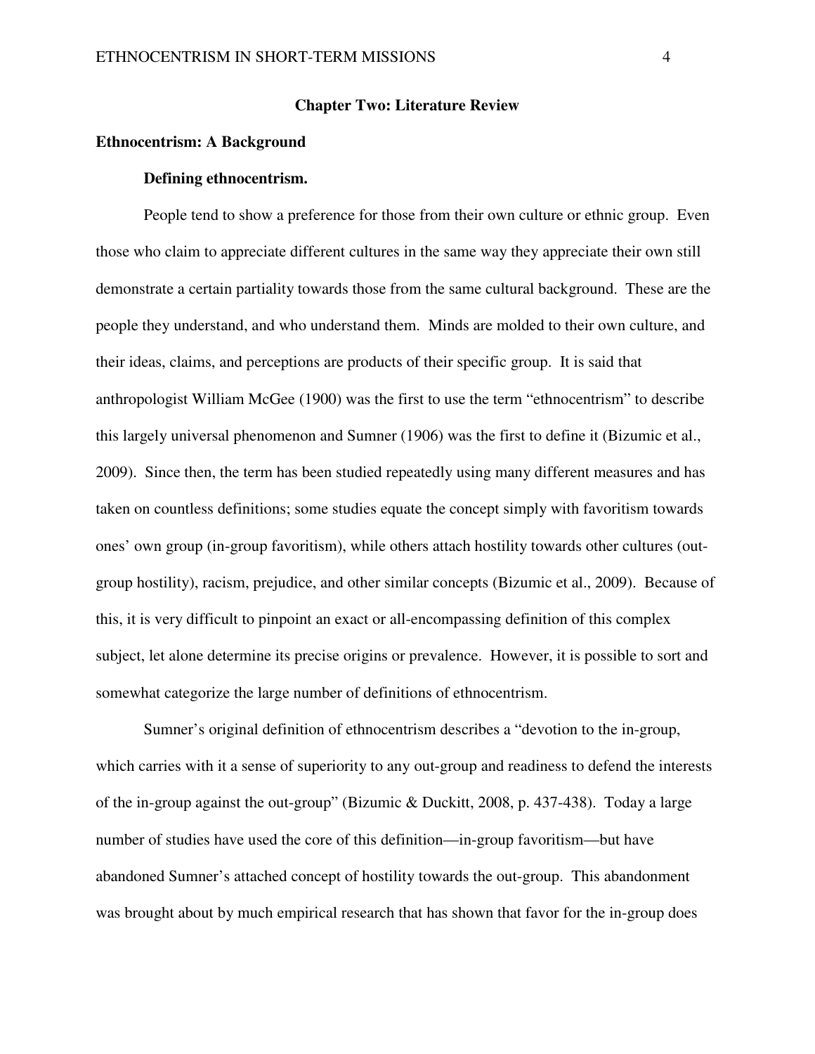# Chapter Two: Literature Review

## Ethnocentrism: A Background

### Defining ethnocentrism.

People tend to show a preference for those from their own culture or ethnic group. Even those who claim to appreciate different cultures in the same way they appreciate their own still demonstrate a certain partiality towards those from the same cultural background. These are the people they understand, and who understand them. Minds are molded to their own culture, and their ideas, claims, and perceptions are products of their specific group. It is said that anthropologist William McGee (1900) was the first to use the term "ethnocentrism" to describe this largely universal phenomenon and Sumner (1906) was the first to define it (Bizumic et al., 2009). Since then, the term has been studied repeatedly using many different measures and has taken on countless definitions; some studies equate the concept simply with favoritism towards ones' own group (in-group favoritism), while others attach hostility towards other cultures (out-group hostility), racism, prejudice, and other similar concepts (Bizumic et al., 2009). Because of this, it is very difficult to pinpoint an exact or all-encompassing definition of this complex subject, let alone determine its precise origins or prevalence. However, it is possible to sort and somewhat categorize the large number of definitions of ethnocentrism.

Sumner's original definition of ethnocentrism describes a "devotion to the in-group, which carries with it a sense of superiority to any out-group and readiness to defend the interests of the in-group against the out-group" (Bizumic & Duckitt, 2008, p. 437-438). Today a large number of studies have used the core of this definition—in-group favoritism—but have abandoned Sumner's attached concept of hostility towards the out-group. This abandonment was brought about by much empirical research that has shown that favor for the in-group does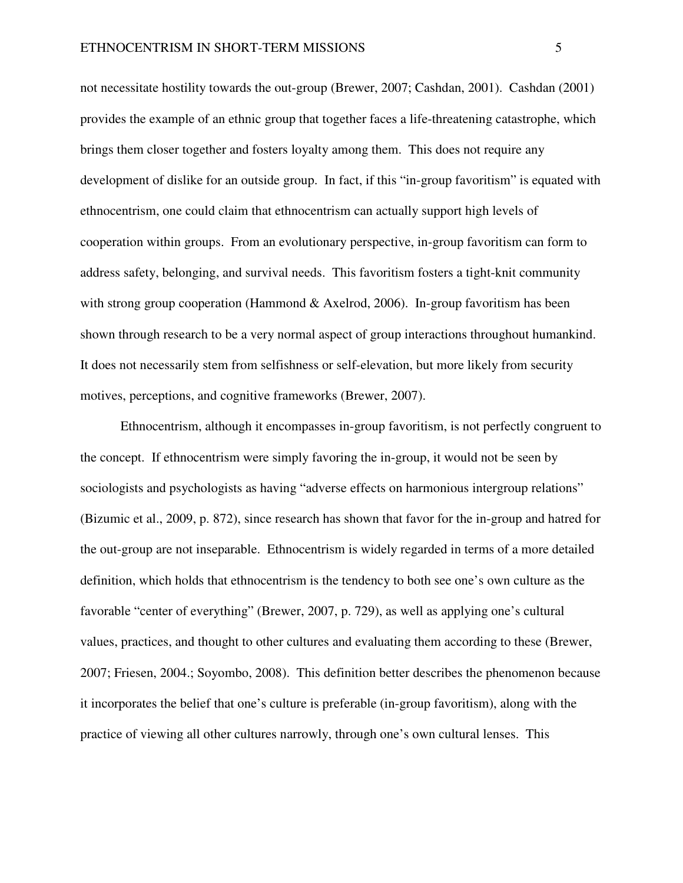not necessitate hostility towards the out-group (Brewer, 2007; Cashdan, 2001). Cashdan (2001) provides the example of an ethnic group that together faces a life-threatening catastrophe, which brings them closer together and fosters loyalty among them. This does not require any development of dislike for an outside group. In fact, if this "in-group favoritism" is equated with ethnocentrism, one could claim that ethnocentrism can actually support high levels of cooperation within groups. From an evolutionary perspective, in-group favoritism can form to address safety, belonging, and survival needs. This favoritism fosters a tight-knit community with strong group cooperation (Hammond & Axelrod, 2006). In-group favoritism has been shown through research to be a very normal aspect of group interactions throughout humankind. It does not necessarily stem from selfishness or self-elevation, but more likely from security motives, perceptions, and cognitive frameworks (Brewer, 2007).

Ethnocentrism, although it encompasses in-group favoritism, is not perfectly congruent to the concept. If ethnocentrism were simply favoring the in-group, it would not be seen by sociologists and psychologists as having "adverse effects on harmonious intergroup relations" (Bizumic et al., 2009, p. 872), since research has shown that favor for the in-group and hatred for the out-group are not inseparable. Ethnocentrism is widely regarded in terms of a more detailed definition, which holds that ethnocentrism is the tendency to both see one's own culture as the favorable "center of everything" (Brewer, 2007, p. 729), as well as applying one's cultural values, practices, and thought to other cultures and evaluating them according to these (Brewer, 2007; Friesen, 2004.; Soyombo, 2008). This definition better describes the phenomenon because it incorporates the belief that one's culture is preferable (in-group favoritism), along with the practice of viewing all other cultures narrowly, through one's own cultural lenses. This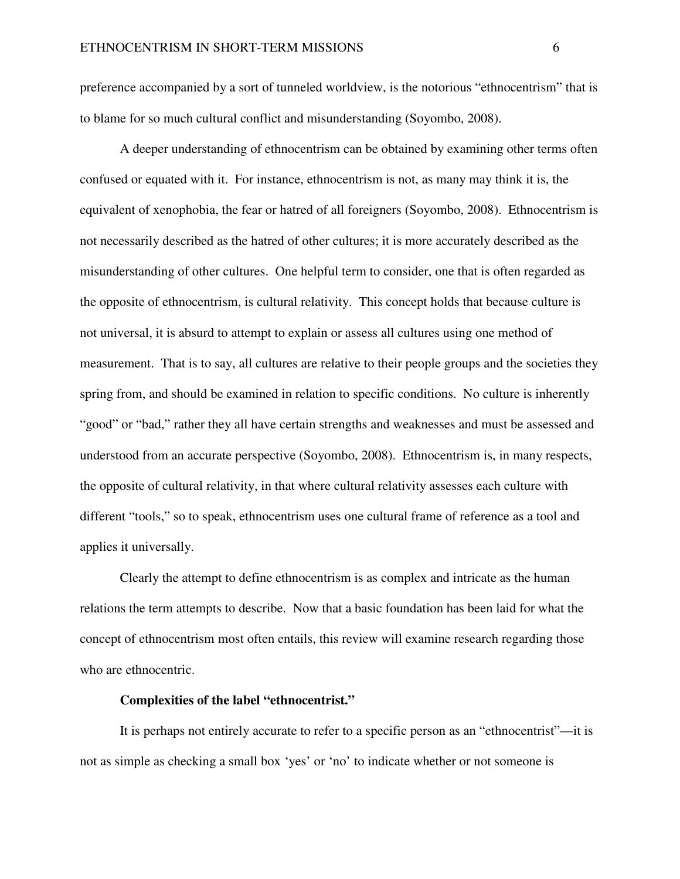preference accompanied by a sort of tunneled worldview, is the notorious "ethnocentrism" that is to blame for so much cultural conflict and misunderstanding (Soyombo, 2008).

A deeper understanding of ethnocentrism can be obtained by examining other terms often confused or equated with it. For instance, ethnocentrism is not, as many may think it is, the equivalent of xenophobia, the fear or hatred of all foreigners (Soyombo, 2008). Ethnocentrism is not necessarily described as the hatred of other cultures; it is more accurately described as the misunderstanding of other cultures. One helpful term to consider, one that is often regarded as the opposite of ethnocentrism, is cultural relativity. This concept holds that because culture is not universal, it is absurd to attempt to explain or assess all cultures using one method of measurement. That is to say, all cultures are relative to their people groups and the societies they spring from, and should be examined in relation to specific conditions. No culture is inherently "good" or "bad," rather they all have certain strengths and weaknesses and must be assessed and understood from an accurate perspective (Soyombo, 2008). Ethnocentrism is, in many respects, the opposite of cultural relativity, in that where cultural relativity assesses each culture with different "tools," so to speak, ethnocentrism uses one cultural frame of reference as a tool and applies it universally.

Clearly the attempt to define ethnocentrism is as complex and intricate as the human relations the term attempts to describe. Now that a basic foundation has been laid for what the concept of ethnocentrism most often entails, this review will examine research regarding those who are ethnocentric.

**Complexities of the label "ethnocentrist."**

It is perhaps not entirely accurate to refer to a specific person as an "ethnocentrist"—it is not as simple as checking a small box 'yes' or 'no' to indicate whether or not someone is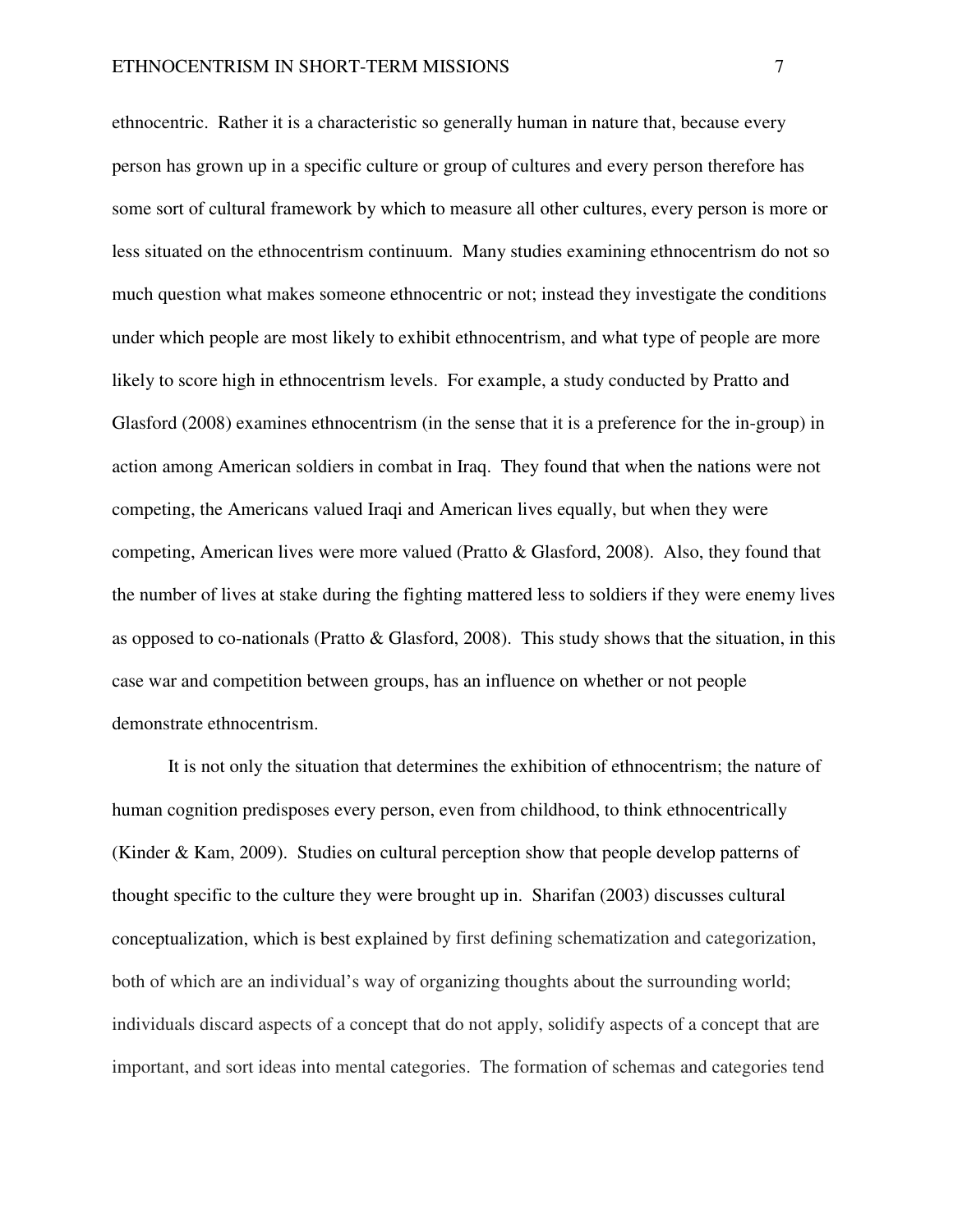ethnocentric. Rather it is a characteristic so generally human in nature that, because every person has grown up in a specific culture or group of cultures and every person therefore has some sort of cultural framework by which to measure all other cultures, every person is more or less situated on the ethnocentrism continuum. Many studies examining ethnocentrism do not so much question what makes someone ethnocentric or not; instead they investigate the conditions under which people are most likely to exhibit ethnocentrism, and what type of people are more likely to score high in ethnocentrism levels. For example, a study conducted by Pratto and Glasford (2008) examines ethnocentrism (in the sense that it is a preference for the in-group) in action among American soldiers in combat in Iraq. They found that when the nations were not competing, the Americans valued Iraqi and American lives equally, but when they were competing, American lives were more valued (Pratto & Glasford, 2008). Also, they found that the number of lives at stake during the fighting mattered less to soldiers if they were enemy lives as opposed to co-nationals (Pratto & Glasford, 2008). This study shows that the situation, in this case war and competition between groups, has an influence on whether or not people demonstrate ethnocentrism.

It is not only the situation that determines the exhibition of ethnocentrism; the nature of human cognition predisposes every person, even from childhood, to think ethnocentrically (Kinder & Kam, 2009). Studies on cultural perception show that people develop patterns of thought specific to the culture they were brought up in. Sharifan (2003) discusses cultural conceptualization, which is best explained by first defining schematization and categorization, both of which are an individual's way of organizing thoughts about the surrounding world; individuals discard aspects of a concept that do not apply, solidify aspects of a concept that are important, and sort ideas into mental categories. The formation of schemas and categories tend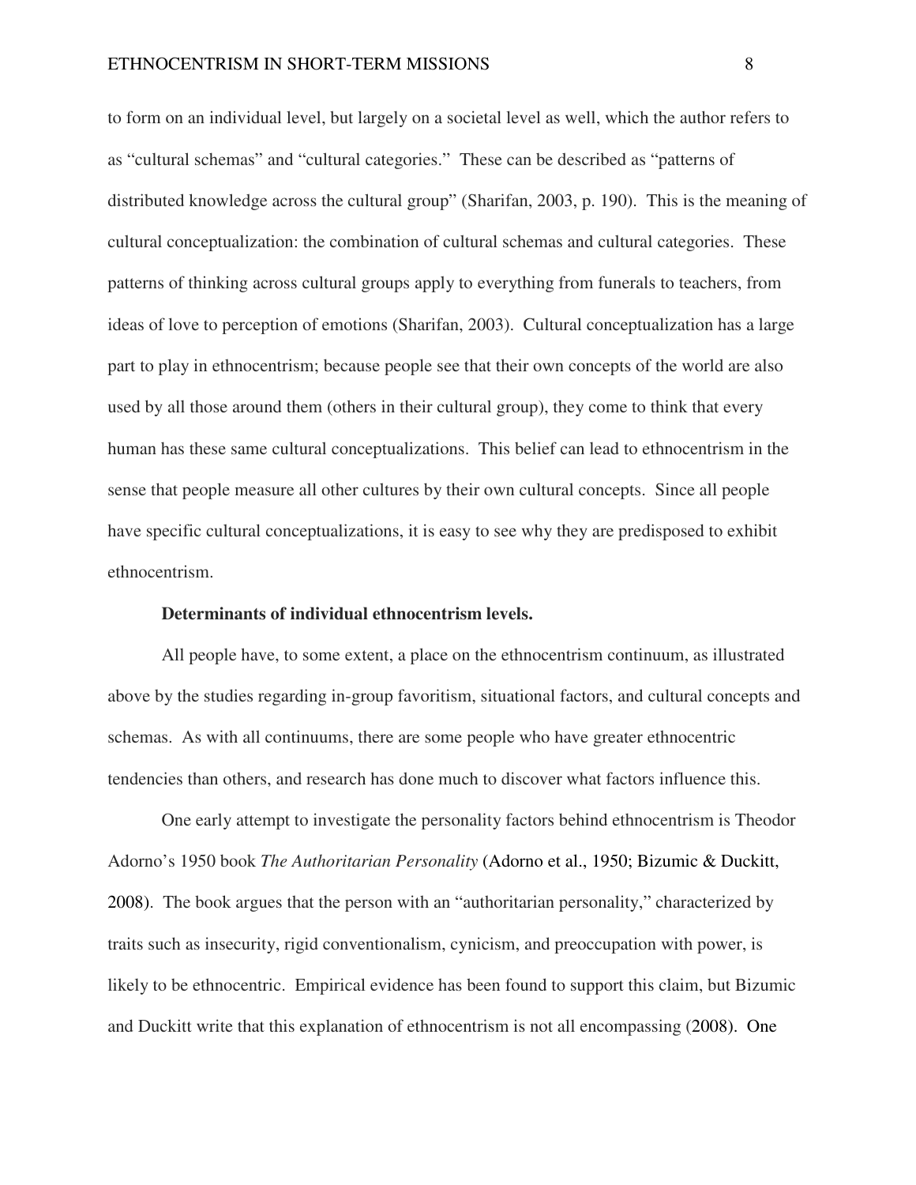to form on an individual level, but largely on a societal level as well, which the author refers to as "cultural schemas" and "cultural categories." These can be described as "patterns of distributed knowledge across the cultural group" (Sharifan, 2003, p. 190). This is the meaning of cultural conceptualization: the combination of cultural schemas and cultural categories. These patterns of thinking across cultural groups apply to everything from funerals to teachers, from ideas of love to perception of emotions (Sharifan, 2003). Cultural conceptualization has a large part to play in ethnocentrism; because people see that their own concepts of the world are also used by all those around them (others in their cultural group), they come to think that every human has these same cultural conceptualizations. This belief can lead to ethnocentrism in the sense that people measure all other cultures by their own cultural concepts. Since all people have specific cultural conceptualizations, it is easy to see why they are predisposed to exhibit ethnocentrism.

**Determinants of individual ethnocentrism levels.**

All people have, to some extent, a place on the ethnocentrism continuum, as illustrated above by the studies regarding in-group favoritism, situational factors, and cultural concepts and schemas. As with all continuums, there are some people who have greater ethnocentric tendencies than others, and research has done much to discover what factors influence this.

One early attempt to investigate the personality factors behind ethnocentrism is Theodor Adorno's 1950 book *The Authoritarian Personality* (Adorno et al., 1950; Bizumic & Duckitt, 2008). The book argues that the person with an "authoritarian personality," characterized by traits such as insecurity, rigid conventionalism, cynicism, and preoccupation with power, is likely to be ethnocentric. Empirical evidence has been found to support this claim, but Bizumic and Duckitt write that this explanation of ethnocentrism is not all encompassing (2008). One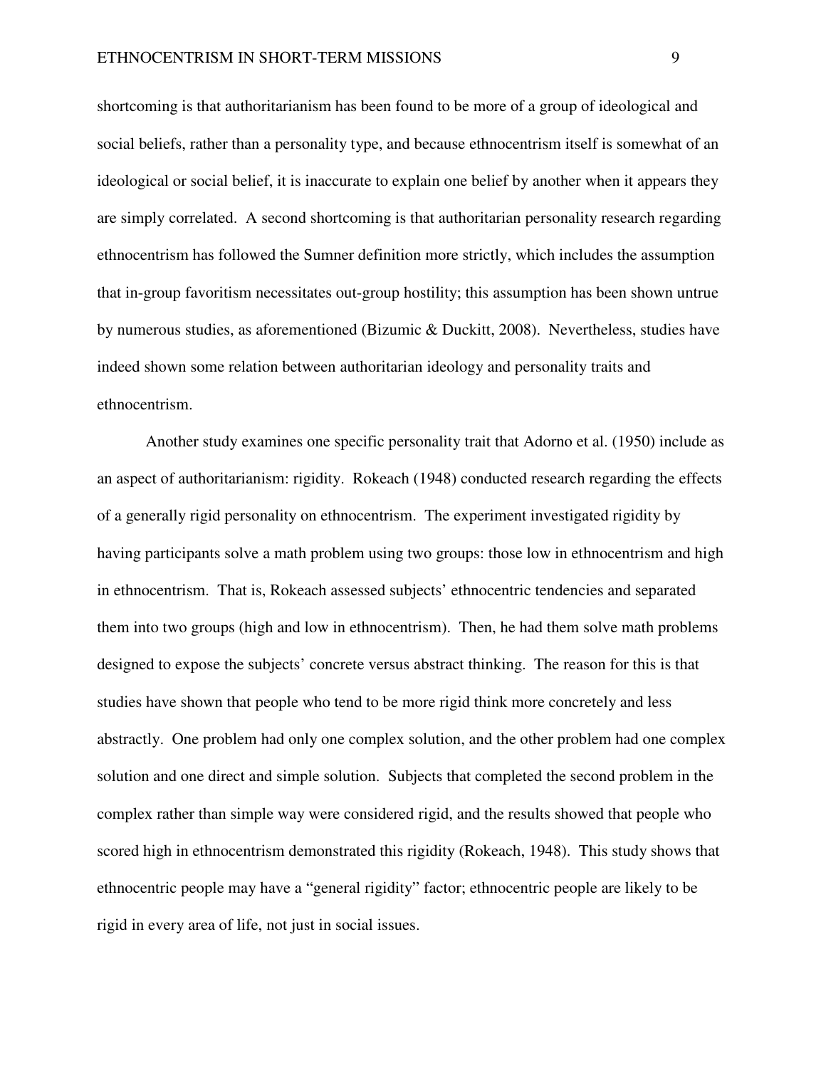shortcoming is that authoritarianism has been found to be more of a group of ideological and social beliefs, rather than a personality type, and because ethnocentrism itself is somewhat of an ideological or social belief, it is inaccurate to explain one belief by another when it appears they are simply correlated. A second shortcoming is that authoritarian personality research regarding ethnocentrism has followed the Sumner definition more strictly, which includes the assumption that in-group favoritism necessitates out-group hostility; this assumption has been shown untrue by numerous studies, as aforementioned (Bizumic & Duckitt, 2008). Nevertheless, studies have indeed shown some relation between authoritarian ideology and personality traits and ethnocentrism.

Another study examines one specific personality trait that Adorno et al. (1950) include as an aspect of authoritarianism: rigidity. Rokeach (1948) conducted research regarding the effects of a generally rigid personality on ethnocentrism. The experiment investigated rigidity by having participants solve a math problem using two groups: those low in ethnocentrism and high in ethnocentrism. That is, Rokeach assessed subjects' ethnocentric tendencies and separated them into two groups (high and low in ethnocentrism). Then, he had them solve math problems designed to expose the subjects' concrete versus abstract thinking. The reason for this is that studies have shown that people who tend to be more rigid think more concretely and less abstractly. One problem had only one complex solution, and the other problem had one complex solution and one direct and simple solution. Subjects that completed the second problem in the complex rather than simple way were considered rigid, and the results showed that people who scored high in ethnocentrism demonstrated this rigidity (Rokeach, 1948). This study shows that ethnocentric people may have a "general rigidity" factor; ethnocentric people are likely to be rigid in every area of life, not just in social issues.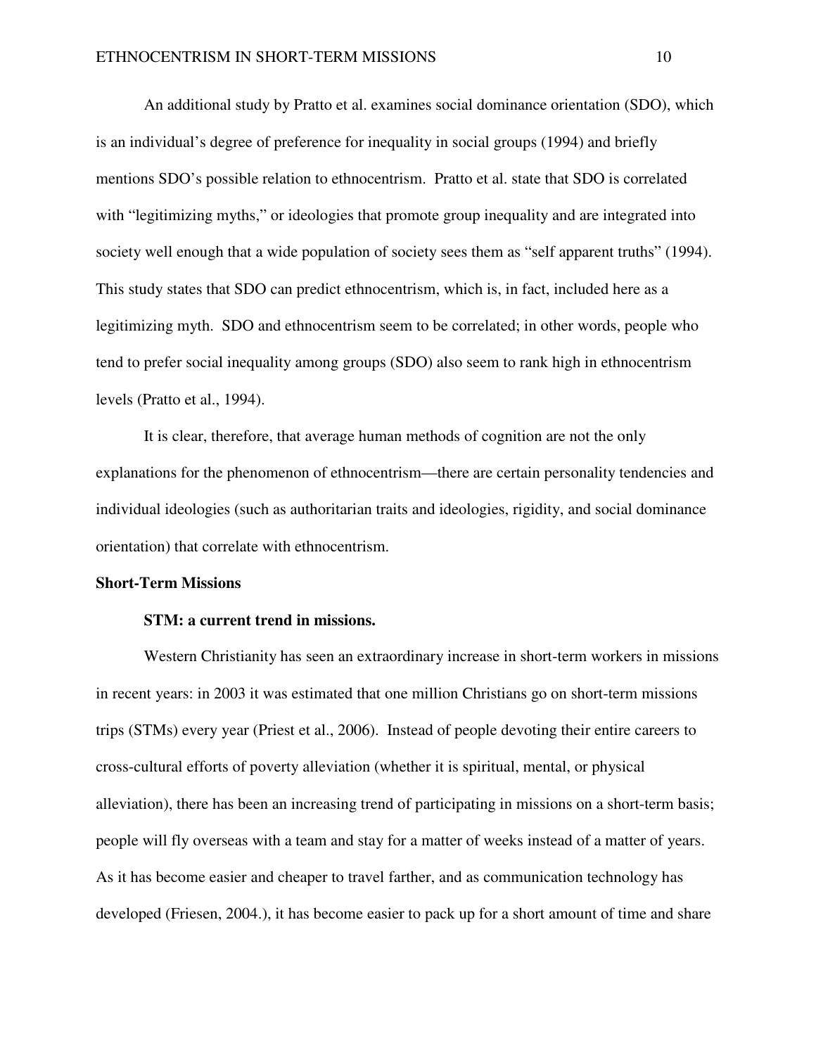An additional study by Pratto et al. examines social dominance orientation (SDO), which is an individual's degree of preference for inequality in social groups (1994) and briefly mentions SDO's possible relation to ethnocentrism. Pratto et al. state that SDO is correlated with "legitimizing myths," or ideologies that promote group inequality and are integrated into society well enough that a wide population of society sees them as "self apparent truths" (1994). This study states that SDO can predict ethnocentrism, which is, in fact, included here as a legitimizing myth. SDO and ethnocentrism seem to be correlated; in other words, people who tend to prefer social inequality among groups (SDO) also seem to rank high in ethnocentrism levels (Pratto et al., 1994).

It is clear, therefore, that average human methods of cognition are not the only explanations for the phenomenon of ethnocentrism—there are certain personality tendencies and individual ideologies (such as authoritarian traits and ideologies, rigidity, and social dominance orientation) that correlate with ethnocentrism.

## Short-Term Missions

### STM: a current trend in missions.

Western Christianity has seen an extraordinary increase in short-term workers in missions in recent years: in 2003 it was estimated that one million Christians go on short-term missions trips (STMs) every year (Priest et al., 2006). Instead of people devoting their entire careers to cross-cultural efforts of poverty alleviation (whether it is spiritual, mental, or physical alleviation), there has been an increasing trend of participating in missions on a short-term basis; people will fly overseas with a team and stay for a matter of weeks instead of a matter of years. As it has become easier and cheaper to travel farther, and as communication technology has developed (Friesen, 2004.), it has become easier to pack up for a short amount of time and share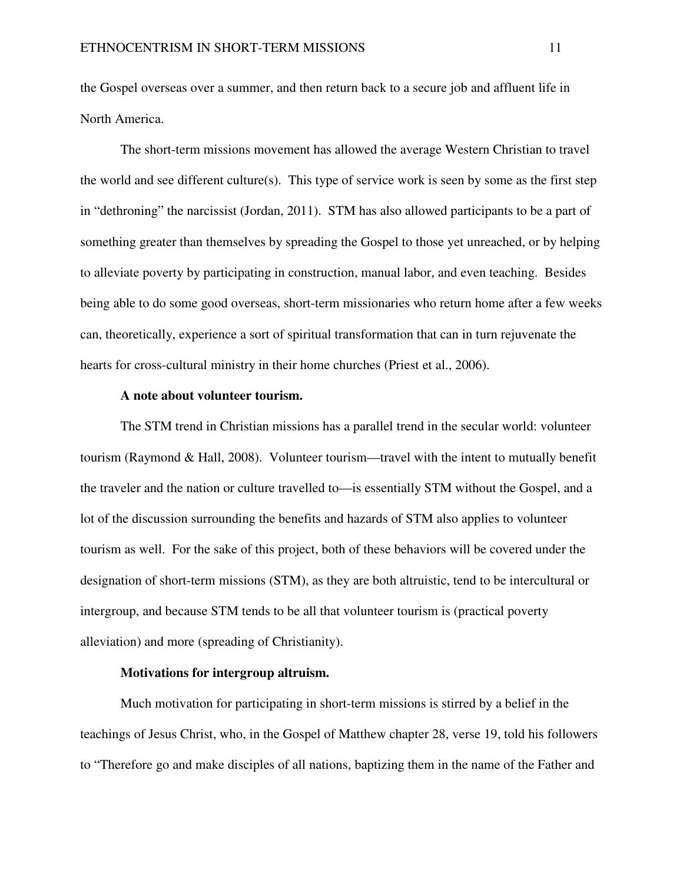the Gospel overseas over a summer, and then return back to a secure job and affluent life in North America.

The short-term missions movement has allowed the average Western Christian to travel the world and see different culture(s). This type of service work is seen by some as the first step in "dethroning" the narcissist (Jordan, 2011). STM has also allowed participants to be a part of something greater than themselves by spreading the Gospel to those yet unreached, or by helping to alleviate poverty by participating in construction, manual labor, and even teaching. Besides being able to do some good overseas, short-term missionaries who return home after a few weeks can, theoretically, experience a sort of spiritual transformation that can in turn rejuvenate the hearts for cross-cultural ministry in their home churches (Priest et al., 2006).

**A note about volunteer tourism.**

The STM trend in Christian missions has a parallel trend in the secular world: volunteer tourism (Raymond & Hall, 2008). Volunteer tourism—travel with the intent to mutually benefit the traveler and the nation or culture travelled to—is essentially STM without the Gospel, and a lot of the discussion surrounding the benefits and hazards of STM also applies to volunteer tourism as well. For the sake of this project, both of these behaviors will be covered under the designation of short-term missions (STM), as they are both altruistic, tend to be intercultural or intergroup, and because STM tends to be all that volunteer tourism is (practical poverty alleviation) and more (spreading of Christianity).

**Motivations for intergroup altruism.**

Much motivation for participating in short-term missions is stirred by a belief in the teachings of Jesus Christ, who, in the Gospel of Matthew chapter 28, verse 19, told his followers to "Therefore go and make disciples of all nations, baptizing them in the name of the Father and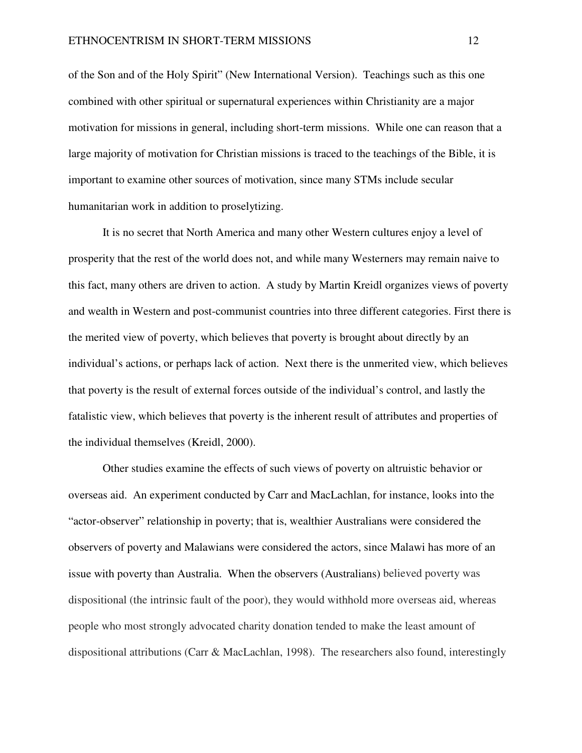of the Son and of the Holy Spirit" (New International Version). Teachings such as this one combined with other spiritual or supernatural experiences within Christianity are a major motivation for missions in general, including short-term missions. While one can reason that a large majority of motivation for Christian missions is traced to the teachings of the Bible, it is important to examine other sources of motivation, since many STMs include secular humanitarian work in addition to proselytizing.

It is no secret that North America and many other Western cultures enjoy a level of prosperity that the rest of the world does not, and while many Westerners may remain naive to this fact, many others are driven to action. A study by Martin Kreidl organizes views of poverty and wealth in Western and post-communist countries into three different categories. First there is the merited view of poverty, which believes that poverty is brought about directly by an individual's actions, or perhaps lack of action. Next there is the unmerited view, which believes that poverty is the result of external forces outside of the individual's control, and lastly the fatalistic view, which believes that poverty is the inherent result of attributes and properties of the individual themselves (Kreidl, 2000).

Other studies examine the effects of such views of poverty on altruistic behavior or overseas aid. An experiment conducted by Carr and MacLachlan, for instance, looks into the "actor-observer" relationship in poverty; that is, wealthier Australians were considered the observers of poverty and Malawians were considered the actors, since Malawi has more of an issue with poverty than Australia. When the observers (Australians) believed poverty was dispositional (the intrinsic fault of the poor), they would withhold more overseas aid, whereas people who most strongly advocated charity donation tended to make the least amount of dispositional attributions (Carr & MacLachlan, 1998). The researchers also found, interestingly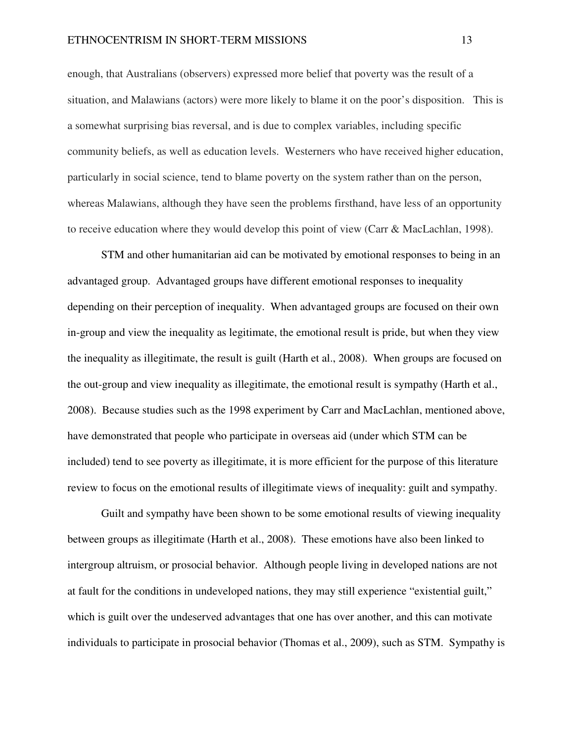enough, that Australians (observers) expressed more belief that poverty was the result of a situation, and Malawians (actors) were more likely to blame it on the poor's disposition. This is a somewhat surprising bias reversal, and is due to complex variables, including specific community beliefs, as well as education levels. Westerners who have received higher education, particularly in social science, tend to blame poverty on the system rather than on the person, whereas Malawians, although they have seen the problems firsthand, have less of an opportunity to receive education where they would develop this point of view (Carr & MacLachlan, 1998).

STM and other humanitarian aid can be motivated by emotional responses to being in an advantaged group. Advantaged groups have different emotional responses to inequality depending on their perception of inequality. When advantaged groups are focused on their own in-group and view the inequality as legitimate, the emotional result is pride, but when they view the inequality as illegitimate, the result is guilt (Harth et al., 2008). When groups are focused on the out-group and view inequality as illegitimate, the emotional result is sympathy (Harth et al., 2008). Because studies such as the 1998 experiment by Carr and MacLachlan, mentioned above, have demonstrated that people who participate in overseas aid (under which STM can be included) tend to see poverty as illegitimate, it is more efficient for the purpose of this literature review to focus on the emotional results of illegitimate views of inequality: guilt and sympathy.

Guilt and sympathy have been shown to be some emotional results of viewing inequality between groups as illegitimate (Harth et al., 2008). These emotions have also been linked to intergroup altruism, or prosocial behavior. Although people living in developed nations are not at fault for the conditions in undeveloped nations, they may still experience "existential guilt," which is guilt over the undeserved advantages that one has over another, and this can motivate individuals to participate in prosocial behavior (Thomas et al., 2009), such as STM. Sympathy is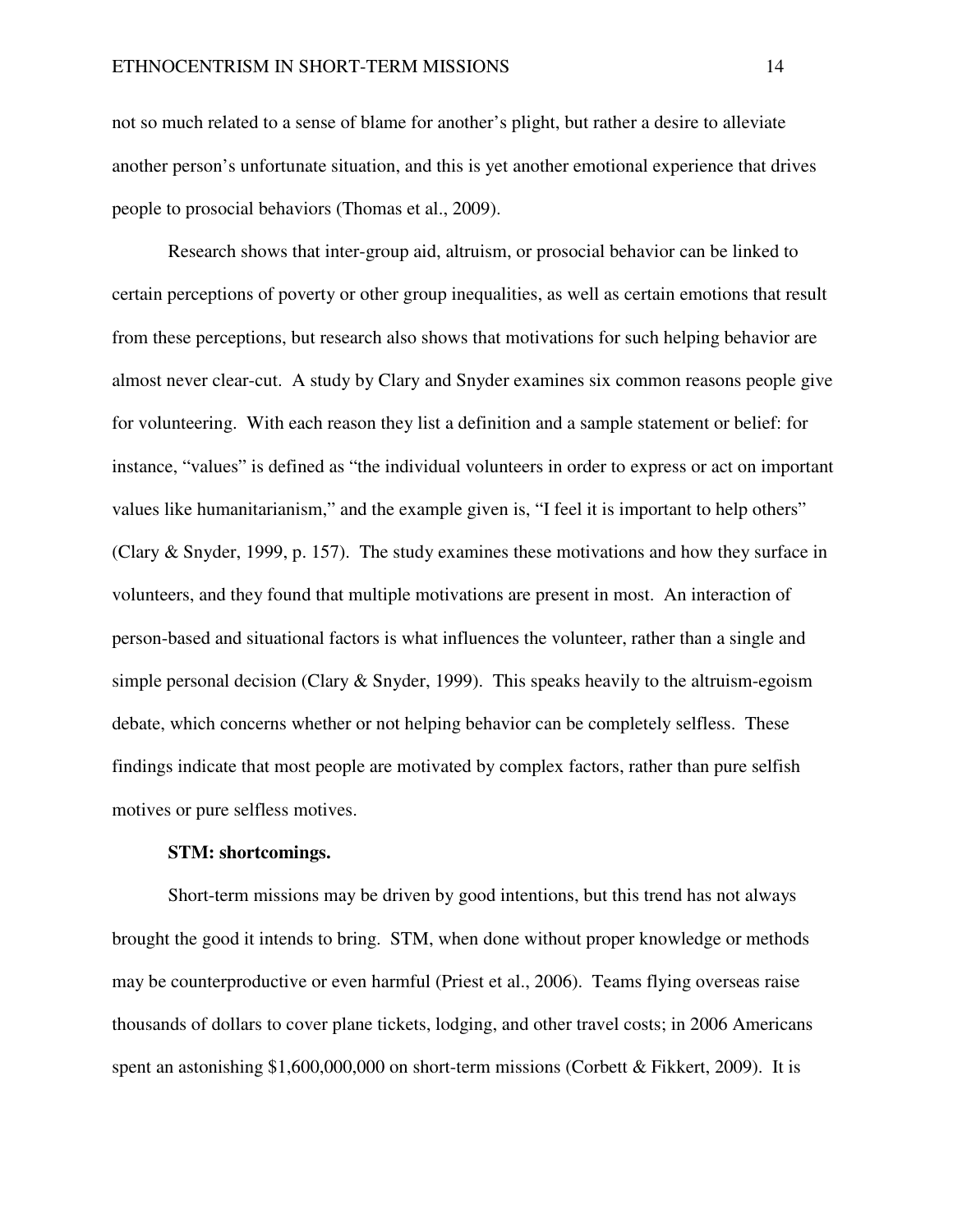not so much related to a sense of blame for another's plight, but rather a desire to alleviate another person's unfortunate situation, and this is yet another emotional experience that drives people to prosocial behaviors (Thomas et al., 2009).

Research shows that inter-group aid, altruism, or prosocial behavior can be linked to certain perceptions of poverty or other group inequalities, as well as certain emotions that result from these perceptions, but research also shows that motivations for such helping behavior are almost never clear-cut. A study by Clary and Snyder examines six common reasons people give for volunteering. With each reason they list a definition and a sample statement or belief: for instance, "values" is defined as "the individual volunteers in order to express or act on important values like humanitarianism," and the example given is, "I feel it is important to help others" (Clary & Snyder, 1999, p. 157). The study examines these motivations and how they surface in volunteers, and they found that multiple motivations are present in most. An interaction of person-based and situational factors is what influences the volunteer, rather than a single and simple personal decision (Clary & Snyder, 1999). This speaks heavily to the altruism-egoism debate, which concerns whether or not helping behavior can be completely selfless. These findings indicate that most people are motivated by complex factors, rather than pure selfish motives or pure selfless motives.

**STM: shortcomings.**

Short-term missions may be driven by good intentions, but this trend has not always brought the good it intends to bring. STM, when done without proper knowledge or methods may be counterproductive or even harmful (Priest et al., 2006). Teams flying overseas raise thousands of dollars to cover plane tickets, lodging, and other travel costs; in 2006 Americans spent an astonishing $1,600,000,000 on short-term missions (Corbett & Fikkert, 2009). It is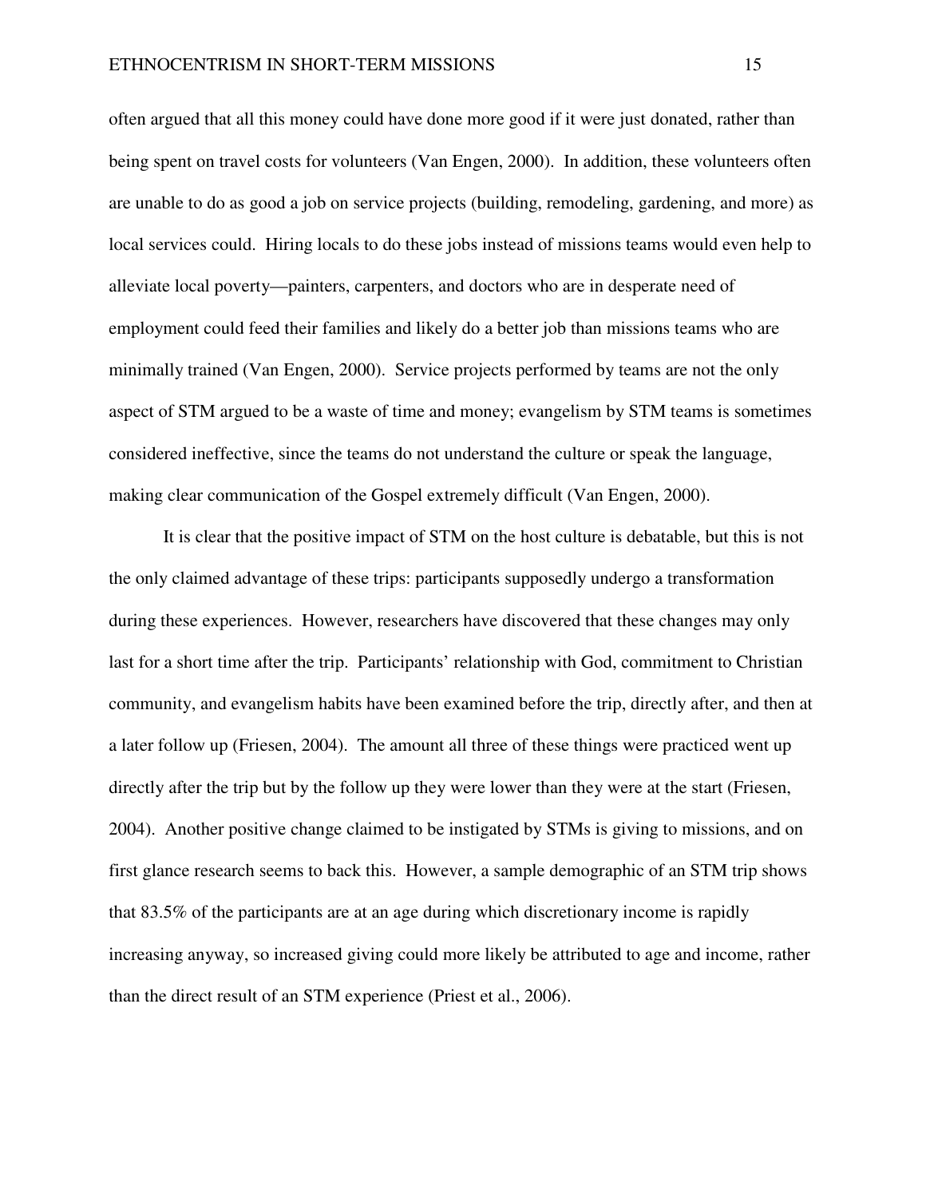often argued that all this money could have done more good if it were just donated, rather than being spent on travel costs for volunteers (Van Engen, 2000). In addition, these volunteers often are unable to do as good a job on service projects (building, remodeling, gardening, and more) as local services could. Hiring locals to do these jobs instead of missions teams would even help to alleviate local poverty—painters, carpenters, and doctors who are in desperate need of employment could feed their families and likely do a better job than missions teams who are minimally trained (Van Engen, 2000). Service projects performed by teams are not the only aspect of STM argued to be a waste of time and money; evangelism by STM teams is sometimes considered ineffective, since the teams do not understand the culture or speak the language, making clear communication of the Gospel extremely difficult (Van Engen, 2000).

It is clear that the positive impact of STM on the host culture is debatable, but this is not the only claimed advantage of these trips: participants supposedly undergo a transformation during these experiences. However, researchers have discovered that these changes may only last for a short time after the trip. Participants' relationship with God, commitment to Christian community, and evangelism habits have been examined before the trip, directly after, and then at a later follow up (Friesen, 2004). The amount all three of these things were practiced went up directly after the trip but by the follow up they were lower than they were at the start (Friesen, 2004). Another positive change claimed to be instigated by STMs is giving to missions, and on first glance research seems to back this. However, a sample demographic of an STM trip shows that 83.5% of the participants are at an age during which discretionary income is rapidly increasing anyway, so increased giving could more likely be attributed to age and income, rather than the direct result of an STM experience (Priest et al., 2006).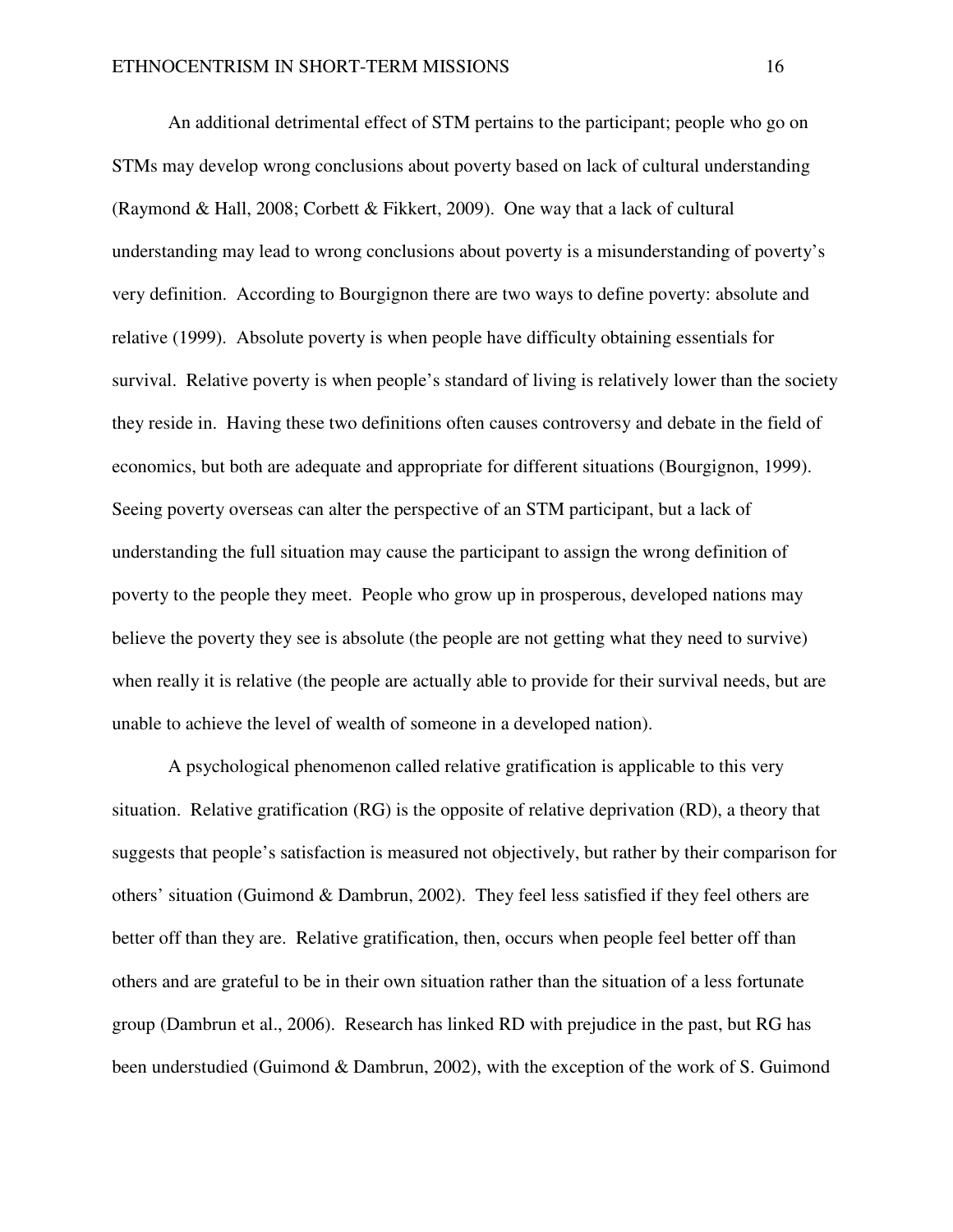An additional detrimental effect of STM pertains to the participant; people who go on STMs may develop wrong conclusions about poverty based on lack of cultural understanding (Raymond & Hall, 2008; Corbett & Fikkert, 2009). One way that a lack of cultural understanding may lead to wrong conclusions about poverty is a misunderstanding of poverty's very definition. According to Bourgignon there are two ways to define poverty: absolute and relative (1999). Absolute poverty is when people have difficulty obtaining essentials for survival. Relative poverty is when people's standard of living is relatively lower than the society they reside in. Having these two definitions often causes controversy and debate in the field of economics, but both are adequate and appropriate for different situations (Bourgignon, 1999). Seeing poverty overseas can alter the perspective of an STM participant, but a lack of understanding the full situation may cause the participant to assign the wrong definition of poverty to the people they meet. People who grow up in prosperous, developed nations may believe the poverty they see is absolute (the people are not getting what they need to survive) when really it is relative (the people are actually able to provide for their survival needs, but are unable to achieve the level of wealth of someone in a developed nation).

A psychological phenomenon called relative gratification is applicable to this very situation. Relative gratification (RG) is the opposite of relative deprivation (RD), a theory that suggests that people's satisfaction is measured not objectively, but rather by their comparison for others' situation (Guimond & Dambrun, 2002). They feel less satisfied if they feel others are better off than they are. Relative gratification, then, occurs when people feel better off than others and are grateful to be in their own situation rather than the situation of a less fortunate group (Dambrun et al., 2006). Research has linked RD with prejudice in the past, but RG has been understudied (Guimond & Dambrun, 2002), with the exception of the work of S. Guimond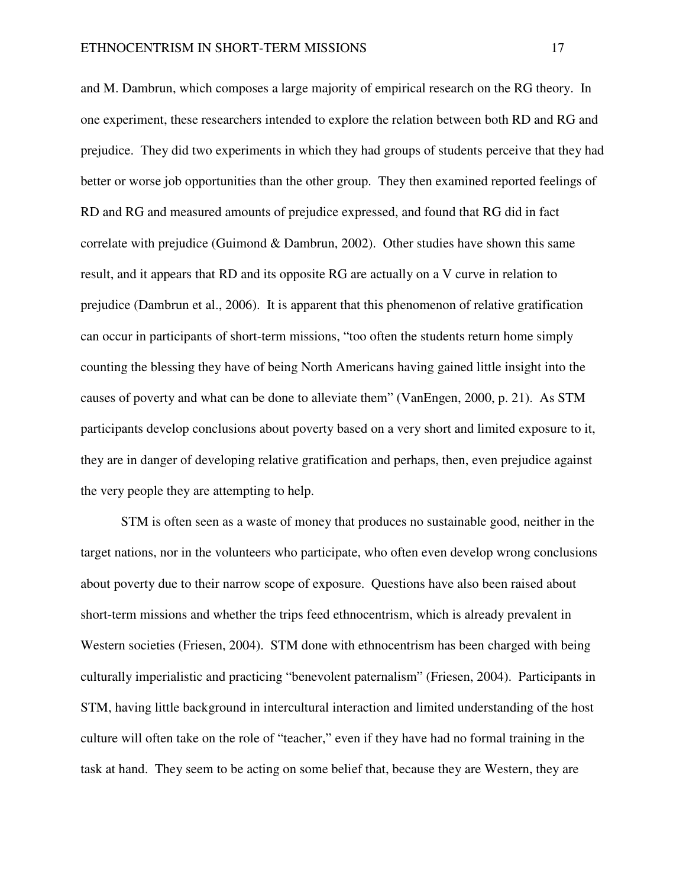and M. Dambrun, which composes a large majority of empirical research on the RG theory. In one experiment, these researchers intended to explore the relation between both RD and RG and prejudice. They did two experiments in which they had groups of students perceive that they had better or worse job opportunities than the other group. They then examined reported feelings of RD and RG and measured amounts of prejudice expressed, and found that RG did in fact correlate with prejudice (Guimond & Dambrun, 2002). Other studies have shown this same result, and it appears that RD and its opposite RG are actually on a V curve in relation to prejudice (Dambrun et al., 2006). It is apparent that this phenomenon of relative gratification can occur in participants of short-term missions, "too often the students return home simply counting the blessing they have of being North Americans having gained little insight into the causes of poverty and what can be done to alleviate them" (VanEngen, 2000, p. 21). As STM participants develop conclusions about poverty based on a very short and limited exposure to it, they are in danger of developing relative gratification and perhaps, then, even prejudice against the very people they are attempting to help.

STM is often seen as a waste of money that produces no sustainable good, neither in the target nations, nor in the volunteers who participate, who often even develop wrong conclusions about poverty due to their narrow scope of exposure. Questions have also been raised about short-term missions and whether the trips feed ethnocentrism, which is already prevalent in Western societies (Friesen, 2004). STM done with ethnocentrism has been charged with being culturally imperialistic and practicing "benevolent paternalism" (Friesen, 2004). Participants in STM, having little background in intercultural interaction and limited understanding of the host culture will often take on the role of "teacher," even if they have had no formal training in the task at hand. They seem to be acting on some belief that, because they are Western, they are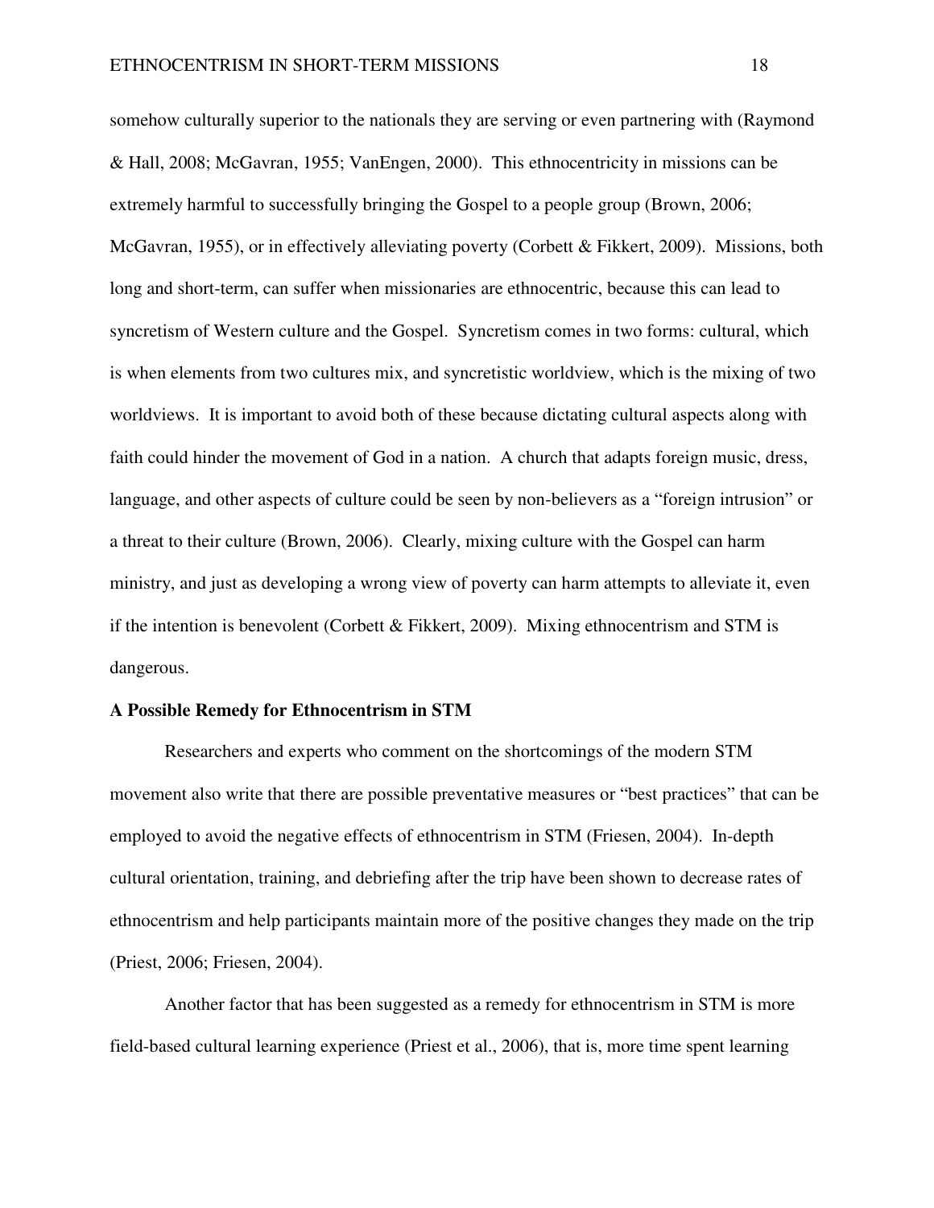somehow culturally superior to the nationals they are serving or even partnering with (Raymond & Hall, 2008; McGavran, 1955; VanEngen, 2000). This ethnocentricity in missions can be extremely harmful to successfully bringing the Gospel to a people group (Brown, 2006; McGavran, 1955), or in effectively alleviating poverty (Corbett & Fikkert, 2009). Missions, both long and short-term, can suffer when missionaries are ethnocentric, because this can lead to syncretism of Western culture and the Gospel. Syncretism comes in two forms: cultural, which is when elements from two cultures mix, and syncretistic worldview, which is the mixing of two worldviews. It is important to avoid both of these because dictating cultural aspects along with faith could hinder the movement of God in a nation. A church that adapts foreign music, dress, language, and other aspects of culture could be seen by non-believers as a "foreign intrusion" or a threat to their culture (Brown, 2006). Clearly, mixing culture with the Gospel can harm ministry, and just as developing a wrong view of poverty can harm attempts to alleviate it, even if the intention is benevolent (Corbett & Fikkert, 2009). Mixing ethnocentrism and STM is dangerous.

**A Possible Remedy for Ethnocentrism in STM**

Researchers and experts who comment on the shortcomings of the modern STM movement also write that there are possible preventative measures or "best practices" that can be employed to avoid the negative effects of ethnocentrism in STM (Friesen, 2004). In-depth cultural orientation, training, and debriefing after the trip have been shown to decrease rates of ethnocentrism and help participants maintain more of the positive changes they made on the trip (Priest, 2006; Friesen, 2004).

Another factor that has been suggested as a remedy for ethnocentrism in STM is more field-based cultural learning experience (Priest et al., 2006), that is, more time spent learning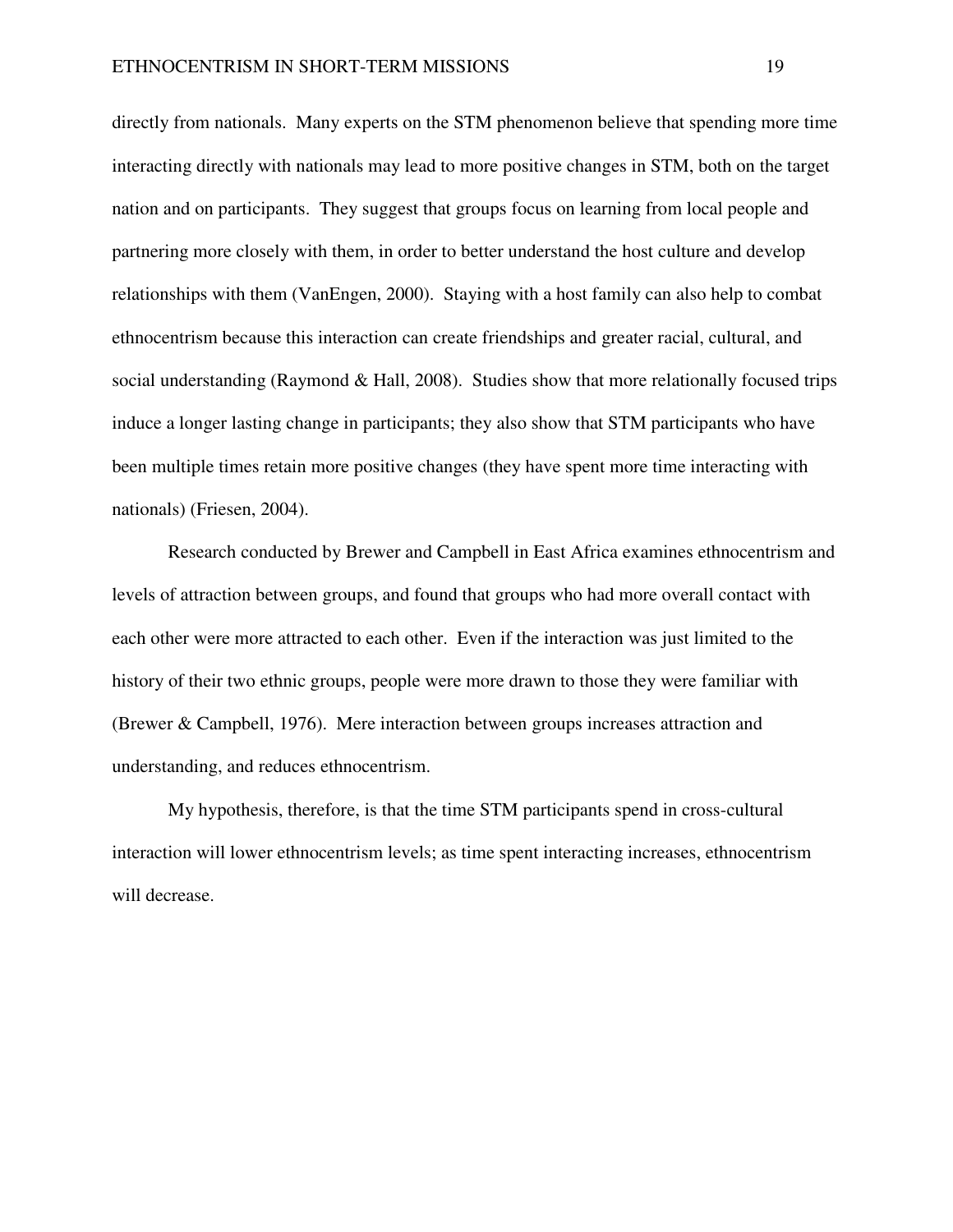directly from nationals. Many experts on the STM phenomenon believe that spending more time interacting directly with nationals may lead to more positive changes in STM, both on the target nation and on participants. They suggest that groups focus on learning from local people and partnering more closely with them, in order to better understand the host culture and develop relationships with them (VanEngen, 2000). Staying with a host family can also help to combat ethnocentrism because this interaction can create friendships and greater racial, cultural, and social understanding (Raymond & Hall, 2008). Studies show that more relationally focused trips induce a longer lasting change in participants; they also show that STM participants who have been multiple times retain more positive changes (they have spent more time interacting with nationals) (Friesen, 2004).

Research conducted by Brewer and Campbell in East Africa examines ethnocentrism and levels of attraction between groups, and found that groups who had more overall contact with each other were more attracted to each other. Even if the interaction was just limited to the history of their two ethnic groups, people were more drawn to those they were familiar with (Brewer & Campbell, 1976). Mere interaction between groups increases attraction and understanding, and reduces ethnocentrism.

My hypothesis, therefore, is that the time STM participants spend in cross-cultural interaction will lower ethnocentrism levels; as time spent interacting increases, ethnocentrism will decrease.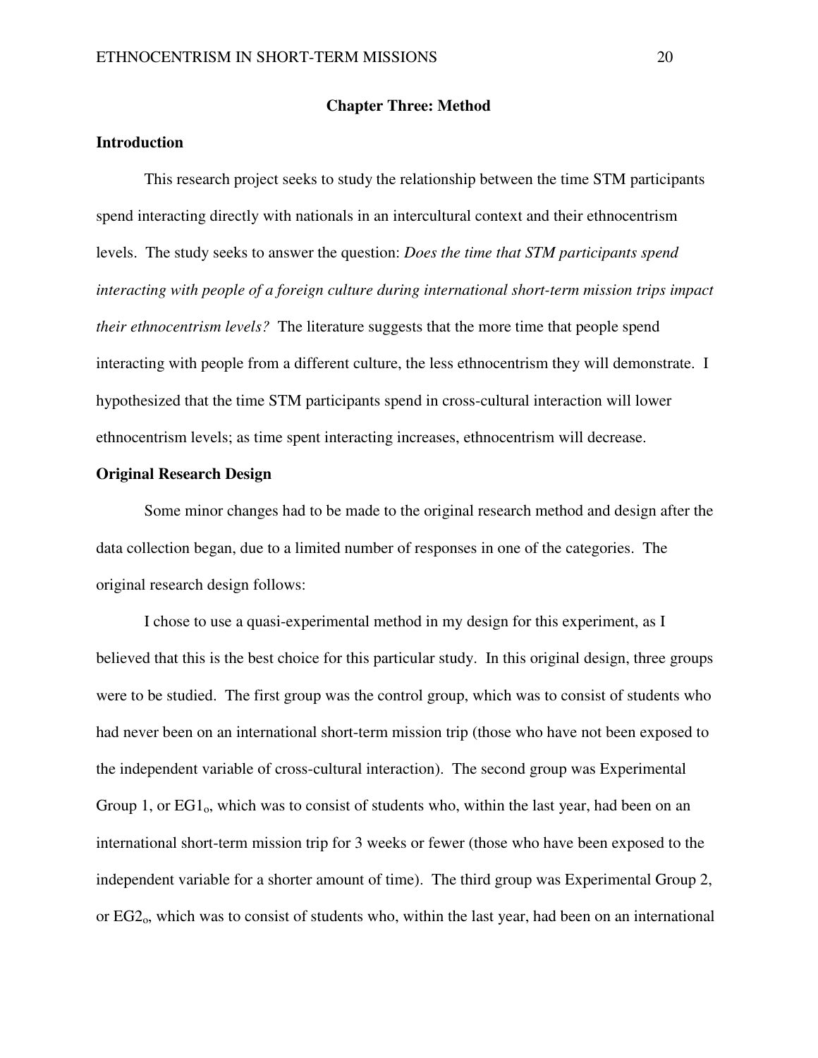## Chapter Three: Method

### Introduction

This research project seeks to study the relationship between the time STM participants spend interacting directly with nationals in an intercultural context and their ethnocentrism levels. The study seeks to answer the question: *Does the time that STM participants spend interacting with people of a foreign culture during international short-term mission trips impact their ethnocentrism levels?* The literature suggests that the more time that people spend interacting with people from a different culture, the less ethnocentrism they will demonstrate. I hypothesized that the time STM participants spend in cross-cultural interaction will lower ethnocentrism levels; as time spent interacting increases, ethnocentrism will decrease.

### Original Research Design

Some minor changes had to be made to the original research method and design after the data collection began, due to a limited number of responses in one of the categories. The original research design follows:

I chose to use a quasi-experimental method in my design for this experiment, as I believed that this is the best choice for this particular study. In this original design, three groups were to be studied. The first group was the control group, which was to consist of students who had never been on an international short-term mission trip (those who have not been exposed to the independent variable of cross-cultural interaction). The second group was Experimental Group 1, or $EG1_o$, which was to consist of students who, within the last year, had been on an international short-term mission trip for 3 weeks or fewer (those who have been exposed to the independent variable for a shorter amount of time). The third group was Experimental Group 2, or $EG2_o$, which was to consist of students who, within the last year, had been on an international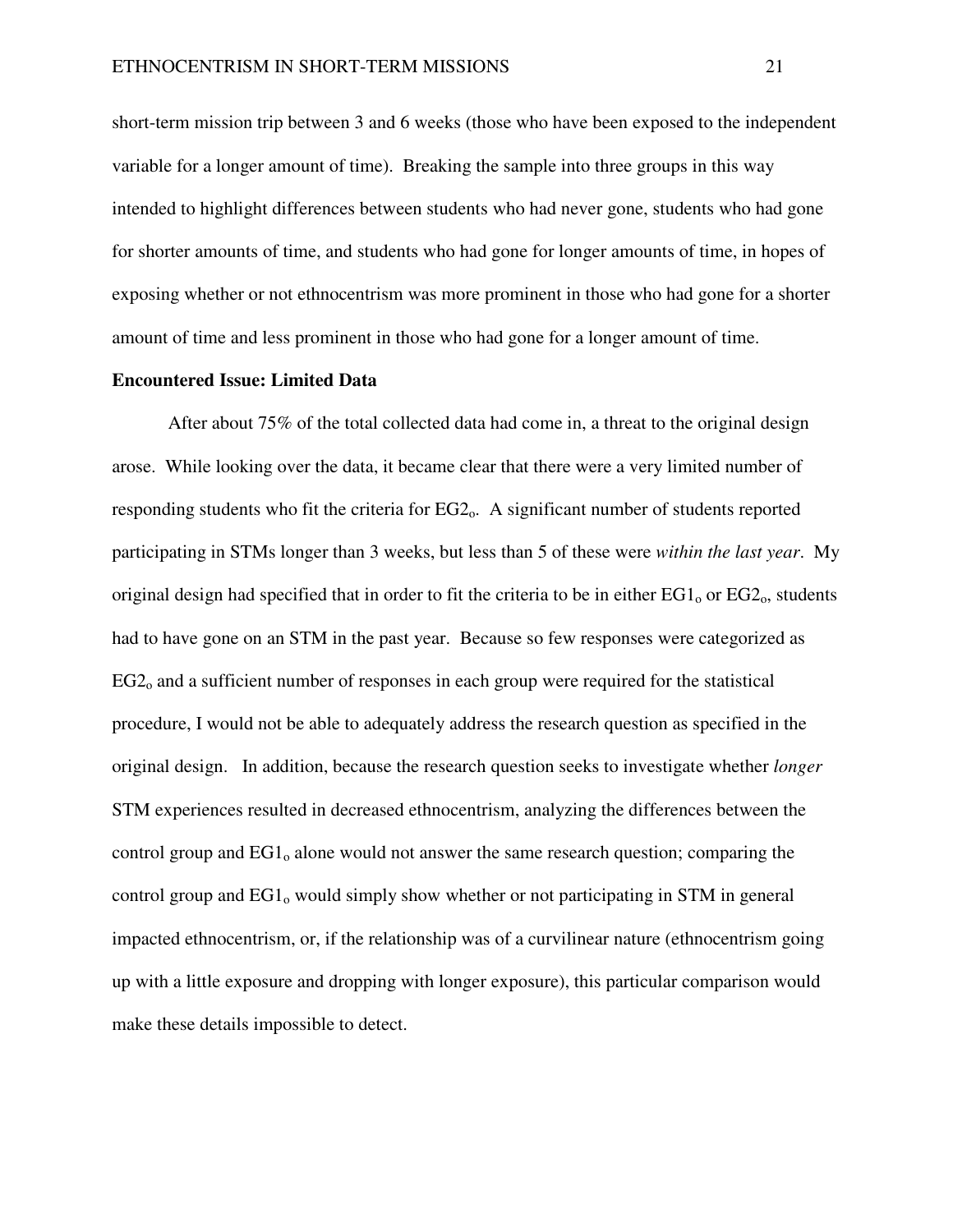short-term mission trip between 3 and 6 weeks (those who have been exposed to the independent variable for a longer amount of time). Breaking the sample into three groups in this way intended to highlight differences between students who had never gone, students who had gone for shorter amounts of time, and students who had gone for longer amounts of time, in hopes of exposing whether or not ethnocentrism was more prominent in those who had gone for a shorter amount of time and less prominent in those who had gone for a longer amount of time.

**Encountered Issue: Limited Data**

After about 75% of the total collected data had come in, a threat to the original design arose. While looking over the data, it became clear that there were a very limited number of responding students who fit the criteria for $EG2_o$. A significant number of students reported participating in STMs longer than 3 weeks, but less than 5 of these were *within the last year*. My original design had specified that in order to fit the criteria to be in either $EG1_o$ or $EG2_o$, students had to have gone on an STM in the past year. Because so few responses were categorized as $EG2_o$ and a sufficient number of responses in each group were required for the statistical procedure, I would not be able to adequately address the research question as specified in the original design. In addition, because the research question seeks to investigate whether *longer* STM experiences resulted in decreased ethnocentrism, analyzing the differences between the control group and $EG1_o$ alone would not answer the same research question; comparing the control group and $EG1_o$ would simply show whether or not participating in STM in general impacted ethnocentrism, or, if the relationship was of a curvilinear nature (ethnocentrism going up with a little exposure and dropping with longer exposure), this particular comparison would make these details impossible to detect.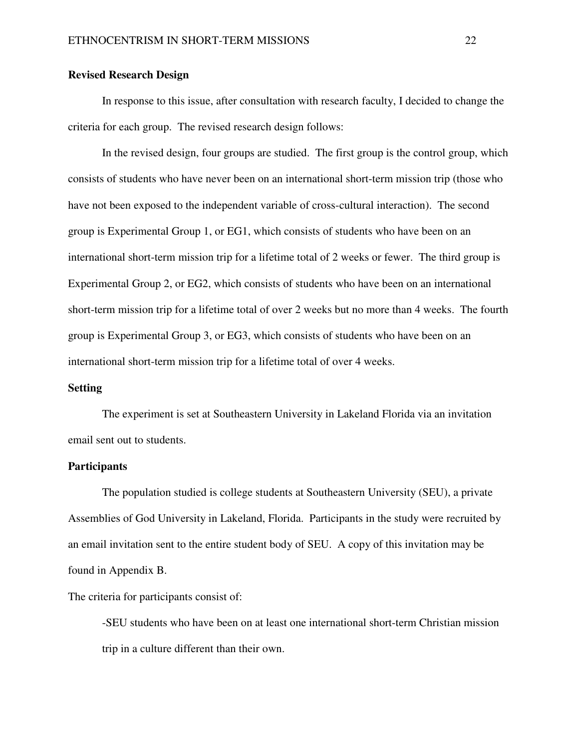### Revised Research Design

In response to this issue, after consultation with research faculty, I decided to change the criteria for each group. The revised research design follows:

In the revised design, four groups are studied. The first group is the control group, which consists of students who have never been on an international short-term mission trip (those who have not been exposed to the independent variable of cross-cultural interaction). The second group is Experimental Group 1, or EG1, which consists of students who have been on an international short-term mission trip for a lifetime total of 2 weeks or fewer. The third group is Experimental Group 2, or EG2, which consists of students who have been on an international short-term mission trip for a lifetime total of over 2 weeks but no more than 4 weeks. The fourth group is Experimental Group 3, or EG3, which consists of students who have been on an international short-term mission trip for a lifetime total of over 4 weeks.

### Setting

The experiment is set at Southeastern University in Lakeland Florida via an invitation email sent out to students.

### Participants

The population studied is college students at Southeastern University (SEU), a private Assemblies of God University in Lakeland, Florida. Participants in the study were recruited by an email invitation sent to the entire student body of SEU. A copy of this invitation may be found in Appendix B.

The criteria for participants consist of:

-SEU students who have been on at least one international short-term Christian mission trip in a culture different than their own.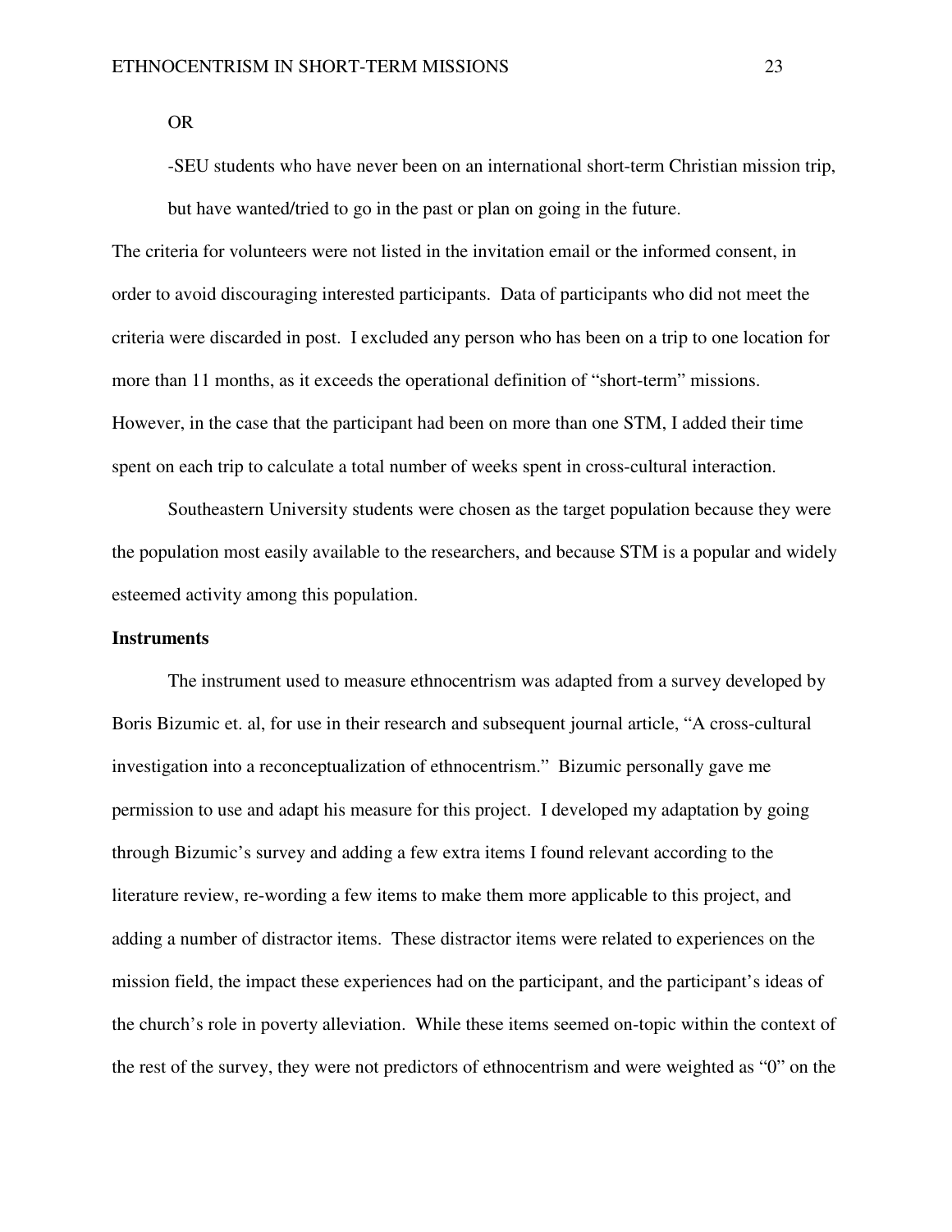OR

-SEU students who have never been on an international short-term Christian mission trip, but have wanted/tried to go in the past or plan on going in the future.

The criteria for volunteers were not listed in the invitation email or the informed consent, in order to avoid discouraging interested participants. Data of participants who did not meet the criteria were discarded in post. I excluded any person who has been on a trip to one location for more than 11 months, as it exceeds the operational definition of "short-term" missions. However, in the case that the participant had been on more than one STM, I added their time spent on each trip to calculate a total number of weeks spent in cross-cultural interaction.

Southeastern University students were chosen as the target population because they were the population most easily available to the researchers, and because STM is a popular and widely esteemed activity among this population.

**Instruments**

The instrument used to measure ethnocentrism was adapted from a survey developed by Boris Bizumic et. al, for use in their research and subsequent journal article, "A cross-cultural investigation into a reconceptualization of ethnocentrism." Bizumic personally gave me permission to use and adapt his measure for this project. I developed my adaptation by going through Bizumic's survey and adding a few extra items I found relevant according to the literature review, re-wording a few items to make them more applicable to this project, and adding a number of distractor items. These distractor items were related to experiences on the mission field, the impact these experiences had on the participant, and the participant's ideas of the church's role in poverty alleviation. While these items seemed on-topic within the context of the rest of the survey, they were not predictors of ethnocentrism and were weighted as "0" on the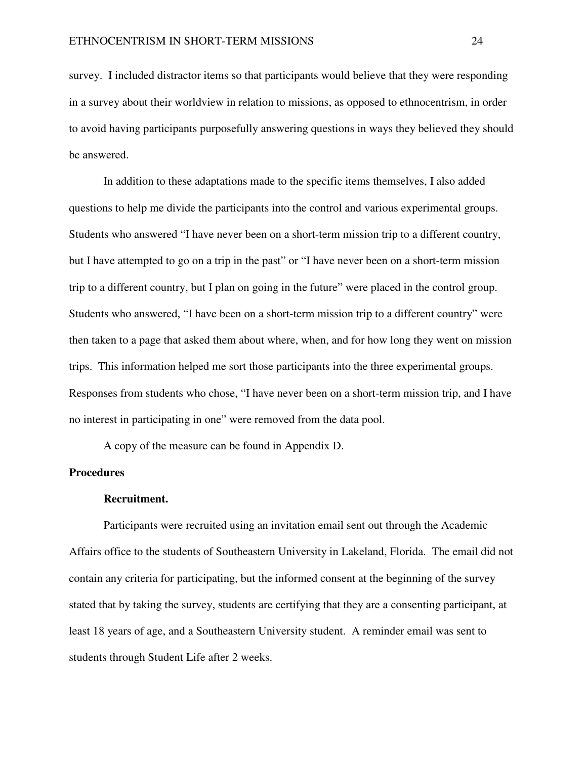survey. I included distractor items so that participants would believe that they were responding in a survey about their worldview in relation to missions, as opposed to ethnocentrism, in order to avoid having participants purposefully answering questions in ways they believed they should be answered.

In addition to these adaptations made to the specific items themselves, I also added questions to help me divide the participants into the control and various experimental groups. Students who answered "I have never been on a short-term mission trip to a different country, but I have attempted to go on a trip in the past" or "I have never been on a short-term mission trip to a different country, but I plan on going in the future" were placed in the control group. Students who answered, "I have been on a short-term mission trip to a different country" were then taken to a page that asked them about where, when, and for how long they went on mission trips. This information helped me sort those participants into the three experimental groups. Responses from students who chose, "I have never been on a short-term mission trip, and I have no interest in participating in one" were removed from the data pool.

A copy of the measure can be found in Appendix D.

## Procedures

### Recruitment.

Participants were recruited using an invitation email sent out through the Academic Affairs office to the students of Southeastern University in Lakeland, Florida. The email did not contain any criteria for participating, but the informed consent at the beginning of the survey stated that by taking the survey, students are certifying that they are a consenting participant, at least 18 years of age, and a Southeastern University student. A reminder email was sent to students through Student Life after 2 weeks.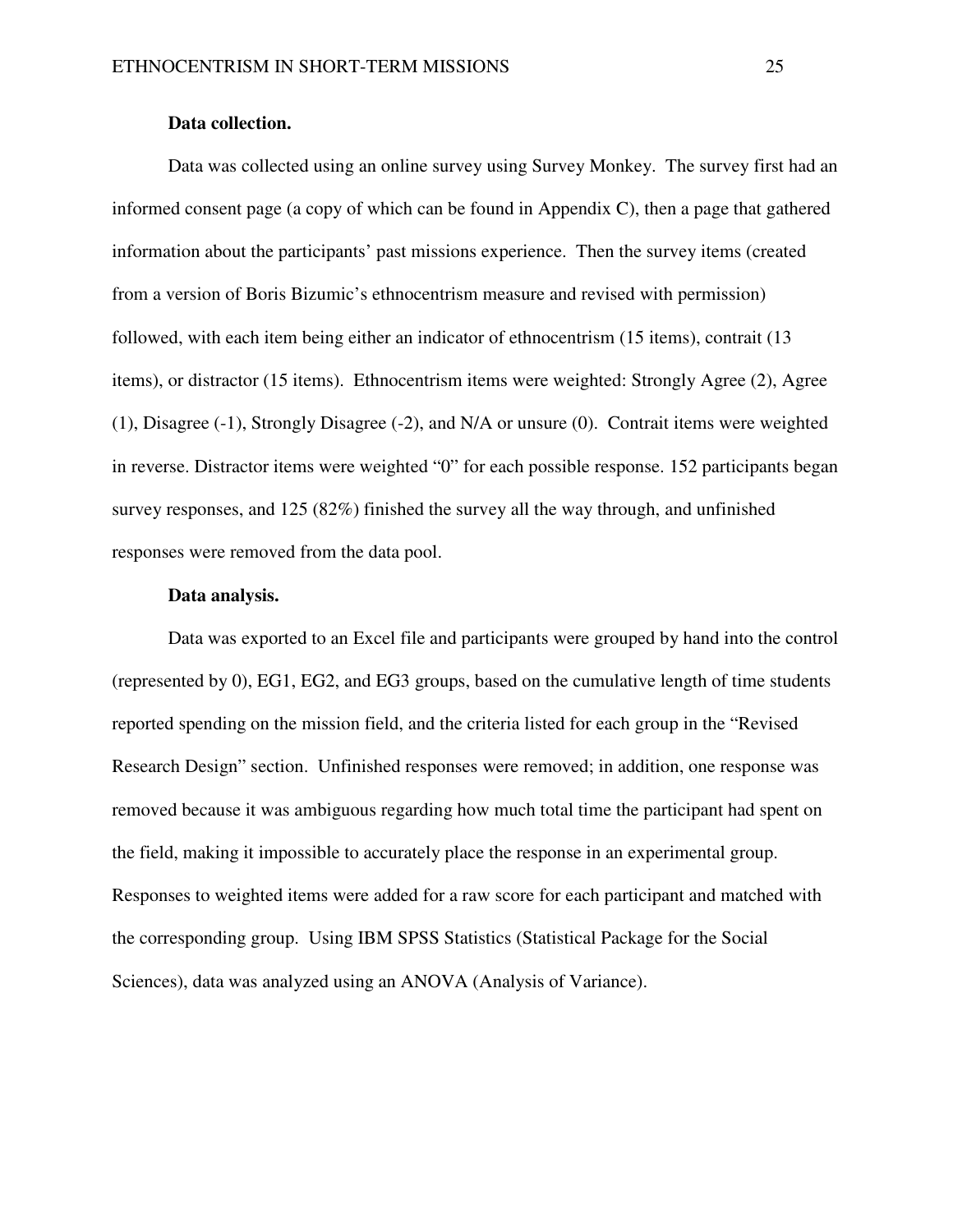**Data collection.**

Data was collected using an online survey using Survey Monkey. The survey first had an informed consent page (a copy of which can be found in Appendix C), then a page that gathered information about the participants' past missions experience. Then the survey items (created from a version of Boris Bizumic's ethnocentrism measure and revised with permission) followed, with each item being either an indicator of ethnocentrism (15 items), contrait (13 items), or distractor (15 items). Ethnocentrism items were weighted: Strongly Agree (2), Agree (1), Disagree (-1), Strongly Disagree (-2), and N/A or unsure (0). Contrait items were weighted in reverse. Distractor items were weighted "0" for each possible response. 152 participants began survey responses, and 125 (82%) finished the survey all the way through, and unfinished responses were removed from the data pool.

**Data analysis.**

Data was exported to an Excel file and participants were grouped by hand into the control (represented by 0), EG1, EG2, and EG3 groups, based on the cumulative length of time students reported spending on the mission field, and the criteria listed for each group in the "Revised Research Design" section. Unfinished responses were removed; in addition, one response was removed because it was ambiguous regarding how much total time the participant had spent on the field, making it impossible to accurately place the response in an experimental group. Responses to weighted items were added for a raw score for each participant and matched with the corresponding group. Using IBM SPSS Statistics (Statistical Package for the Social Sciences), data was analyzed using an ANOVA (Analysis of Variance).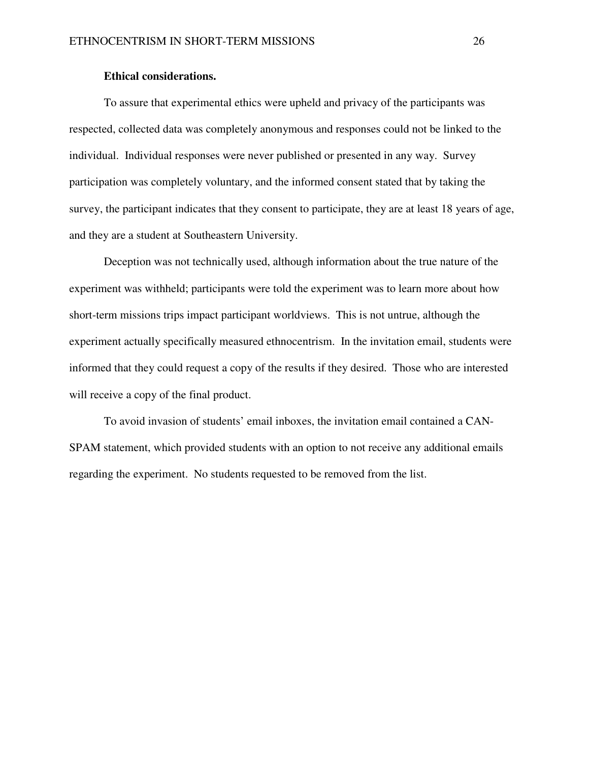**Ethical considerations.**

To assure that experimental ethics were upheld and privacy of the participants was respected, collected data was completely anonymous and responses could not be linked to the individual. Individual responses were never published or presented in any way. Survey participation was completely voluntary, and the informed consent stated that by taking the survey, the participant indicates that they consent to participate, they are at least 18 years of age, and they are a student at Southeastern University.

Deception was not technically used, although information about the true nature of the experiment was withheld; participants were told the experiment was to learn more about how short-term missions trips impact participant worldviews. This is not untrue, although the experiment actually specifically measured ethnocentrism. In the invitation email, students were informed that they could request a copy of the results if they desired. Those who are interested will receive a copy of the final product.

To avoid invasion of students' email inboxes, the invitation email contained a CAN-SPAM statement, which provided students with an option to not receive any additional emails regarding the experiment. No students requested to be removed from the list.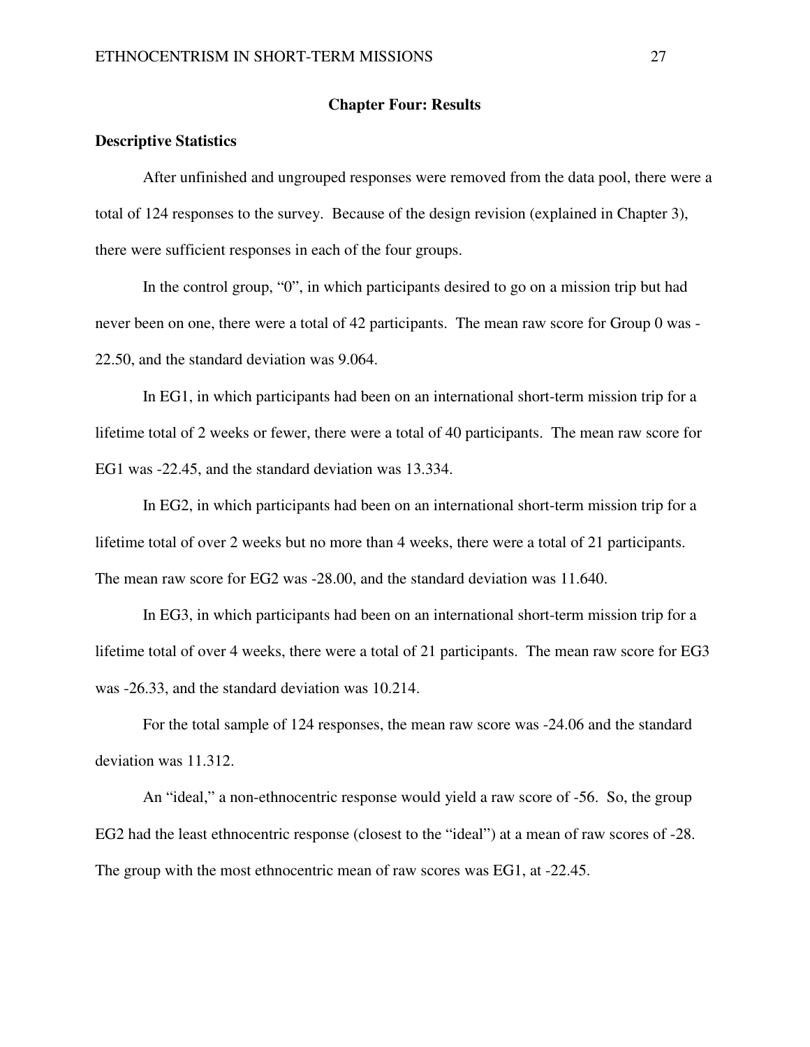# Chapter Four: Results

## Descriptive Statistics

After unfinished and ungrouped responses were removed from the data pool, there were a total of 124 responses to the survey. Because of the design revision (explained in Chapter 3), there were sufficient responses in each of the four groups.

In the control group, "0", in which participants desired to go on a mission trip but had never been on one, there were a total of 42 participants. The mean raw score for Group 0 was -22.50, and the standard deviation was 9.064.

In EG1, in which participants had been on an international short-term mission trip for a lifetime total of 2 weeks or fewer, there were a total of 40 participants. The mean raw score for EG1 was -22.45, and the standard deviation was 13.334.

In EG2, in which participants had been on an international short-term mission trip for a lifetime total of over 2 weeks but no more than 4 weeks, there were a total of 21 participants. The mean raw score for EG2 was -28.00, and the standard deviation was 11.640.

In EG3, in which participants had been on an international short-term mission trip for a lifetime total of over 4 weeks, there were a total of 21 participants. The mean raw score for EG3 was -26.33, and the standard deviation was 10.214.

For the total sample of 124 responses, the mean raw score was -24.06 and the standard deviation was 11.312.

An "ideal," a non-ethnocentric response would yield a raw score of -56. So, the group EG2 had the least ethnocentric response (closest to the "ideal") at a mean of raw scores of -28. The group with the most ethnocentric mean of raw scores was EG1, at -22.45.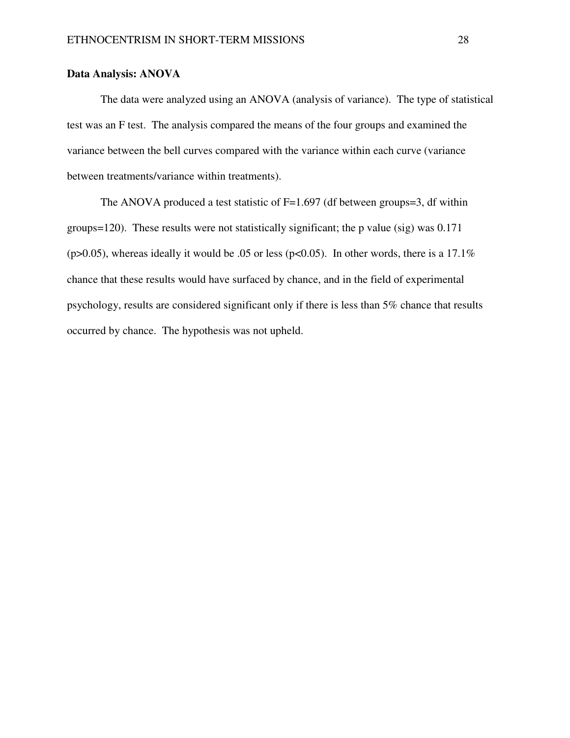**Data Analysis: ANOVA**

The data were analyzed using an ANOVA (analysis of variance). The type of statistical test was an F test. The analysis compared the means of the four groups and examined the variance between the bell curves compared with the variance within each curve (variance between treatments/variance within treatments).

The ANOVA produced a test statistic of $F=1.697$ (df between groups=3, df within groups=120). These results were not statistically significant; the p value (sig) was 0.171 ($p>0.05$), whereas ideally it would be .05 or less ($p<0.05$). In other words, there is a 17.1% chance that these results would have surfaced by chance, and in the field of experimental psychology, results are considered significant only if there is less than 5% chance that results occurred by chance. The hypothesis was not upheld.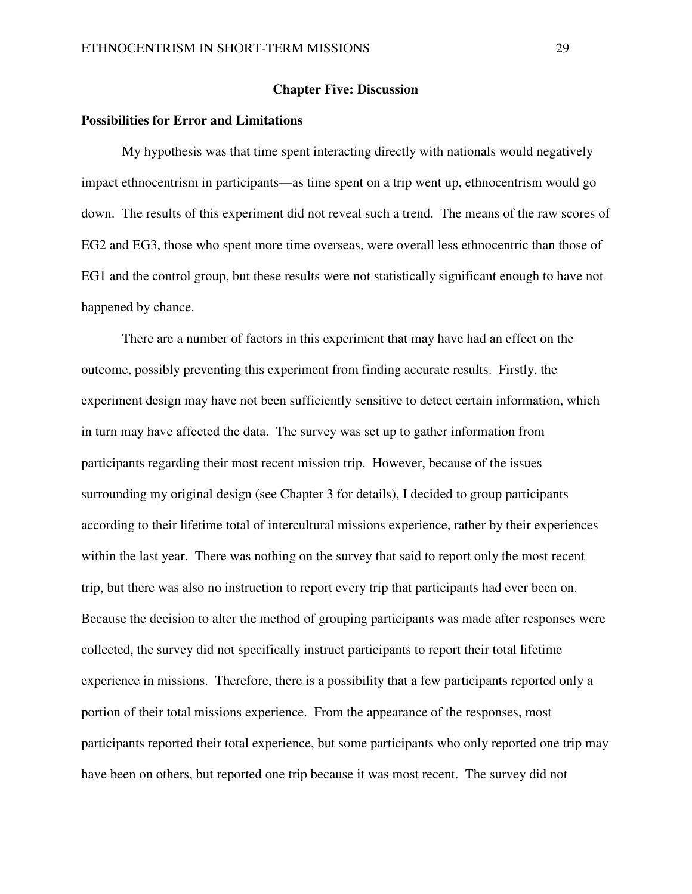## Chapter Five: Discussion

### Possibilities for Error and Limitations

My hypothesis was that time spent interacting directly with nationals would negatively impact ethnocentrism in participants—as time spent on a trip went up, ethnocentrism would go down. The results of this experiment did not reveal such a trend. The means of the raw scores of EG2 and EG3, those who spent more time overseas, were overall less ethnocentric than those of EG1 and the control group, but these results were not statistically significant enough to have not happened by chance.

There are a number of factors in this experiment that may have had an effect on the outcome, possibly preventing this experiment from finding accurate results. Firstly, the experiment design may have not been sufficiently sensitive to detect certain information, which in turn may have affected the data. The survey was set up to gather information from participants regarding their most recent mission trip. However, because of the issues surrounding my original design (see Chapter 3 for details), I decided to group participants according to their lifetime total of intercultural missions experience, rather by their experiences within the last year. There was nothing on the survey that said to report only the most recent trip, but there was also no instruction to report every trip that participants had ever been on. Because the decision to alter the method of grouping participants was made after responses were collected, the survey did not specifically instruct participants to report their total lifetime experience in missions. Therefore, there is a possibility that a few participants reported only a portion of their total missions experience. From the appearance of the responses, most participants reported their total experience, but some participants who only reported one trip may have been on others, but reported one trip because it was most recent. The survey did not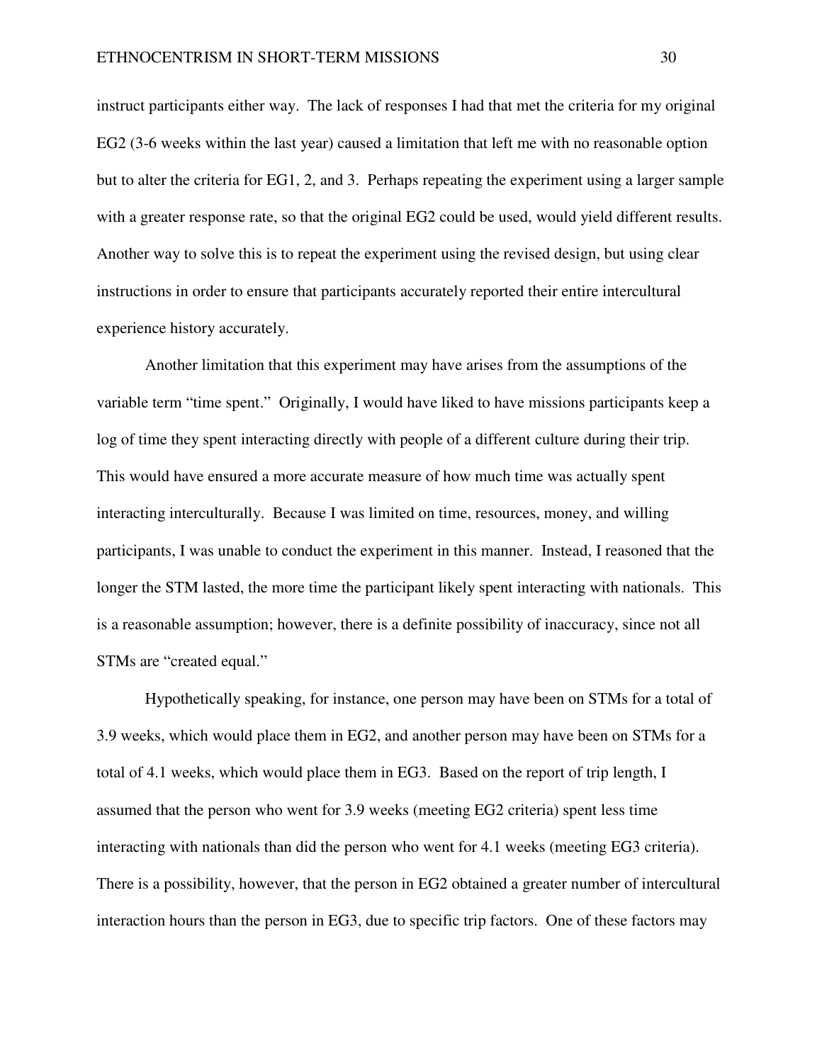instruct participants either way. The lack of responses I had that met the criteria for my original EG2 (3-6 weeks within the last year) caused a limitation that left me with no reasonable option but to alter the criteria for EG1, 2, and 3. Perhaps repeating the experiment using a larger sample with a greater response rate, so that the original EG2 could be used, would yield different results. Another way to solve this is to repeat the experiment using the revised design, but using clear instructions in order to ensure that participants accurately reported their entire intercultural experience history accurately.

Another limitation that this experiment may have arises from the assumptions of the variable term "time spent." Originally, I would have liked to have missions participants keep a log of time they spent interacting directly with people of a different culture during their trip. This would have ensured a more accurate measure of how much time was actually spent interacting interculturally. Because I was limited on time, resources, money, and willing participants, I was unable to conduct the experiment in this manner. Instead, I reasoned that the longer the STM lasted, the more time the participant likely spent interacting with nationals. This is a reasonable assumption; however, there is a definite possibility of inaccuracy, since not all STMs are "created equal."

Hypothetically speaking, for instance, one person may have been on STMs for a total of 3.9 weeks, which would place them in EG2, and another person may have been on STMs for a total of 4.1 weeks, which would place them in EG3. Based on the report of trip length, I assumed that the person who went for 3.9 weeks (meeting EG2 criteria) spent less time interacting with nationals than did the person who went for 4.1 weeks (meeting EG3 criteria). There is a possibility, however, that the person in EG2 obtained a greater number of intercultural interaction hours than the person in EG3, due to specific trip factors. One of these factors may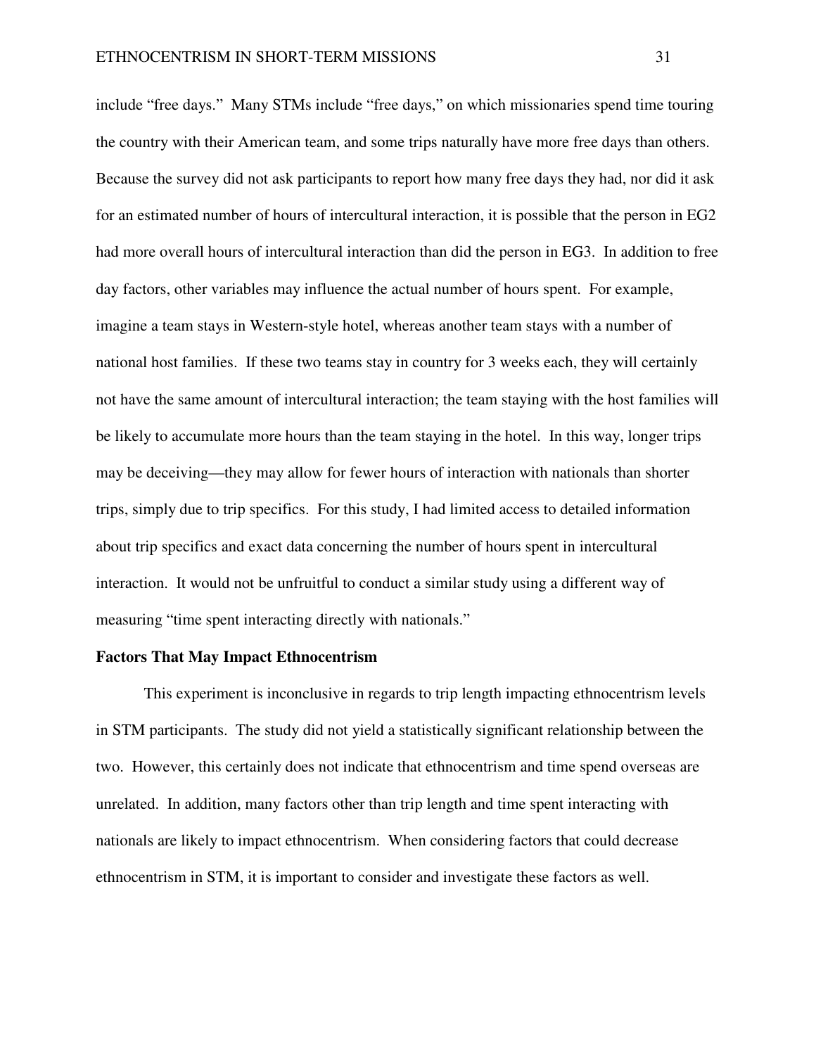include "free days." Many STMs include "free days," on which missionaries spend time touring the country with their American team, and some trips naturally have more free days than others. Because the survey did not ask participants to report how many free days they had, nor did it ask for an estimated number of hours of intercultural interaction, it is possible that the person in EG2 had more overall hours of intercultural interaction than did the person in EG3. In addition to free day factors, other variables may influence the actual number of hours spent. For example, imagine a team stays in Western-style hotel, whereas another team stays with a number of national host families. If these two teams stay in country for 3 weeks each, they will certainly not have the same amount of intercultural interaction; the team staying with the host families will be likely to accumulate more hours than the team staying in the hotel. In this way, longer trips may be deceiving—they may allow for fewer hours of interaction with nationals than shorter trips, simply due to trip specifics. For this study, I had limited access to detailed information about trip specifics and exact data concerning the number of hours spent in intercultural interaction. It would not be unfruitful to conduct a similar study using a different way of measuring "time spent interacting directly with nationals."

**Factors That May Impact Ethnocentrism**

This experiment is inconclusive in regards to trip length impacting ethnocentrism levels in STM participants. The study did not yield a statistically significant relationship between the two. However, this certainly does not indicate that ethnocentrism and time spend overseas are unrelated. In addition, many factors other than trip length and time spent interacting with nationals are likely to impact ethnocentrism. When considering factors that could decrease ethnocentrism in STM, it is important to consider and investigate these factors as well.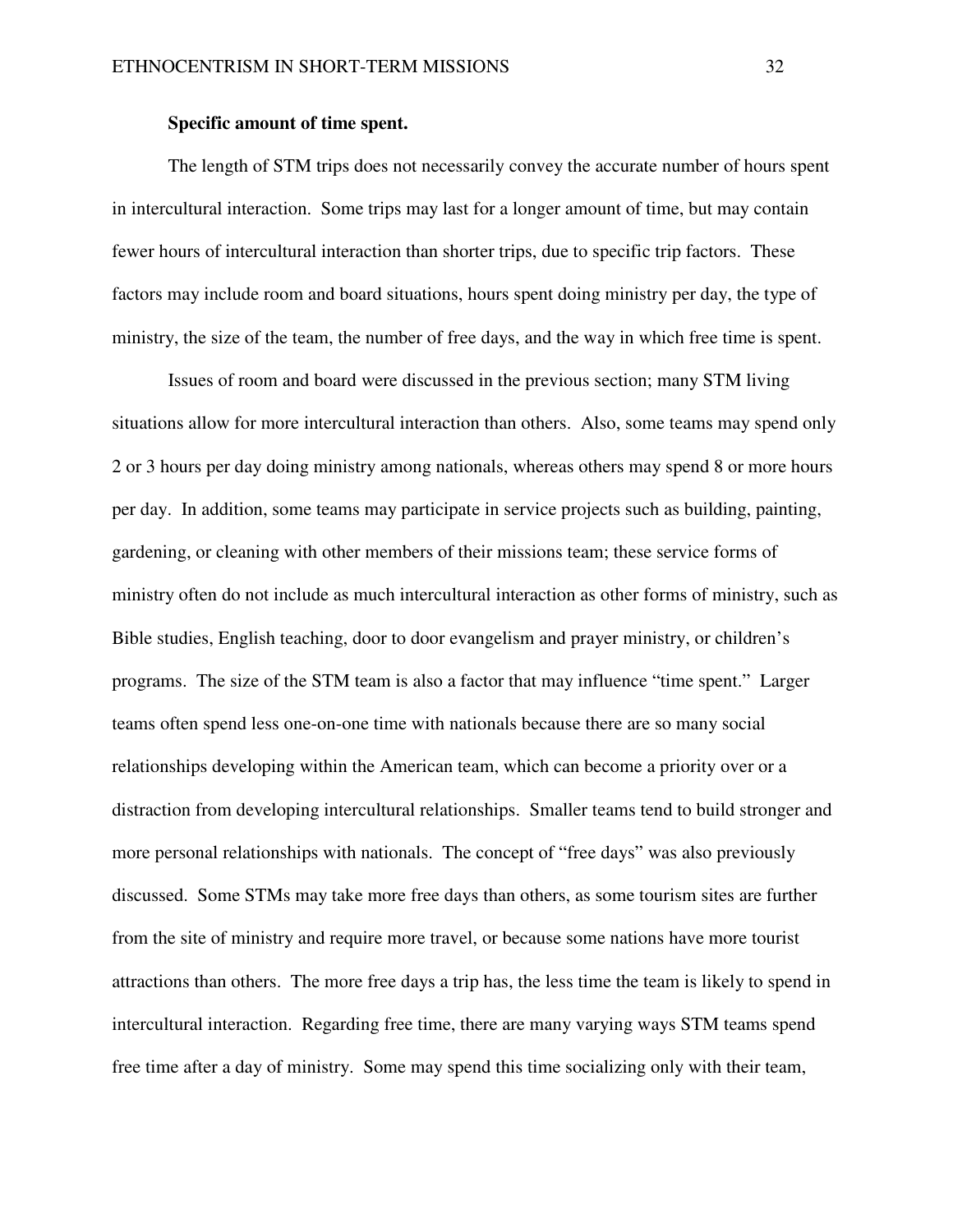**Specific amount of time spent.**

The length of STM trips does not necessarily convey the accurate number of hours spent in intercultural interaction. Some trips may last for a longer amount of time, but may contain fewer hours of intercultural interaction than shorter trips, due to specific trip factors. These factors may include room and board situations, hours spent doing ministry per day, the type of ministry, the size of the team, the number of free days, and the way in which free time is spent.

Issues of room and board were discussed in the previous section; many STM living situations allow for more intercultural interaction than others. Also, some teams may spend only 2 or 3 hours per day doing ministry among nationals, whereas others may spend 8 or more hours per day. In addition, some teams may participate in service projects such as building, painting, gardening, or cleaning with other members of their missions team; these service forms of ministry often do not include as much intercultural interaction as other forms of ministry, such as Bible studies, English teaching, door to door evangelism and prayer ministry, or children's programs. The size of the STM team is also a factor that may influence "time spent." Larger teams often spend less one-on-one time with nationals because there are so many social relationships developing within the American team, which can become a priority over or a distraction from developing intercultural relationships. Smaller teams tend to build stronger and more personal relationships with nationals. The concept of "free days" was also previously discussed. Some STMs may take more free days than others, as some tourism sites are further from the site of ministry and require more travel, or because some nations have more tourist attractions than others. The more free days a trip has, the less time the team is likely to spend in intercultural interaction. Regarding free time, there are many varying ways STM teams spend free time after a day of ministry. Some may spend this time socializing only with their team,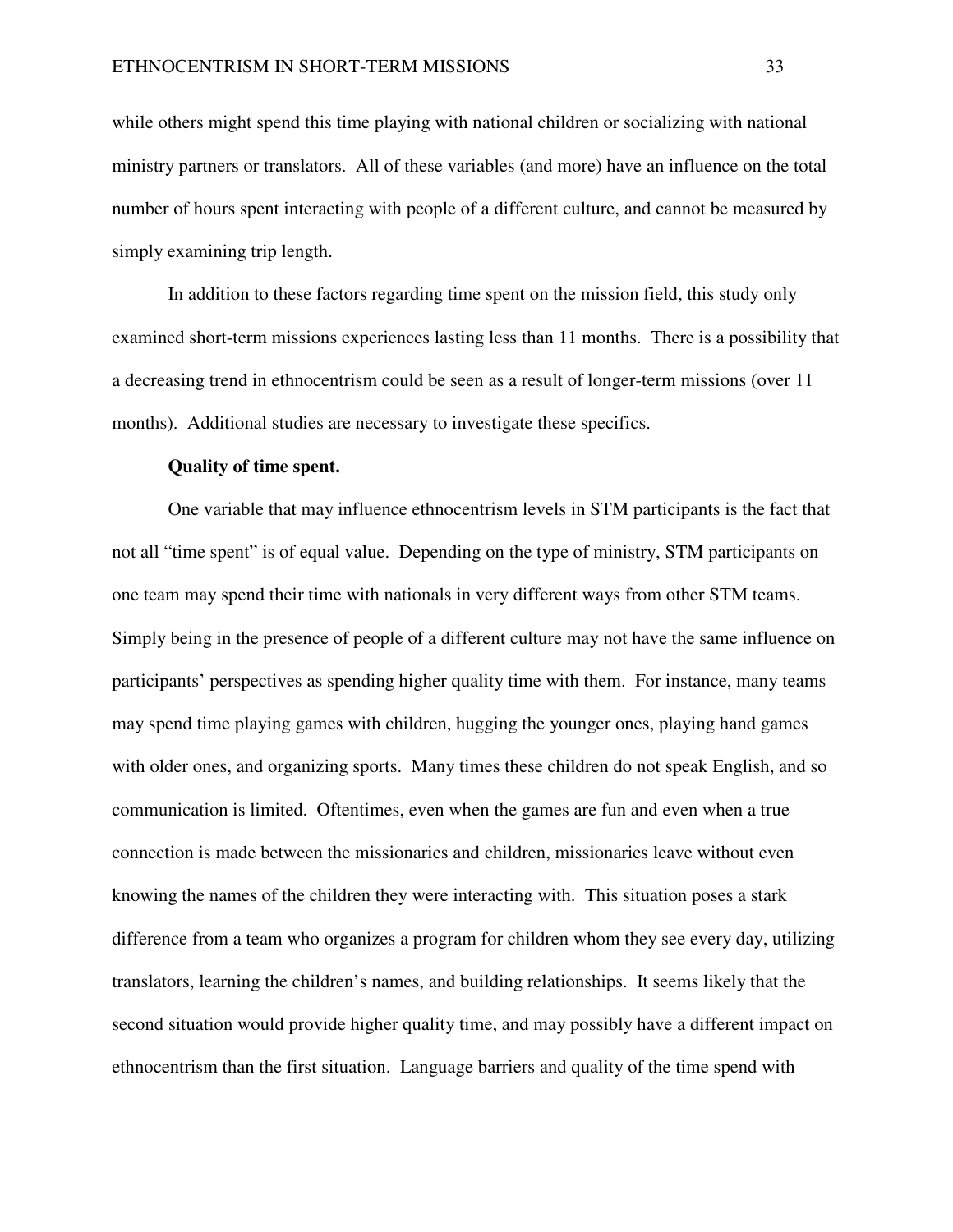while others might spend this time playing with national children or socializing with national ministry partners or translators. All of these variables (and more) have an influence on the total number of hours spent interacting with people of a different culture, and cannot be measured by simply examining trip length.

In addition to these factors regarding time spent on the mission field, this study only examined short-term missions experiences lasting less than 11 months. There is a possibility that a decreasing trend in ethnocentrism could be seen as a result of longer-term missions (over 11 months). Additional studies are necessary to investigate these specifics.

**Quality of time spent.**

One variable that may influence ethnocentrism levels in STM participants is the fact that not all "time spent" is of equal value. Depending on the type of ministry, STM participants on one team may spend their time with nationals in very different ways from other STM teams. Simply being in the presence of people of a different culture may not have the same influence on participants' perspectives as spending higher quality time with them. For instance, many teams may spend time playing games with children, hugging the younger ones, playing hand games with older ones, and organizing sports. Many times these children do not speak English, and so communication is limited. Oftentimes, even when the games are fun and even when a true connection is made between the missionaries and children, missionaries leave without even knowing the names of the children they were interacting with. This situation poses a stark difference from a team who organizes a program for children whom they see every day, utilizing translators, learning the children's names, and building relationships. It seems likely that the second situation would provide higher quality time, and may possibly have a different impact on ethnocentrism than the first situation. Language barriers and quality of the time spend with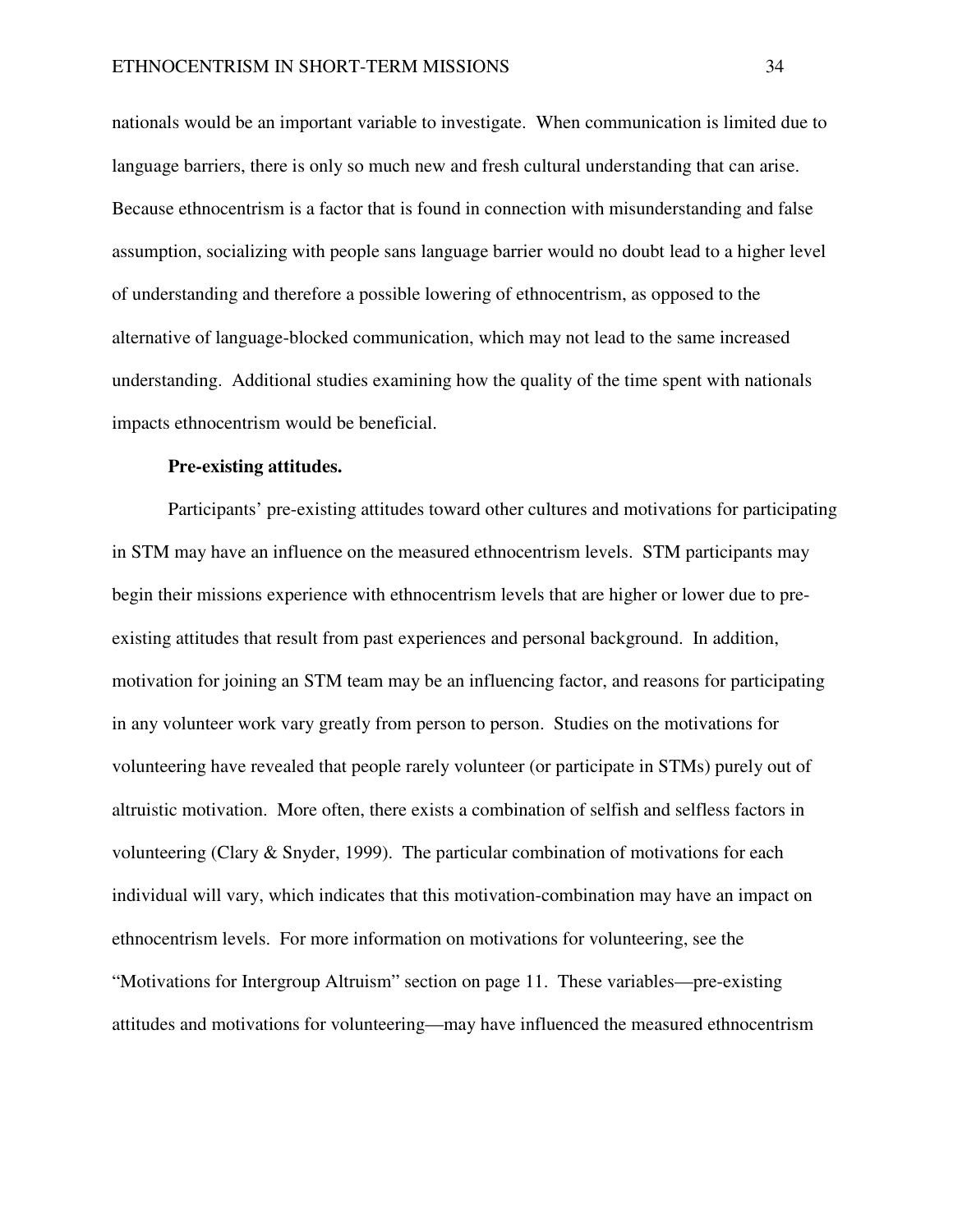nationals would be an important variable to investigate. When communication is limited due to language barriers, there is only so much new and fresh cultural understanding that can arise. Because ethnocentrism is a factor that is found in connection with misunderstanding and false assumption, socializing with people sans language barrier would no doubt lead to a higher level of understanding and therefore a possible lowering of ethnocentrism, as opposed to the alternative of language-blocked communication, which may not lead to the same increased understanding. Additional studies examining how the quality of the time spent with nationals impacts ethnocentrism would be beneficial.

**Pre-existing attitudes.**

Participants' pre-existing attitudes toward other cultures and motivations for participating in STM may have an influence on the measured ethnocentrism levels. STM participants may begin their missions experience with ethnocentrism levels that are higher or lower due to pre-existing attitudes that result from past experiences and personal background. In addition, motivation for joining an STM team may be an influencing factor, and reasons for participating in any volunteer work vary greatly from person to person. Studies on the motivations for volunteering have revealed that people rarely volunteer (or participate in STMs) purely out of altruistic motivation. More often, there exists a combination of selfish and selfless factors in volunteering (Clary & Snyder, 1999). The particular combination of motivations for each individual will vary, which indicates that this motivation-combination may have an impact on ethnocentrism levels. For more information on motivations for volunteering, see the "Motivations for Intergroup Altruism" section on page 11. These variables—pre-existing attitudes and motivations for volunteering—may have influenced the measured ethnocentrism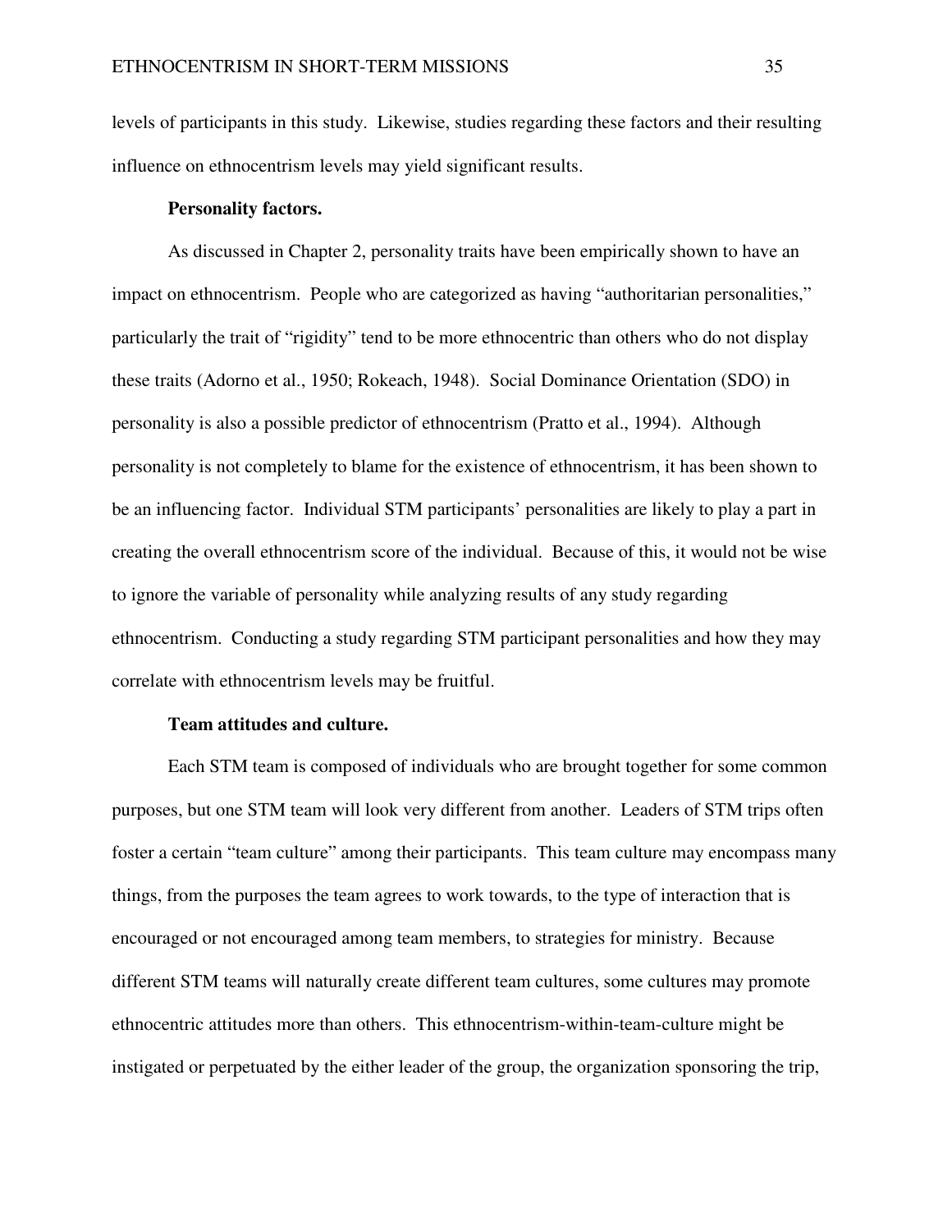levels of participants in this study. Likewise, studies regarding these factors and their resulting influence on ethnocentrism levels may yield significant results.

#### Personality factors.

As discussed in Chapter 2, personality traits have been empirically shown to have an impact on ethnocentrism. People who are categorized as having "authoritarian personalities," particularly the trait of "rigidity" tend to be more ethnocentric than others who do not display these traits (Adorno et al., 1950; Rokeach, 1948). Social Dominance Orientation (SDO) in personality is also a possible predictor of ethnocentrism (Pratto et al., 1994). Although personality is not completely to blame for the existence of ethnocentrism, it has been shown to be an influencing factor. Individual STM participants' personalities are likely to play a part in creating the overall ethnocentrism score of the individual. Because of this, it would not be wise to ignore the variable of personality while analyzing results of any study regarding ethnocentrism. Conducting a study regarding STM participant personalities and how they may correlate with ethnocentrism levels may be fruitful.

#### Team attitudes and culture.

Each STM team is composed of individuals who are brought together for some common purposes, but one STM team will look very different from another. Leaders of STM trips often foster a certain "team culture" among their participants. This team culture may encompass many things, from the purposes the team agrees to work towards, to the type of interaction that is encouraged or not encouraged among team members, to strategies for ministry. Because different STM teams will naturally create different team cultures, some cultures may promote ethnocentric attitudes more than others. This ethnocentrism-within-team-culture might be instigated or perpetuated by the either leader of the group, the organization sponsoring the trip,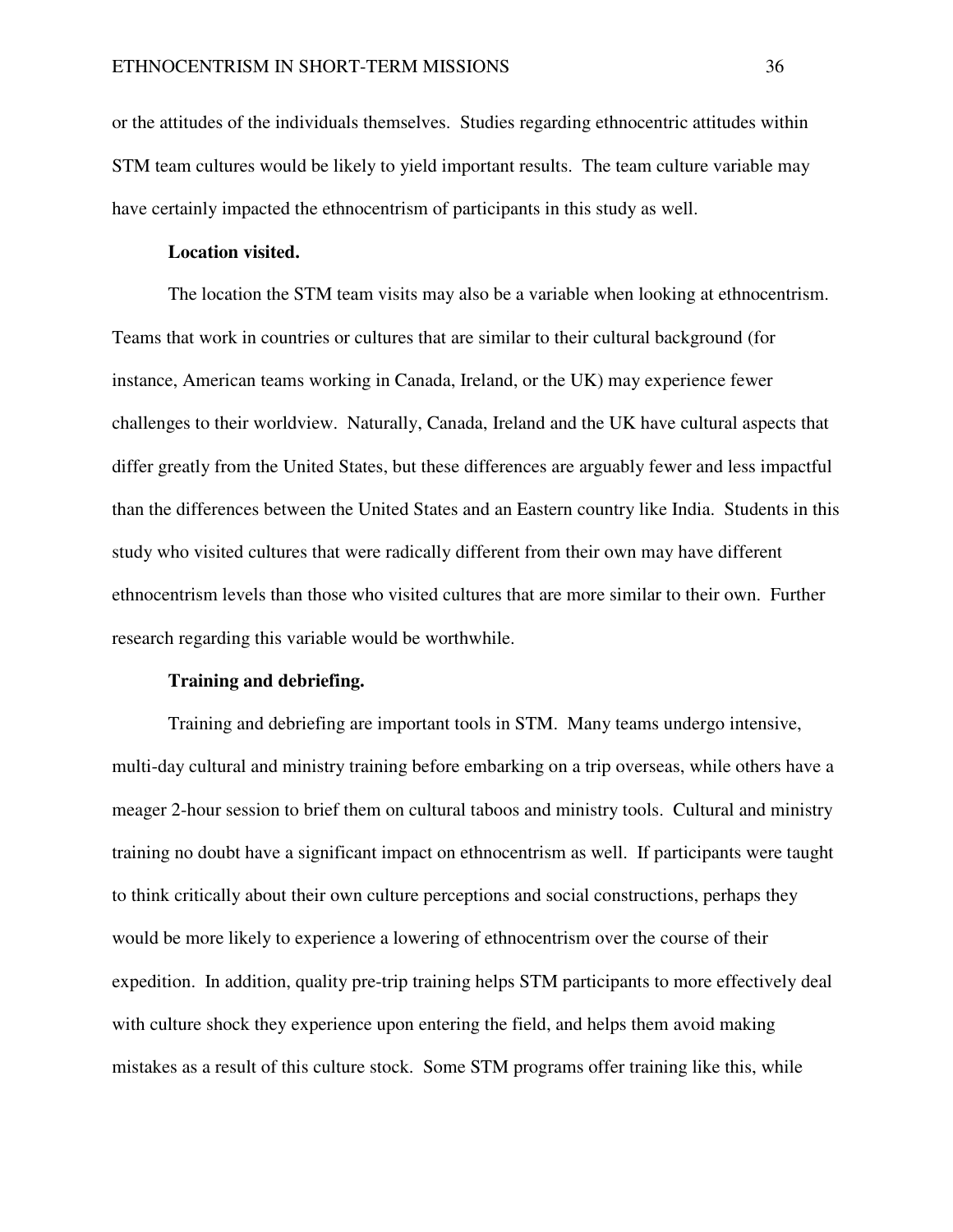or the attitudes of the individuals themselves. Studies regarding ethnocentric attitudes within STM team cultures would be likely to yield important results. The team culture variable may have certainly impacted the ethnocentrism of participants in this study as well.

**Location visited.**

The location the STM team visits may also be a variable when looking at ethnocentrism. Teams that work in countries or cultures that are similar to their cultural background (for instance, American teams working in Canada, Ireland, or the UK) may experience fewer challenges to their worldview. Naturally, Canada, Ireland and the UK have cultural aspects that differ greatly from the United States, but these differences are arguably fewer and less impactful than the differences between the United States and an Eastern country like India. Students in this study who visited cultures that were radically different from their own may have different ethnocentrism levels than those who visited cultures that are more similar to their own. Further research regarding this variable would be worthwhile.

**Training and debriefing.**

Training and debriefing are important tools in STM. Many teams undergo intensive, multi-day cultural and ministry training before embarking on a trip overseas, while others have a meager 2-hour session to brief them on cultural taboos and ministry tools. Cultural and ministry training no doubt have a significant impact on ethnocentrism as well. If participants were taught to think critically about their own culture perceptions and social constructions, perhaps they would be more likely to experience a lowering of ethnocentrism over the course of their expedition. In addition, quality pre-trip training helps STM participants to more effectively deal with culture shock they experience upon entering the field, and helps them avoid making mistakes as a result of this culture stock. Some STM programs offer training like this, while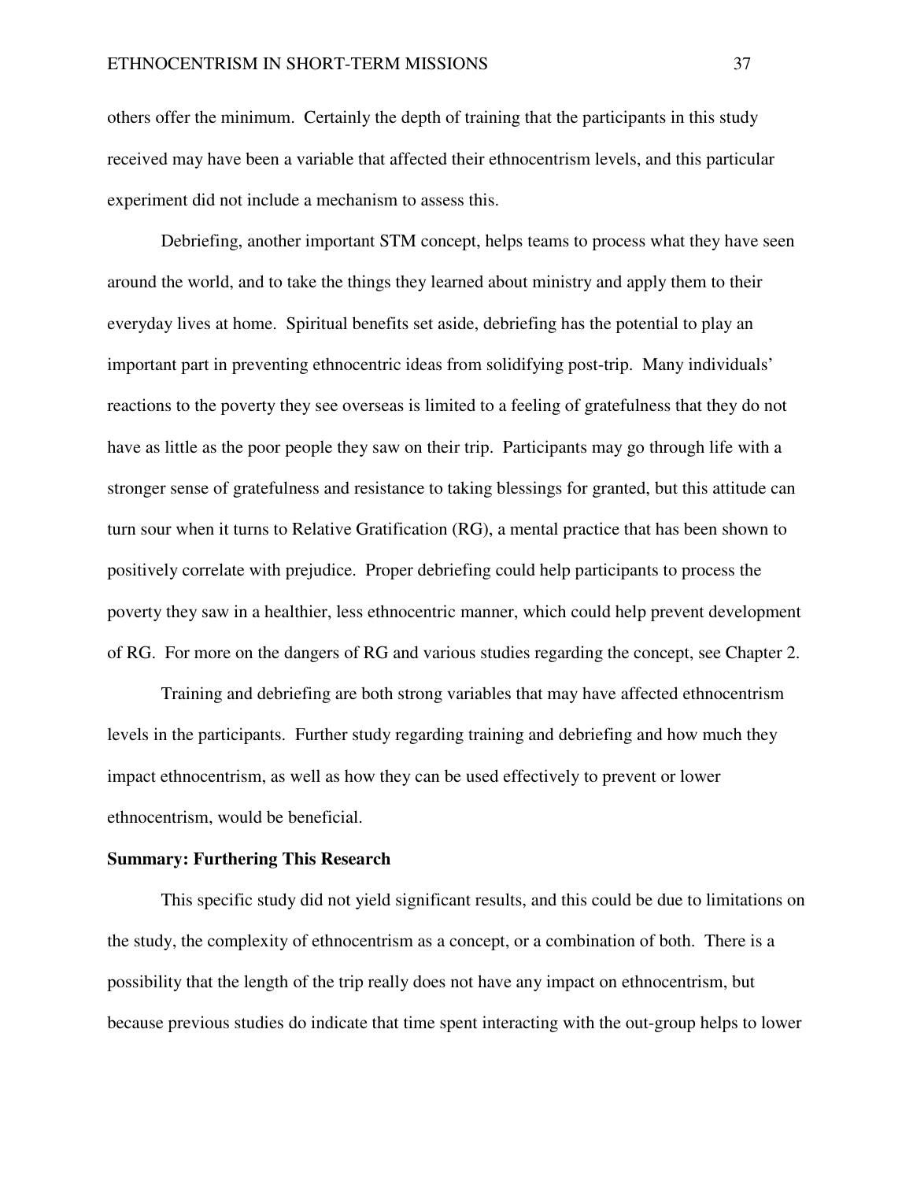others offer the minimum. Certainly the depth of training that the participants in this study received may have been a variable that affected their ethnocentrism levels, and this particular experiment did not include a mechanism to assess this.

Debriefing, another important STM concept, helps teams to process what they have seen around the world, and to take the things they learned about ministry and apply them to their everyday lives at home. Spiritual benefits set aside, debriefing has the potential to play an important part in preventing ethnocentric ideas from solidifying post-trip. Many individuals' reactions to the poverty they see overseas is limited to a feeling of gratefulness that they do not have as little as the poor people they saw on their trip. Participants may go through life with a stronger sense of gratefulness and resistance to taking blessings for granted, but this attitude can turn sour when it turns to Relative Gratification (RG), a mental practice that has been shown to positively correlate with prejudice. Proper debriefing could help participants to process the poverty they saw in a healthier, less ethnocentric manner, which could help prevent development of RG. For more on the dangers of RG and various studies regarding the concept, see Chapter 2.

Training and debriefing are both strong variables that may have affected ethnocentrism levels in the participants. Further study regarding training and debriefing and how much they impact ethnocentrism, as well as how they can be used effectively to prevent or lower ethnocentrism, would be beneficial.

**Summary: Furthering This Research**

This specific study did not yield significant results, and this could be due to limitations on the study, the complexity of ethnocentrism as a concept, or a combination of both. There is a possibility that the length of the trip really does not have any impact on ethnocentrism, but because previous studies do indicate that time spent interacting with the out-group helps to lower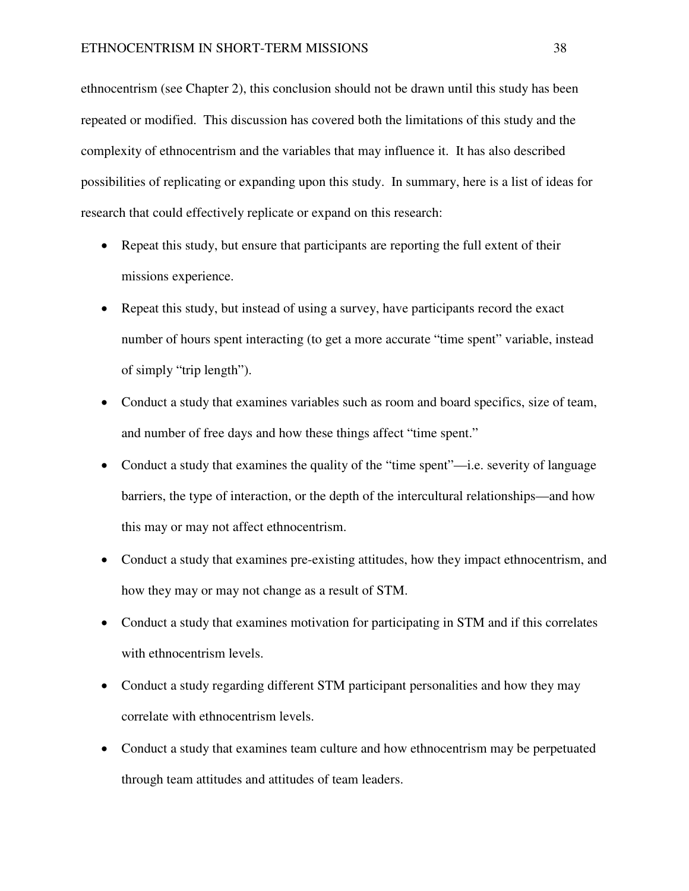ethnocentrism (see Chapter 2), this conclusion should not be drawn until this study has been repeated or modified. This discussion has covered both the limitations of this study and the complexity of ethnocentrism and the variables that may influence it. It has also described possibilities of replicating or expanding upon this study. In summary, here is a list of ideas for research that could effectively replicate or expand on this research:

- Repeat this study, but ensure that participants are reporting the full extent of their missions experience.
- Repeat this study, but instead of using a survey, have participants record the exact number of hours spent interacting (to get a more accurate "time spent" variable, instead of simply "trip length").
- Conduct a study that examines variables such as room and board specifics, size of team, and number of free days and how these things affect "time spent."
- Conduct a study that examines the quality of the "time spent"—i.e. severity of language barriers, the type of interaction, or the depth of the intercultural relationships—and how this may or may not affect ethnocentrism.
- Conduct a study that examines pre-existing attitudes, how they impact ethnocentrism, and how they may or may not change as a result of STM.
- Conduct a study that examines motivation for participating in STM and if this correlates with ethnocentrism levels.
- Conduct a study regarding different STM participant personalities and how they may correlate with ethnocentrism levels.
- Conduct a study that examines team culture and how ethnocentrism may be perpetuated through team attitudes and attitudes of team leaders.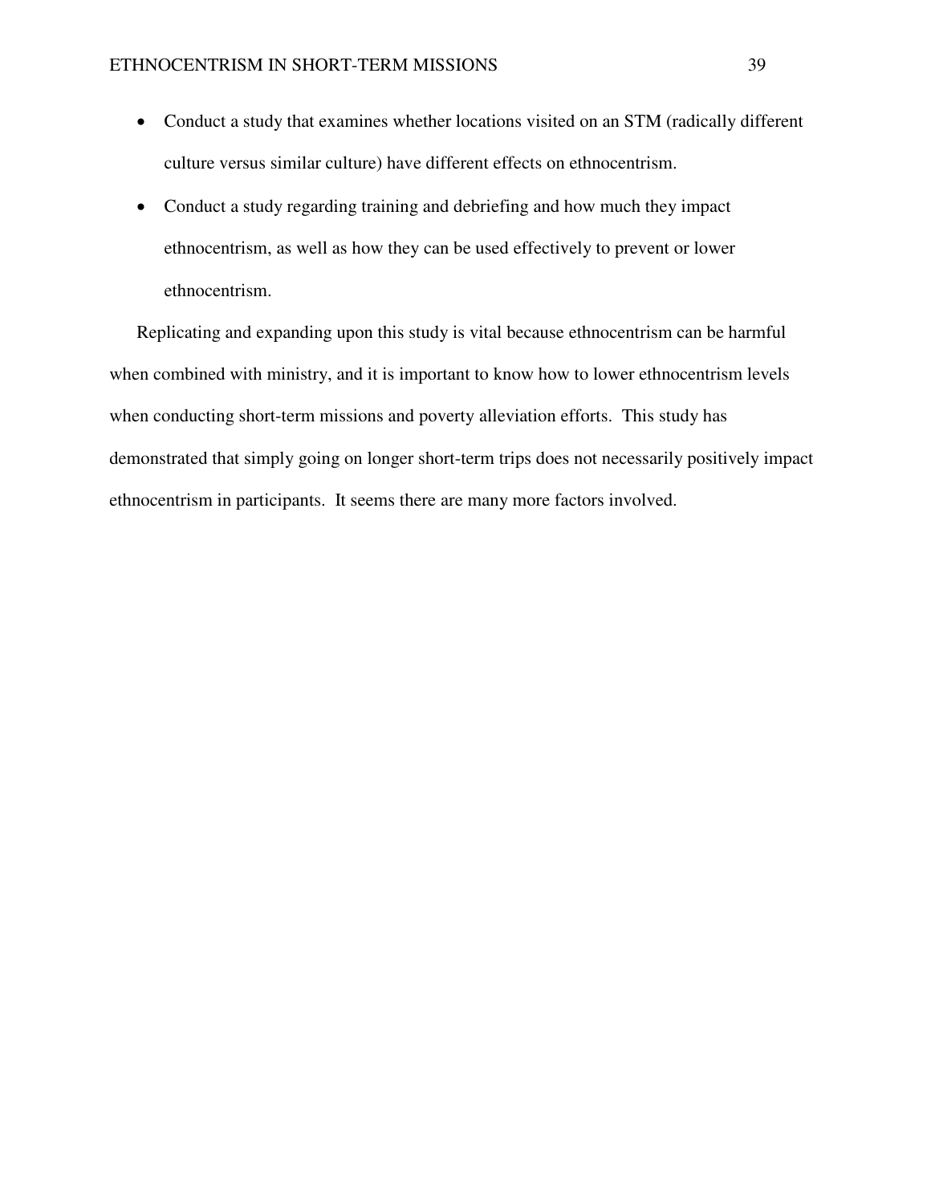- Conduct a study that examines whether locations visited on an STM (radically different culture versus similar culture) have different effects on ethnocentrism.
- Conduct a study regarding training and debriefing and how much they impact ethnocentrism, as well as how they can be used effectively to prevent or lower ethnocentrism.

Replicating and expanding upon this study is vital because ethnocentrism can be harmful when combined with ministry, and it is important to know how to lower ethnocentrism levels when conducting short-term missions and poverty alleviation efforts. This study has demonstrated that simply going on longer short-term trips does not necessarily positively impact ethnocentrism in participants. It seems there are many more factors involved.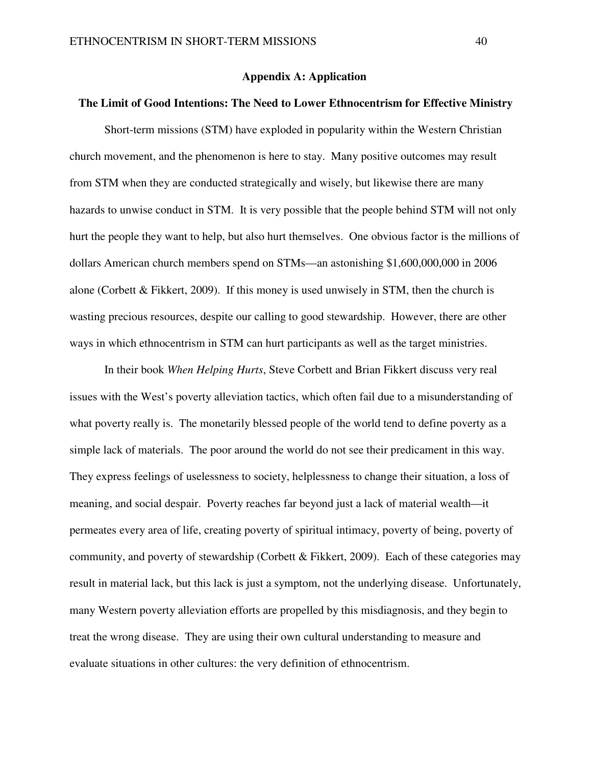## Appendix A: Application

### The Limit of Good Intentions: The Need to Lower Ethnocentrism for Effective Ministry

Short-term missions (STM) have exploded in popularity within the Western Christian church movement, and the phenomenon is here to stay. Many positive outcomes may result from STM when they are conducted strategically and wisely, but likewise there are many hazards to unwise conduct in STM. It is very possible that the people behind STM will not only hurt the people they want to help, but also hurt themselves. One obvious factor is the millions of dollars American church members spend on STMs—an astonishing $1,600,000,000 in 2006 alone (Corbett & Fikkert, 2009). If this money is used unwisely in STM, then the church is wasting precious resources, despite our calling to good stewardship. However, there are other ways in which ethnocentrism in STM can hurt participants as well as the target ministries.

In their book *When Helping Hurts*, Steve Corbett and Brian Fikkert discuss very real issues with the West's poverty alleviation tactics, which often fail due to a misunderstanding of what poverty really is. The monetarily blessed people of the world tend to define poverty as a simple lack of materials. The poor around the world do not see their predicament in this way. They express feelings of uselessness to society, helplessness to change their situation, a loss of meaning, and social despair. Poverty reaches far beyond just a lack of material wealth—it permeates every area of life, creating poverty of spiritual intimacy, poverty of being, poverty of community, and poverty of stewardship (Corbett & Fikkert, 2009). Each of these categories may result in material lack, but this lack is just a symptom, not the underlying disease. Unfortunately, many Western poverty alleviation efforts are propelled by this misdiagnosis, and they begin to treat the wrong disease. They are using their own cultural understanding to measure and evaluate situations in other cultures: the very definition of ethnocentrism.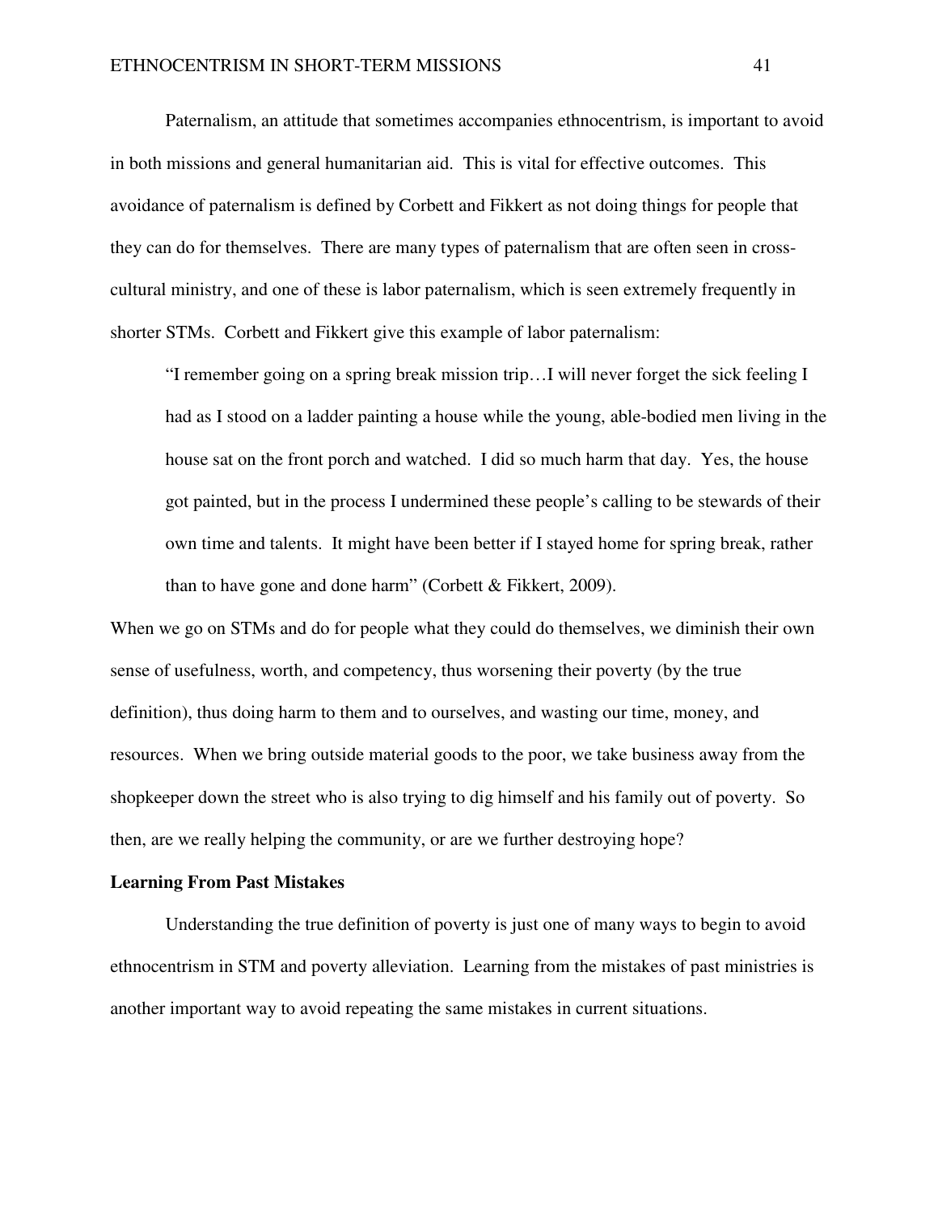Paternalism, an attitude that sometimes accompanies ethnocentrism, is important to avoid in both missions and general humanitarian aid. This is vital for effective outcomes. This avoidance of paternalism is defined by Corbett and Fikkert as not doing things for people that they can do for themselves. There are many types of paternalism that are often seen in cross-cultural ministry, and one of these is labor paternalism, which is seen extremely frequently in shorter STMs. Corbett and Fikkert give this example of labor paternalism:

> "I remember going on a spring break mission trip…I will never forget the sick feeling I had as I stood on a ladder painting a house while the young, able-bodied men living in the house sat on the front porch and watched. I did so much harm that day. Yes, the house got painted, but in the process I undermined these people's calling to be stewards of their own time and talents. It might have been better if I stayed home for spring break, rather than to have gone and done harm" (Corbett & Fikkert, 2009).

When we go on STMs and do for people what they could do themselves, we diminish their own sense of usefulness, worth, and competency, thus worsening their poverty (by the true definition), thus doing harm to them and to ourselves, and wasting our time, money, and resources. When we bring outside material goods to the poor, we take business away from the shopkeeper down the street who is also trying to dig himself and his family out of poverty. So then, are we really helping the community, or are we further destroying hope?

**Learning From Past Mistakes**

Understanding the true definition of poverty is just one of many ways to begin to avoid ethnocentrism in STM and poverty alleviation. Learning from the mistakes of past ministries is another important way to avoid repeating the same mistakes in current situations.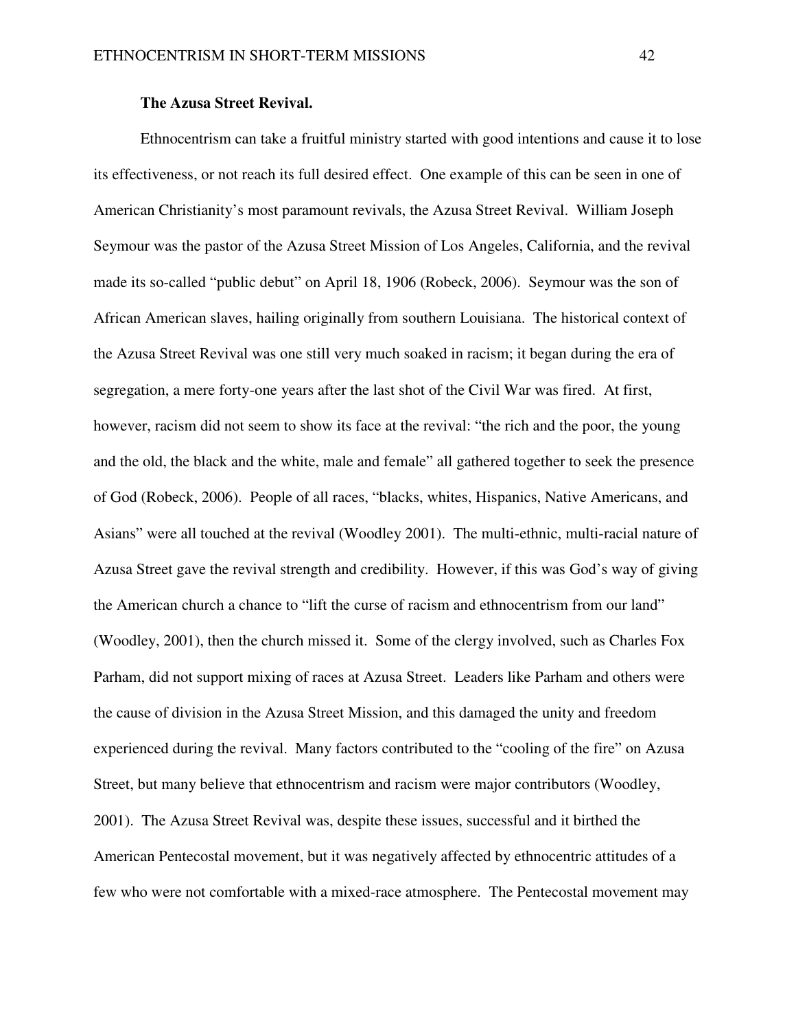**The Azusa Street Revival.**

Ethnocentrism can take a fruitful ministry started with good intentions and cause it to lose its effectiveness, or not reach its full desired effect. One example of this can be seen in one of American Christianity's most paramount revivals, the Azusa Street Revival. William Joseph Seymour was the pastor of the Azusa Street Mission of Los Angeles, California, and the revival made its so-called "public debut" on April 18, 1906 (Robeck, 2006). Seymour was the son of African American slaves, hailing originally from southern Louisiana. The historical context of the Azusa Street Revival was one still very much soaked in racism; it began during the era of segregation, a mere forty-one years after the last shot of the Civil War was fired. At first, however, racism did not seem to show its face at the revival: "the rich and the poor, the young and the old, the black and the white, male and female" all gathered together to seek the presence of God (Robeck, 2006). People of all races, "blacks, whites, Hispanics, Native Americans, and Asians" were all touched at the revival (Woodley 2001). The multi-ethnic, multi-racial nature of Azusa Street gave the revival strength and credibility. However, if this was God's way of giving the American church a chance to "lift the curse of racism and ethnocentrism from our land" (Woodley, 2001), then the church missed it. Some of the clergy involved, such as Charles Fox Parham, did not support mixing of races at Azusa Street. Leaders like Parham and others were the cause of division in the Azusa Street Mission, and this damaged the unity and freedom experienced during the revival. Many factors contributed to the "cooling of the fire" on Azusa Street, but many believe that ethnocentrism and racism were major contributors (Woodley, 2001). The Azusa Street Revival was, despite these issues, successful and it birthed the American Pentecostal movement, but it was negatively affected by ethnocentric attitudes of a few who were not comfortable with a mixed-race atmosphere. The Pentecostal movement may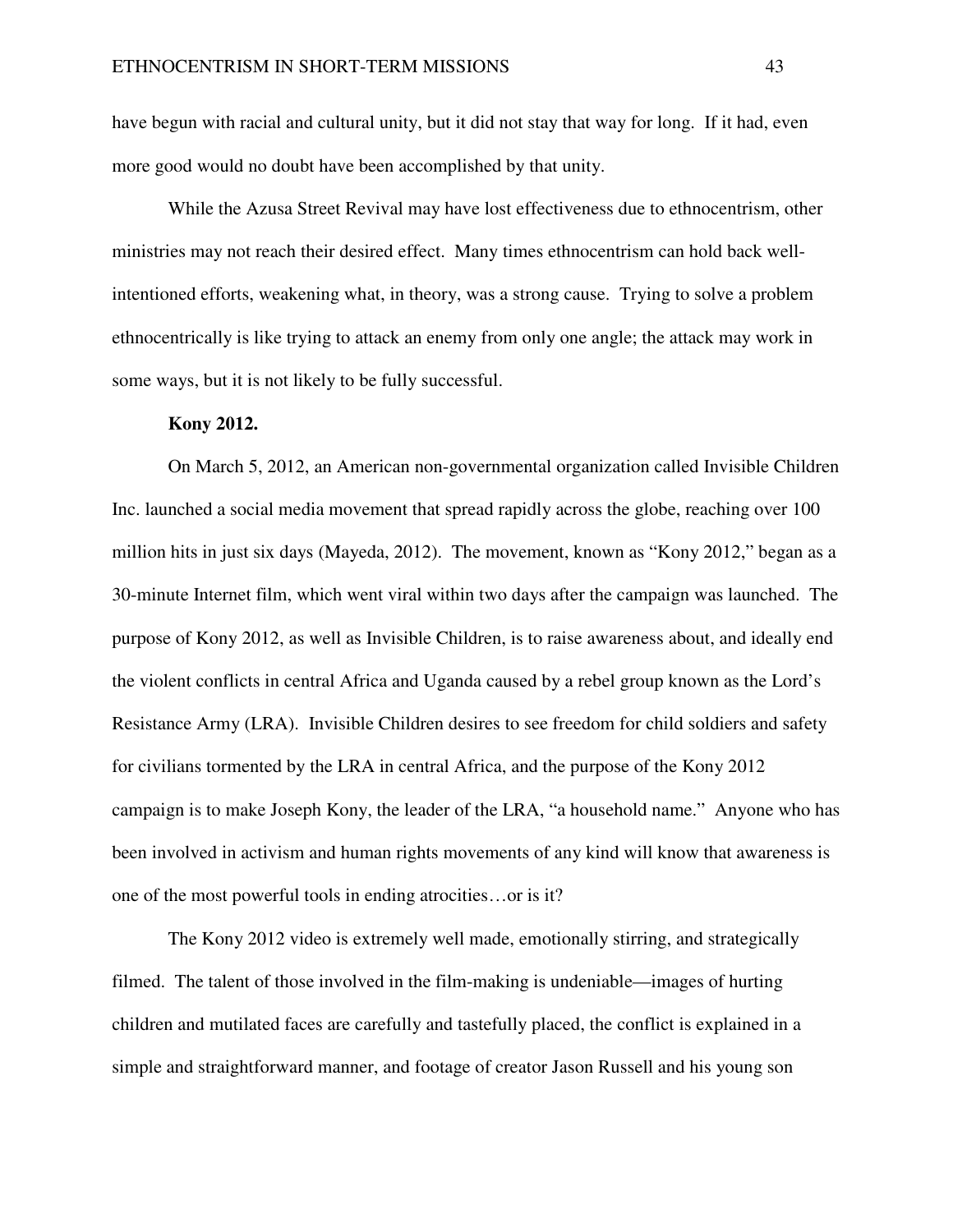have begun with racial and cultural unity, but it did not stay that way for long. If it had, even more good would no doubt have been accomplished by that unity.

While the Azusa Street Revival may have lost effectiveness due to ethnocentrism, other ministries may not reach their desired effect. Many times ethnocentrism can hold back well-intentioned efforts, weakening what, in theory, was a strong cause. Trying to solve a problem ethnocentrically is like trying to attack an enemy from only one angle; the attack may work in some ways, but it is not likely to be fully successful.

**Kony 2012.**

On March 5, 2012, an American non-governmental organization called Invisible Children Inc. launched a social media movement that spread rapidly across the globe, reaching over 100 million hits in just six days (Mayeda, 2012). The movement, known as "Kony 2012," began as a 30-minute Internet film, which went viral within two days after the campaign was launched. The purpose of Kony 2012, as well as Invisible Children, is to raise awareness about, and ideally end the violent conflicts in central Africa and Uganda caused by a rebel group known as the Lord's Resistance Army (LRA). Invisible Children desires to see freedom for child soldiers and safety for civilians tormented by the LRA in central Africa, and the purpose of the Kony 2012 campaign is to make Joseph Kony, the leader of the LRA, "a household name." Anyone who has been involved in activism and human rights movements of any kind will know that awareness is one of the most powerful tools in ending atrocities…or is it?

The Kony 2012 video is extremely well made, emotionally stirring, and strategically filmed. The talent of those involved in the film-making is undeniable—images of hurting children and mutilated faces are carefully and tastefully placed, the conflict is explained in a simple and straightforward manner, and footage of creator Jason Russell and his young son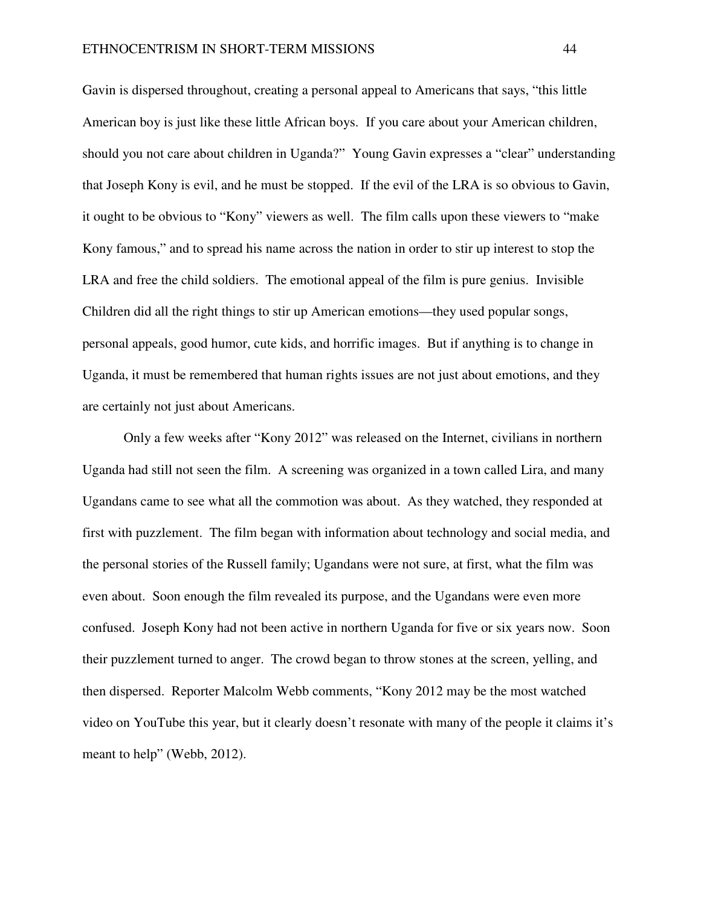Gavin is dispersed throughout, creating a personal appeal to Americans that says, "this little American boy is just like these little African boys. If you care about your American children, should you not care about children in Uganda?" Young Gavin expresses a "clear" understanding that Joseph Kony is evil, and he must be stopped. If the evil of the LRA is so obvious to Gavin, it ought to be obvious to "Kony" viewers as well. The film calls upon these viewers to "make Kony famous," and to spread his name across the nation in order to stir up interest to stop the LRA and free the child soldiers. The emotional appeal of the film is pure genius. Invisible Children did all the right things to stir up American emotions—they used popular songs, personal appeals, good humor, cute kids, and horrific images. But if anything is to change in Uganda, it must be remembered that human rights issues are not just about emotions, and they are certainly not just about Americans.

Only a few weeks after "Kony 2012" was released on the Internet, civilians in northern Uganda had still not seen the film. A screening was organized in a town called Lira, and many Ugandans came to see what all the commotion was about. As they watched, they responded at first with puzzlement. The film began with information about technology and social media, and the personal stories of the Russell family; Ugandans were not sure, at first, what the film was even about. Soon enough the film revealed its purpose, and the Ugandans were even more confused. Joseph Kony had not been active in northern Uganda for five or six years now. Soon their puzzlement turned to anger. The crowd began to throw stones at the screen, yelling, and then dispersed. Reporter Malcolm Webb comments, "Kony 2012 may be the most watched video on YouTube this year, but it clearly doesn't resonate with many of the people it claims it's meant to help" (Webb, 2012).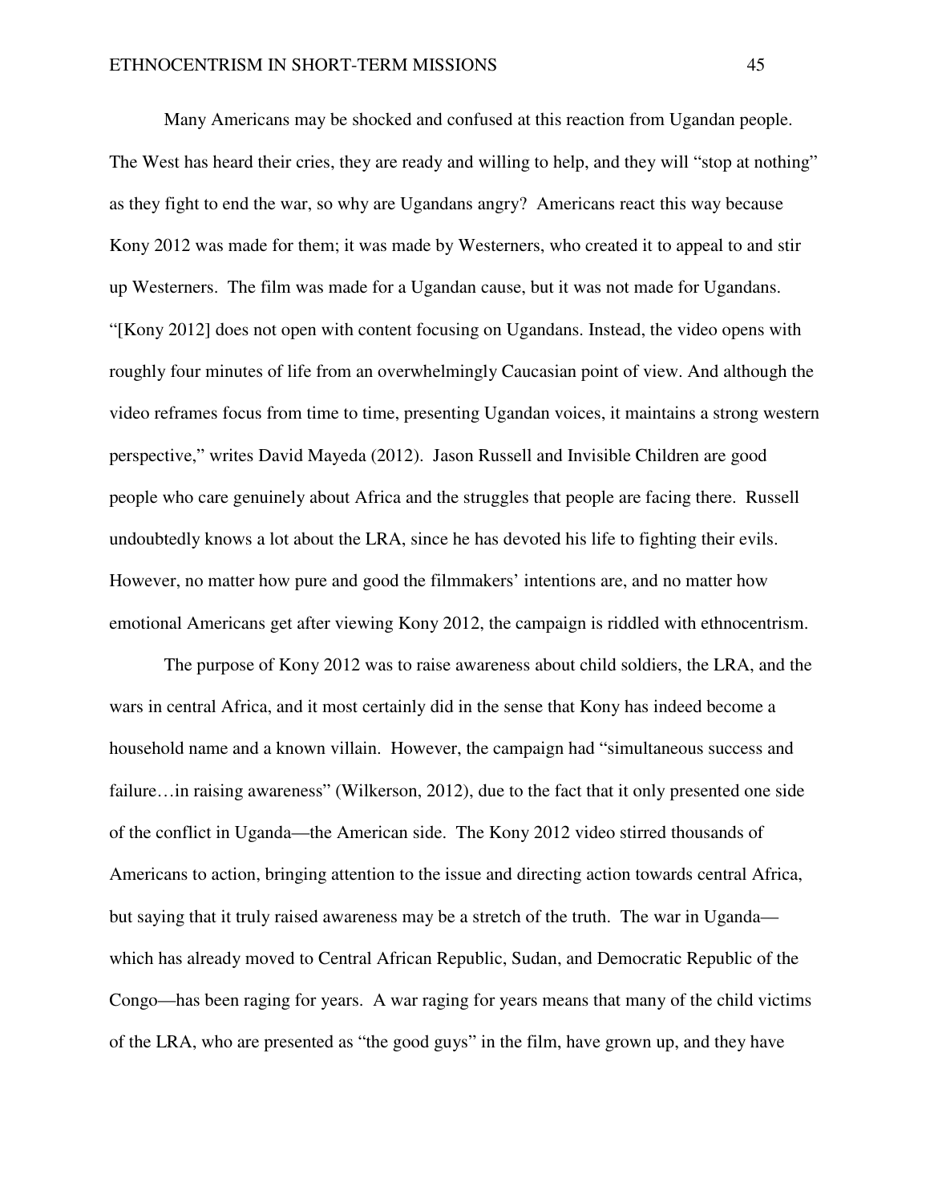Many Americans may be shocked and confused at this reaction from Ugandan people. The West has heard their cries, they are ready and willing to help, and they will "stop at nothing" as they fight to end the war, so why are Ugandans angry? Americans react this way because Kony 2012 was made for them; it was made by Westerners, who created it to appeal to and stir up Westerners. The film was made for a Ugandan cause, but it was not made for Ugandans. "[Kony 2012] does not open with content focusing on Ugandans. Instead, the video opens with roughly four minutes of life from an overwhelmingly Caucasian point of view. And although the video reframes focus from time to time, presenting Ugandan voices, it maintains a strong western perspective," writes David Mayeda (2012). Jason Russell and Invisible Children are good people who care genuinely about Africa and the struggles that people are facing there. Russell undoubtedly knows a lot about the LRA, since he has devoted his life to fighting their evils. However, no matter how pure and good the filmmakers' intentions are, and no matter how emotional Americans get after viewing Kony 2012, the campaign is riddled with ethnocentrism.

The purpose of Kony 2012 was to raise awareness about child soldiers, the LRA, and the wars in central Africa, and it most certainly did in the sense that Kony has indeed become a household name and a known villain. However, the campaign had "simultaneous success and failure…in raising awareness" (Wilkerson, 2012), due to the fact that it only presented one side of the conflict in Uganda—the American side. The Kony 2012 video stirred thousands of Americans to action, bringing attention to the issue and directing action towards central Africa, but saying that it truly raised awareness may be a stretch of the truth. The war in Uganda—which has already moved to Central African Republic, Sudan, and Democratic Republic of the Congo—has been raging for years. A war raging for years means that many of the child victims of the LRA, who are presented as "the good guys" in the film, have grown up, and they have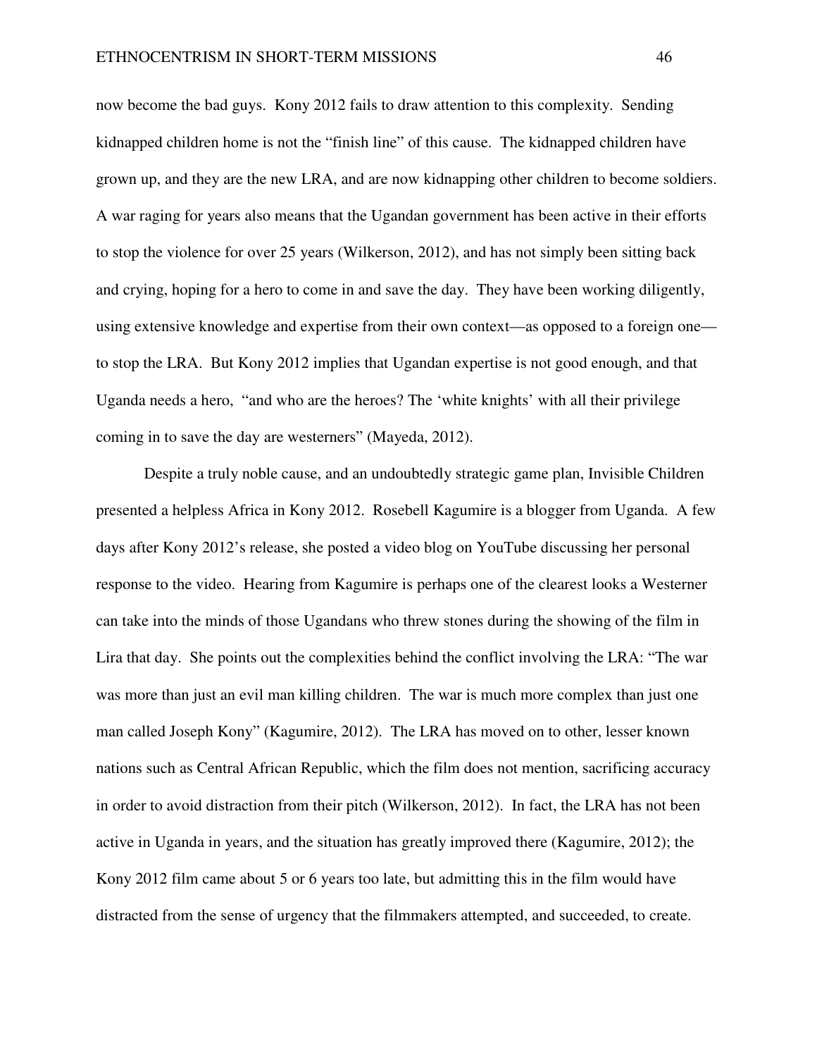now become the bad guys. Kony 2012 fails to draw attention to this complexity. Sending kidnapped children home is not the "finish line" of this cause. The kidnapped children have grown up, and they are the new LRA, and are now kidnapping other children to become soldiers. A war raging for years also means that the Ugandan government has been active in their efforts to stop the violence for over 25 years (Wilkerson, 2012), and has not simply been sitting back and crying, hoping for a hero to come in and save the day. They have been working diligently, using extensive knowledge and expertise from their own context—as opposed to a foreign one—to stop the LRA. But Kony 2012 implies that Ugandan expertise is not good enough, and that Uganda needs a hero, "and who are the heroes? The 'white knights' with all their privilege coming in to save the day are westerners" (Mayeda, 2012).

Despite a truly noble cause, and an undoubtedly strategic game plan, Invisible Children presented a helpless Africa in Kony 2012. Rosebell Kagumire is a blogger from Uganda. A few days after Kony 2012's release, she posted a video blog on YouTube discussing her personal response to the video. Hearing from Kagumire is perhaps one of the clearest looks a Westerner can take into the minds of those Ugandans who threw stones during the showing of the film in Lira that day. She points out the complexities behind the conflict involving the LRA: "The war was more than just an evil man killing children. The war is much more complex than just one man called Joseph Kony" (Kagumire, 2012). The LRA has moved on to other, lesser known nations such as Central African Republic, which the film does not mention, sacrificing accuracy in order to avoid distraction from their pitch (Wilkerson, 2012). In fact, the LRA has not been active in Uganda in years, and the situation has greatly improved there (Kagumire, 2012); the Kony 2012 film came about 5 or 6 years too late, but admitting this in the film would have distracted from the sense of urgency that the filmmakers attempted, and succeeded, to create.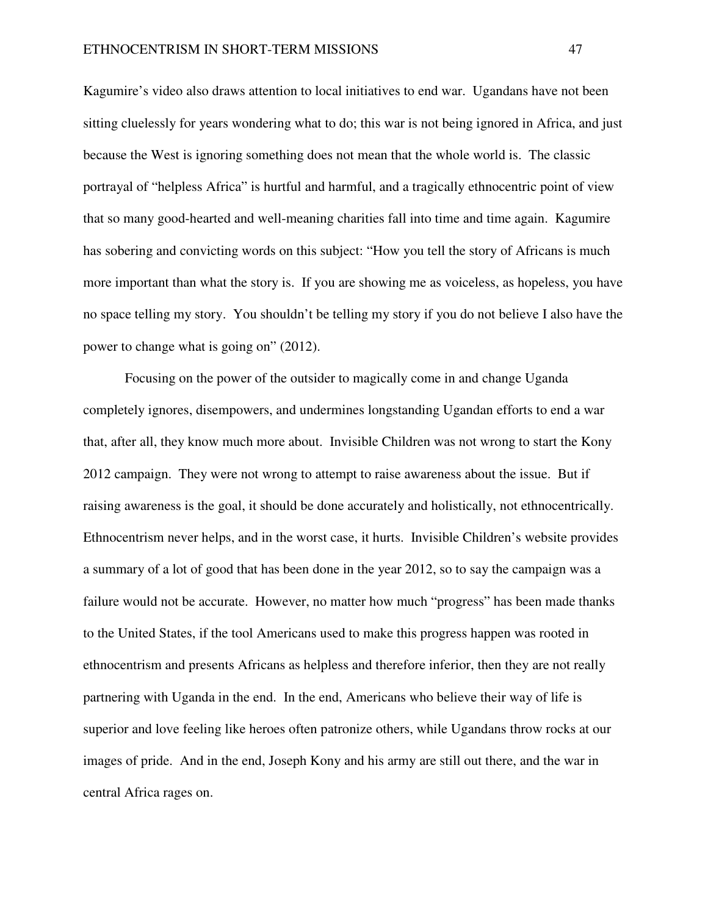Kagumire's video also draws attention to local initiatives to end war. Ugandans have not been sitting cluelessly for years wondering what to do; this war is not being ignored in Africa, and just because the West is ignoring something does not mean that the whole world is. The classic portrayal of "helpless Africa" is hurtful and harmful, and a tragically ethnocentric point of view that so many good-hearted and well-meaning charities fall into time and time again. Kagumire has sobering and convicting words on this subject: "How you tell the story of Africans is much more important than what the story is. If you are showing me as voiceless, as hopeless, you have no space telling my story. You shouldn't be telling my story if you do not believe I also have the power to change what is going on" (2012).

Focusing on the power of the outsider to magically come in and change Uganda completely ignores, disempowers, and undermines longstanding Ugandan efforts to end a war that, after all, they know much more about. Invisible Children was not wrong to start the Kony 2012 campaign. They were not wrong to attempt to raise awareness about the issue. But if raising awareness is the goal, it should be done accurately and holistically, not ethnocentrically. Ethnocentrism never helps, and in the worst case, it hurts. Invisible Children's website provides a summary of a lot of good that has been done in the year 2012, so to say the campaign was a failure would not be accurate. However, no matter how much "progress" has been made thanks to the United States, if the tool Americans used to make this progress happen was rooted in ethnocentrism and presents Africans as helpless and therefore inferior, then they are not really partnering with Uganda in the end. In the end, Americans who believe their way of life is superior and love feeling like heroes often patronize others, while Ugandans throw rocks at our images of pride. And in the end, Joseph Kony and his army are still out there, and the war in central Africa rages on.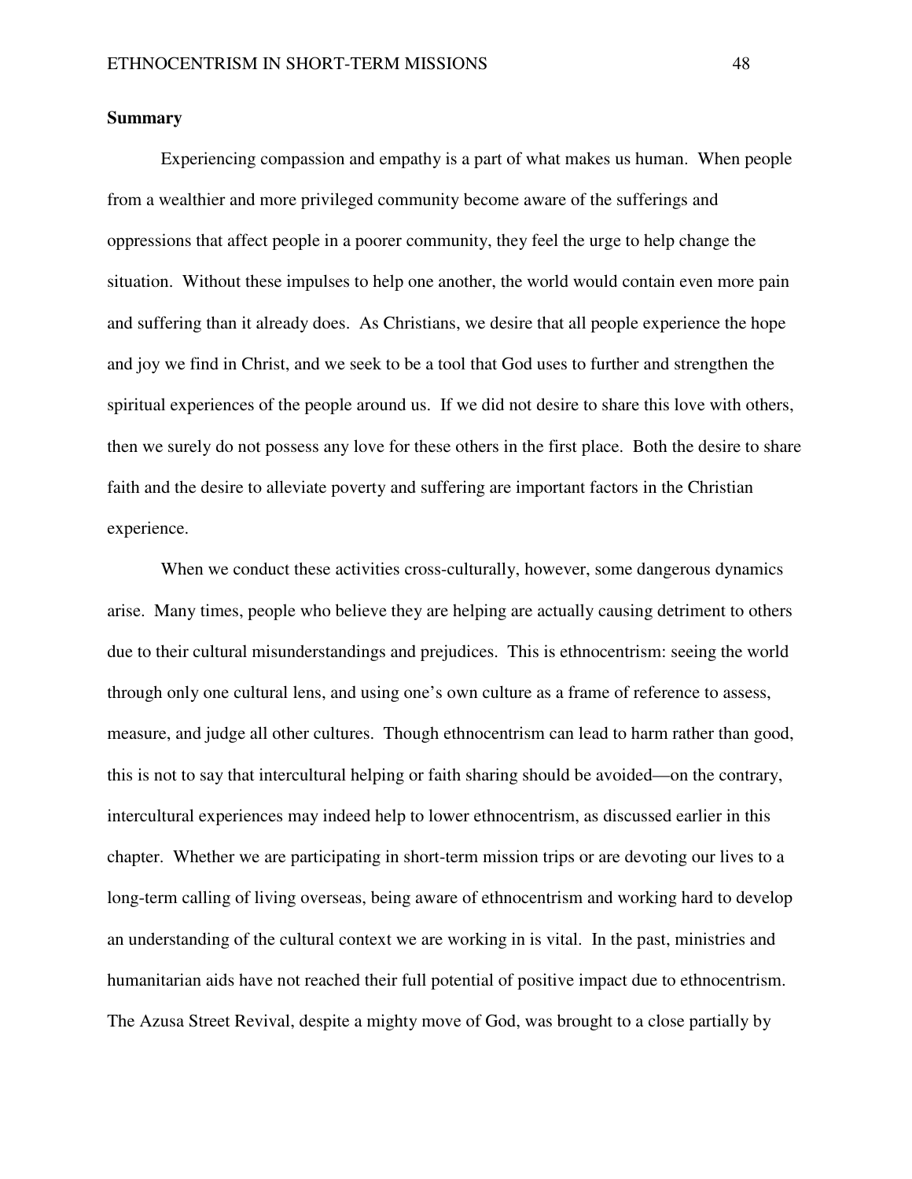**Summary**

Experiencing compassion and empathy is a part of what makes us human. When people from a wealthier and more privileged community become aware of the sufferings and oppressions that affect people in a poorer community, they feel the urge to help change the situation. Without these impulses to help one another, the world would contain even more pain and suffering than it already does. As Christians, we desire that all people experience the hope and joy we find in Christ, and we seek to be a tool that God uses to further and strengthen the spiritual experiences of the people around us. If we did not desire to share this love with others, then we surely do not possess any love for these others in the first place. Both the desire to share faith and the desire to alleviate poverty and suffering are important factors in the Christian experience.

When we conduct these activities cross-culturally, however, some dangerous dynamics arise. Many times, people who believe they are helping are actually causing detriment to others due to their cultural misunderstandings and prejudices. This is ethnocentrism: seeing the world through only one cultural lens, and using one's own culture as a frame of reference to assess, measure, and judge all other cultures. Though ethnocentrism can lead to harm rather than good, this is not to say that intercultural helping or faith sharing should be avoided—on the contrary, intercultural experiences may indeed help to lower ethnocentrism, as discussed earlier in this chapter. Whether we are participating in short-term mission trips or are devoting our lives to a long-term calling of living overseas, being aware of ethnocentrism and working hard to develop an understanding of the cultural context we are working in is vital. In the past, ministries and humanitarian aids have not reached their full potential of positive impact due to ethnocentrism. The Azusa Street Revival, despite a mighty move of God, was brought to a close partially by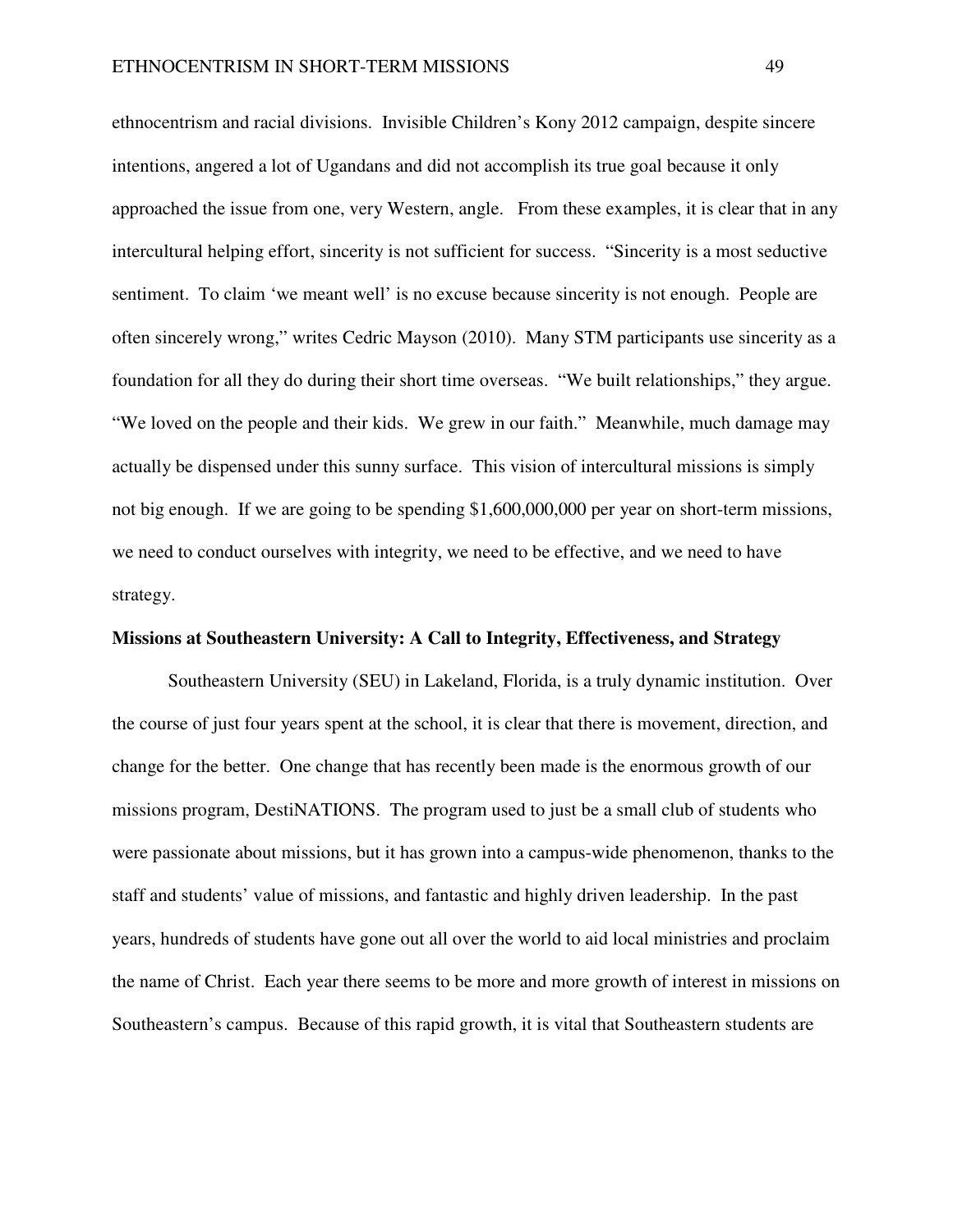ethnocentrism and racial divisions. Invisible Children's Kony 2012 campaign, despite sincere intentions, angered a lot of Ugandans and did not accomplish its true goal because it only approached the issue from one, very Western, angle. From these examples, it is clear that in any intercultural helping effort, sincerity is not sufficient for success. "Sincerity is a most seductive sentiment. To claim 'we meant well' is no excuse because sincerity is not enough. People are often sincerely wrong," writes Cedric Mayson (2010). Many STM participants use sincerity as a foundation for all they do during their short time overseas. "We built relationships," they argue. "We loved on the people and their kids. We grew in our faith." Meanwhile, much damage may actually be dispensed under this sunny surface. This vision of intercultural missions is simply not big enough. If we are going to be spending $1,600,000,000 per year on short-term missions, we need to conduct ourselves with integrity, we need to be effective, and we need to have strategy.

**Missions at Southeastern University: A Call to Integrity, Effectiveness, and Strategy**

Southeastern University (SEU) in Lakeland, Florida, is a truly dynamic institution. Over the course of just four years spent at the school, it is clear that there is movement, direction, and change for the better. One change that has recently been made is the enormous growth of our missions program, DestiNATIONS. The program used to just be a small club of students who were passionate about missions, but it has grown into a campus-wide phenomenon, thanks to the staff and students' value of missions, and fantastic and highly driven leadership. In the past years, hundreds of students have gone out all over the world to aid local ministries and proclaim the name of Christ. Each year there seems to be more and more growth of interest in missions on Southeastern's campus. Because of this rapid growth, it is vital that Southeastern students are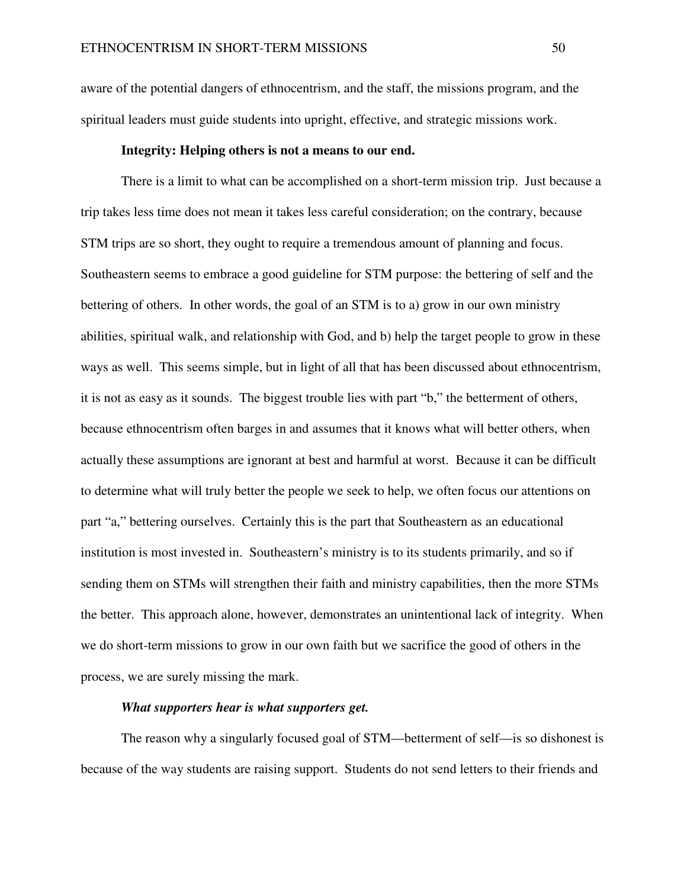aware of the potential dangers of ethnocentrism, and the staff, the missions program, and the spiritual leaders must guide students into upright, effective, and strategic missions work.

### Integrity: Helping others is not a means to our end.

There is a limit to what can be accomplished on a short-term mission trip. Just because a trip takes less time does not mean it takes less careful consideration; on the contrary, because STM trips are so short, they ought to require a tremendous amount of planning and focus. Southeastern seems to embrace a good guideline for STM purpose: the bettering of self and the bettering of others. In other words, the goal of an STM is to a) grow in our own ministry abilities, spiritual walk, and relationship with God, and b) help the target people to grow in these ways as well. This seems simple, but in light of all that has been discussed about ethnocentrism, it is not as easy as it sounds. The biggest trouble lies with part "b," the betterment of others, because ethnocentrism often barges in and assumes that it knows what will better others, when actually these assumptions are ignorant at best and harmful at worst. Because it can be difficult to determine what will truly better the people we seek to help, we often focus our attentions on part "a," bettering ourselves. Certainly this is the part that Southeastern as an educational institution is most invested in. Southeastern's ministry is to its students primarily, and so if sending them on STMs will strengthen their faith and ministry capabilities, then the more STMs the better. This approach alone, however, demonstrates an unintentional lack of integrity. When we do short-term missions to grow in our own faith but we sacrifice the good of others in the process, we are surely missing the mark.

#### *What supporters hear is what supporters get.*

The reason why a singularly focused goal of STM—betterment of self—is so dishonest is because of the way students are raising support. Students do not send letters to their friends and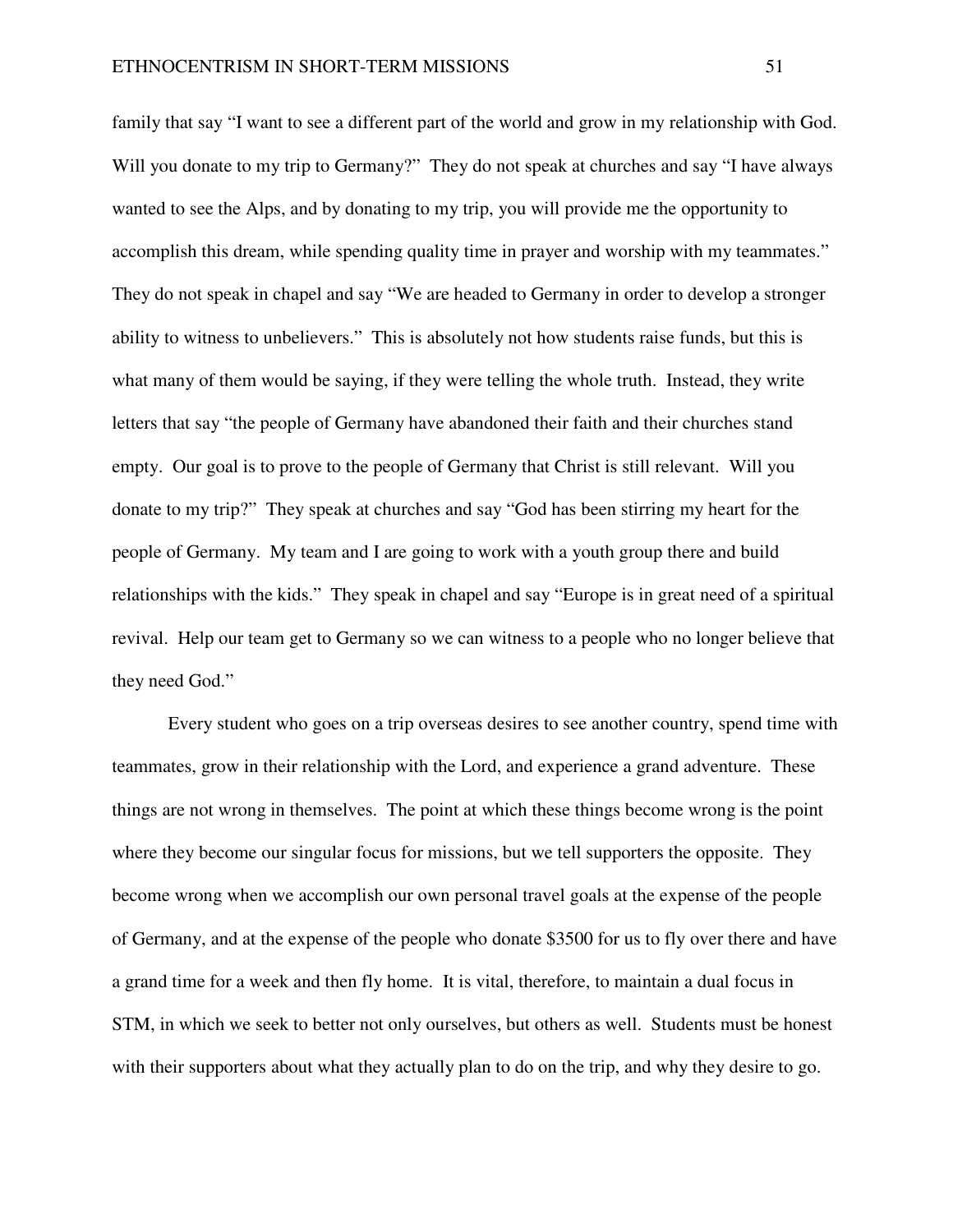family that say "I want to see a different part of the world and grow in my relationship with God. Will you donate to my trip to Germany?" They do not speak at churches and say "I have always wanted to see the Alps, and by donating to my trip, you will provide me the opportunity to accomplish this dream, while spending quality time in prayer and worship with my teammates." They do not speak in chapel and say "We are headed to Germany in order to develop a stronger ability to witness to unbelievers." This is absolutely not how students raise funds, but this is what many of them would be saying, if they were telling the whole truth. Instead, they write letters that say "the people of Germany have abandoned their faith and their churches stand empty. Our goal is to prove to the people of Germany that Christ is still relevant. Will you donate to my trip?" They speak at churches and say "God has been stirring my heart for the people of Germany. My team and I are going to work with a youth group there and build relationships with the kids." They speak in chapel and say "Europe is in great need of a spiritual revival. Help our team get to Germany so we can witness to a people who no longer believe that they need God."

Every student who goes on a trip overseas desires to see another country, spend time with teammates, grow in their relationship with the Lord, and experience a grand adventure. These things are not wrong in themselves. The point at which these things become wrong is the point where they become our singular focus for missions, but we tell supporters the opposite. They become wrong when we accomplish our own personal travel goals at the expense of the people of Germany, and at the expense of the people who donate $3500 for us to fly over there and have a grand time for a week and then fly home. It is vital, therefore, to maintain a dual focus in STM, in which we seek to better not only ourselves, but others as well. Students must be honest with their supporters about what they actually plan to do on the trip, and why they desire to go.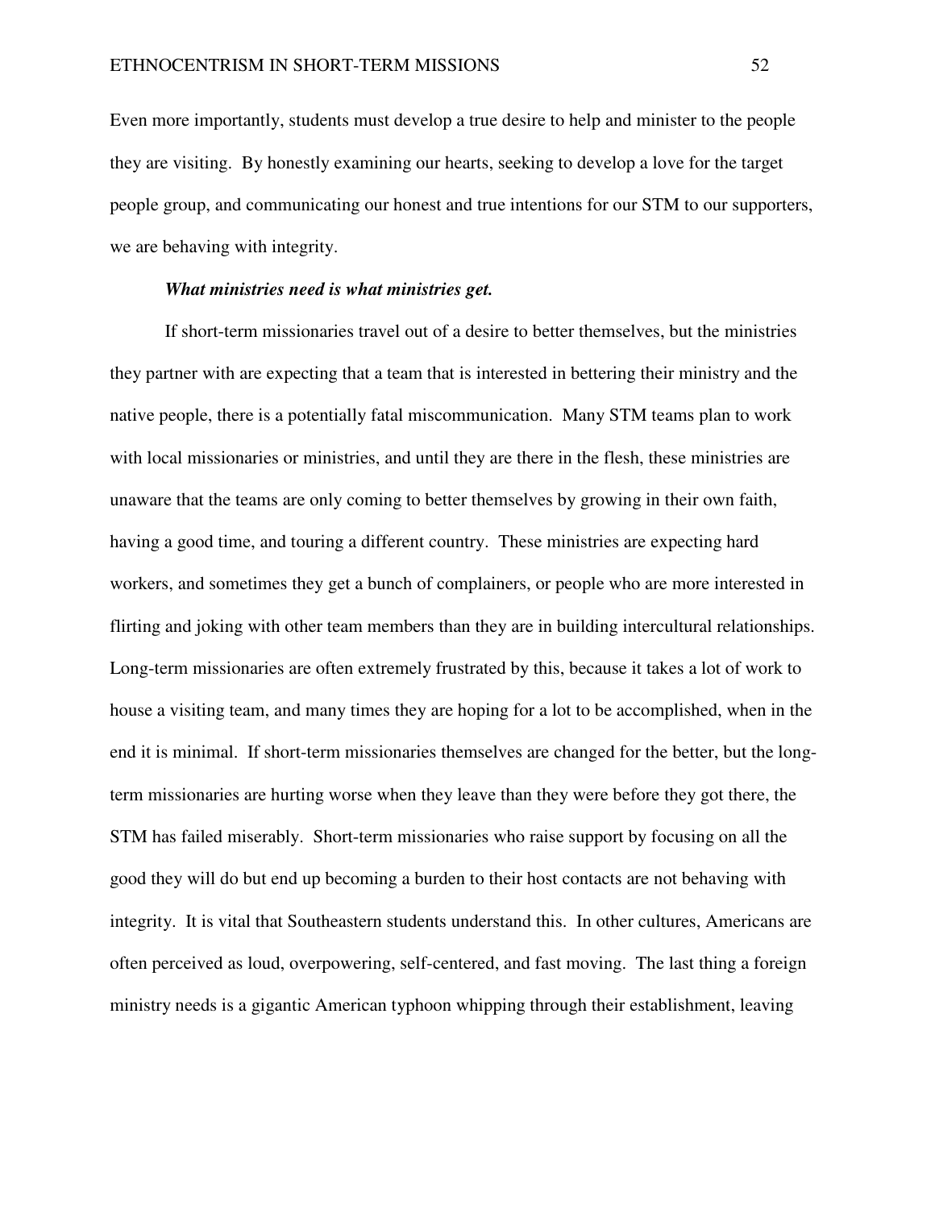Even more importantly, students must develop a true desire to help and minister to the people they are visiting. By honestly examining our hearts, seeking to develop a love for the target people group, and communicating our honest and true intentions for our STM to our supporters, we are behaving with integrity.

***What ministries need is what ministries get.***

If short-term missionaries travel out of a desire to better themselves, but the ministries they partner with are expecting that a team that is interested in bettering their ministry and the native people, there is a potentially fatal miscommunication. Many STM teams plan to work with local missionaries or ministries, and until they are there in the flesh, these ministries are unaware that the teams are only coming to better themselves by growing in their own faith, having a good time, and touring a different country. These ministries are expecting hard workers, and sometimes they get a bunch of complainers, or people who are more interested in flirting and joking with other team members than they are in building intercultural relationships. Long-term missionaries are often extremely frustrated by this, because it takes a lot of work to house a visiting team, and many times they are hoping for a lot to be accomplished, when in the end it is minimal. If short-term missionaries themselves are changed for the better, but the long-term missionaries are hurting worse when they leave than they were before they got there, the STM has failed miserably. Short-term missionaries who raise support by focusing on all the good they will do but end up becoming a burden to their host contacts are not behaving with integrity. It is vital that Southeastern students understand this. In other cultures, Americans are often perceived as loud, overpowering, self-centered, and fast moving. The last thing a foreign ministry needs is a gigantic American typhoon whipping through their establishment, leaving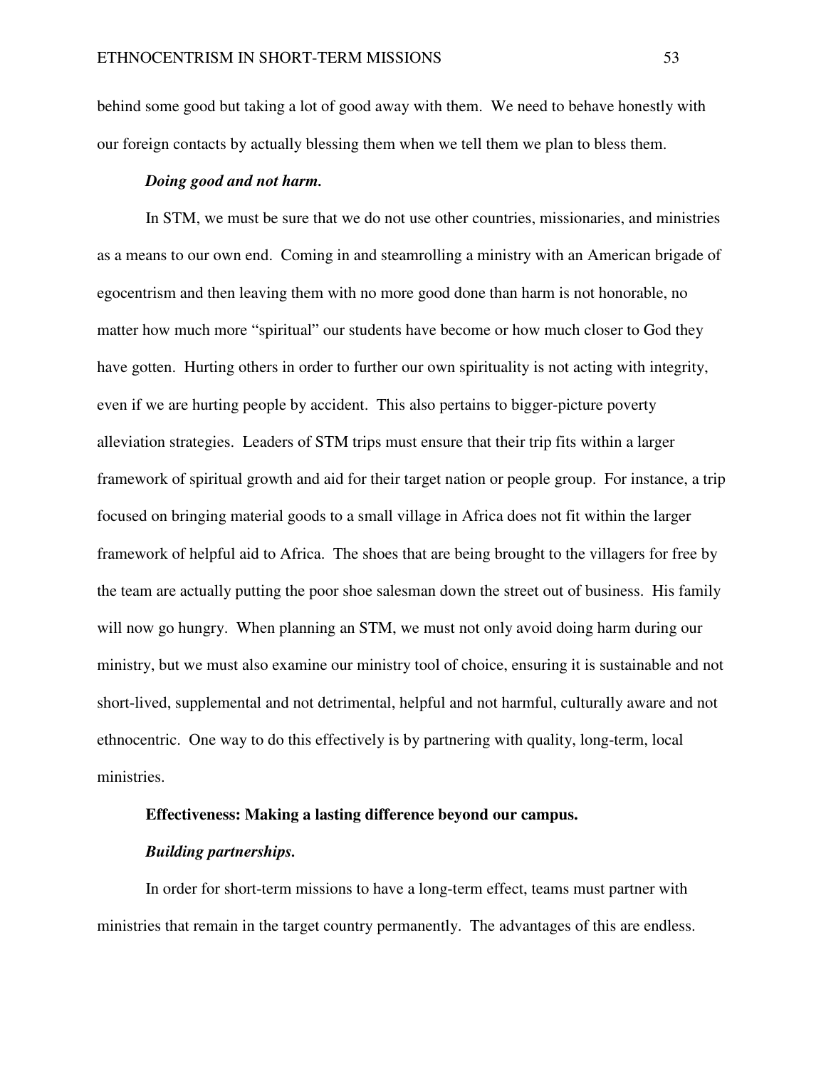behind some good but taking a lot of good away with them. We need to behave honestly with our foreign contacts by actually blessing them when we tell them we plan to bless them.

#### *Doing good and not harm.*

In STM, we must be sure that we do not use other countries, missionaries, and ministries as a means to our own end. Coming in and steamrolling a ministry with an American brigade of egocentrism and then leaving them with no more good done than harm is not honorable, no matter how much more "spiritual" our students have become or how much closer to God they have gotten. Hurting others in order to further our own spirituality is not acting with integrity, even if we are hurting people by accident. This also pertains to bigger-picture poverty alleviation strategies. Leaders of STM trips must ensure that their trip fits within a larger framework of spiritual growth and aid for their target nation or people group. For instance, a trip focused on bringing material goods to a small village in Africa does not fit within the larger framework of helpful aid to Africa. The shoes that are being brought to the villagers for free by the team are actually putting the poor shoe salesman down the street out of business. His family will now go hungry. When planning an STM, we must not only avoid doing harm during our ministry, but we must also examine our ministry tool of choice, ensuring it is sustainable and not short-lived, supplemental and not detrimental, helpful and not harmful, culturally aware and not ethnocentric. One way to do this effectively is by partnering with quality, long-term, local ministries.

### **Effectiveness: Making a lasting difference beyond our campus.**

#### *Building partnerships.*

In order for short-term missions to have a long-term effect, teams must partner with ministries that remain in the target country permanently. The advantages of this are endless.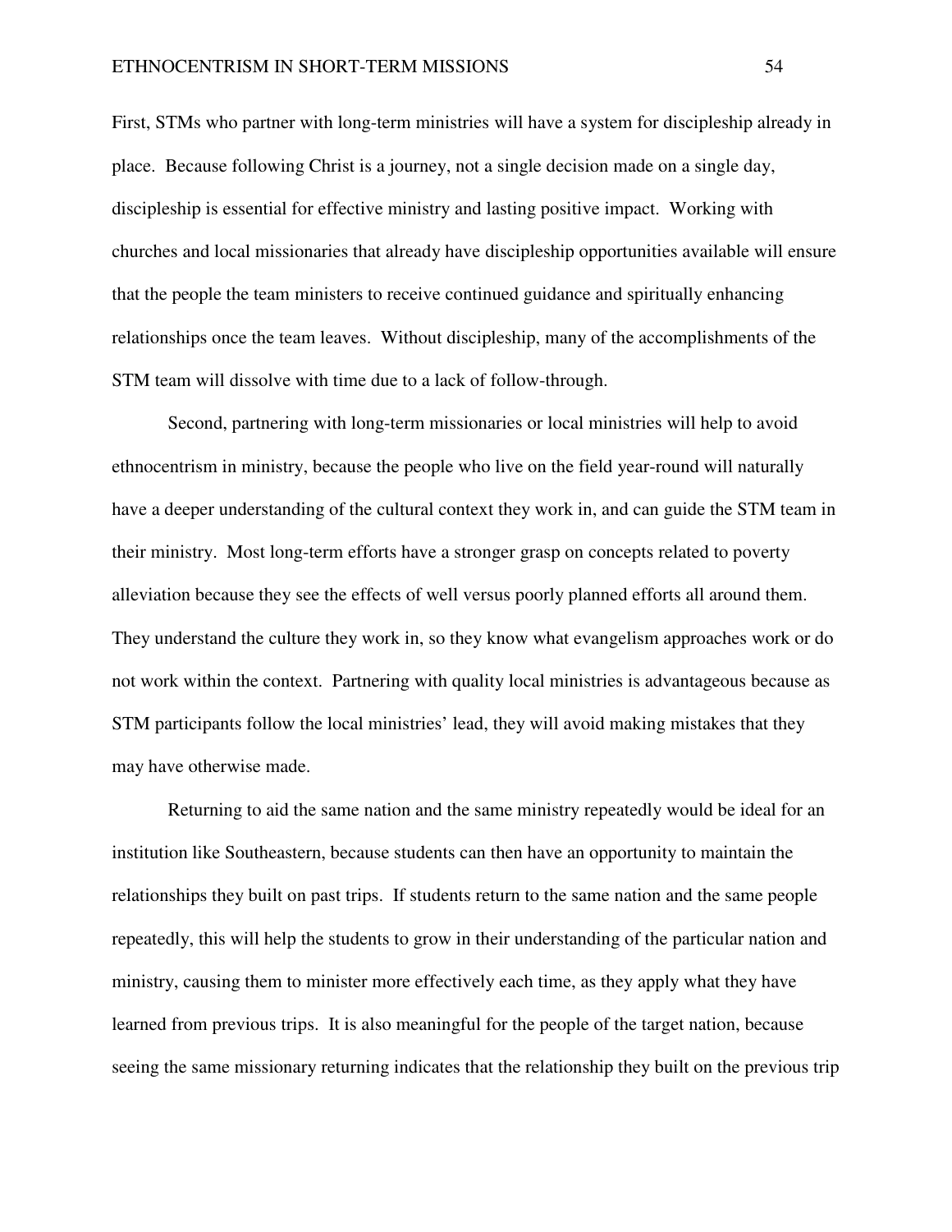First, STMs who partner with long-term ministries will have a system for discipleship already in place. Because following Christ is a journey, not a single decision made on a single day, discipleship is essential for effective ministry and lasting positive impact. Working with churches and local missionaries that already have discipleship opportunities available will ensure that the people the team ministers to receive continued guidance and spiritually enhancing relationships once the team leaves. Without discipleship, many of the accomplishments of the STM team will dissolve with time due to a lack of follow-through.

Second, partnering with long-term missionaries or local ministries will help to avoid ethnocentrism in ministry, because the people who live on the field year-round will naturally have a deeper understanding of the cultural context they work in, and can guide the STM team in their ministry. Most long-term efforts have a stronger grasp on concepts related to poverty alleviation because they see the effects of well versus poorly planned efforts all around them. They understand the culture they work in, so they know what evangelism approaches work or do not work within the context. Partnering with quality local ministries is advantageous because as STM participants follow the local ministries' lead, they will avoid making mistakes that they may have otherwise made.

Returning to aid the same nation and the same ministry repeatedly would be ideal for an institution like Southeastern, because students can then have an opportunity to maintain the relationships they built on past trips. If students return to the same nation and the same people repeatedly, this will help the students to grow in their understanding of the particular nation and ministry, causing them to minister more effectively each time, as they apply what they have learned from previous trips. It is also meaningful for the people of the target nation, because seeing the same missionary returning indicates that the relationship they built on the previous trip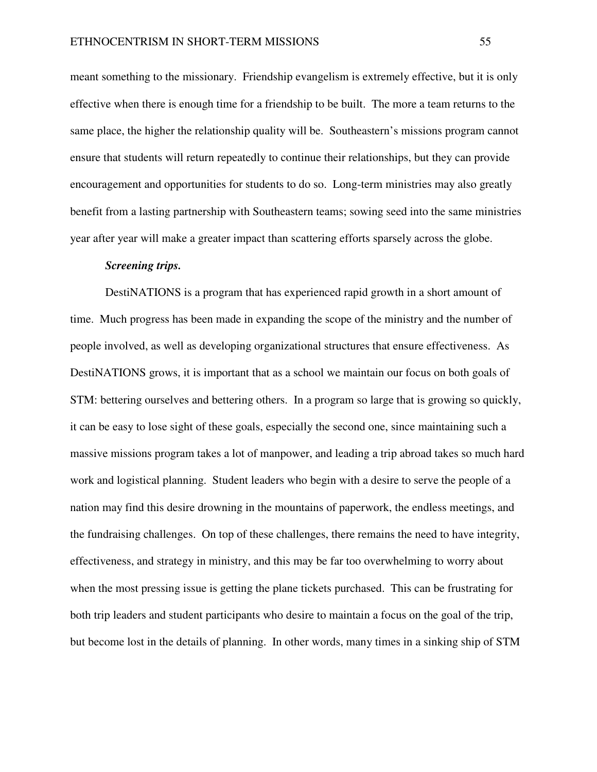meant something to the missionary. Friendship evangelism is extremely effective, but it is only effective when there is enough time for a friendship to be built. The more a team returns to the same place, the higher the relationship quality will be. Southeastern's missions program cannot ensure that students will return repeatedly to continue their relationships, but they can provide encouragement and opportunities for students to do so. Long-term ministries may also greatly benefit from a lasting partnership with Southeastern teams; sowing seed into the same ministries year after year will make a greater impact than scattering efforts sparsely across the globe.

***Screening trips.***

DestiNATIONS is a program that has experienced rapid growth in a short amount of time. Much progress has been made in expanding the scope of the ministry and the number of people involved, as well as developing organizational structures that ensure effectiveness. As DestiNATIONS grows, it is important that as a school we maintain our focus on both goals of STM: bettering ourselves and bettering others. In a program so large that is growing so quickly, it can be easy to lose sight of these goals, especially the second one, since maintaining such a massive missions program takes a lot of manpower, and leading a trip abroad takes so much hard work and logistical planning. Student leaders who begin with a desire to serve the people of a nation may find this desire drowning in the mountains of paperwork, the endless meetings, and the fundraising challenges. On top of these challenges, there remains the need to have integrity, effectiveness, and strategy in ministry, and this may be far too overwhelming to worry about when the most pressing issue is getting the plane tickets purchased. This can be frustrating for both trip leaders and student participants who desire to maintain a focus on the goal of the trip, but become lost in the details of planning. In other words, many times in a sinking ship of STM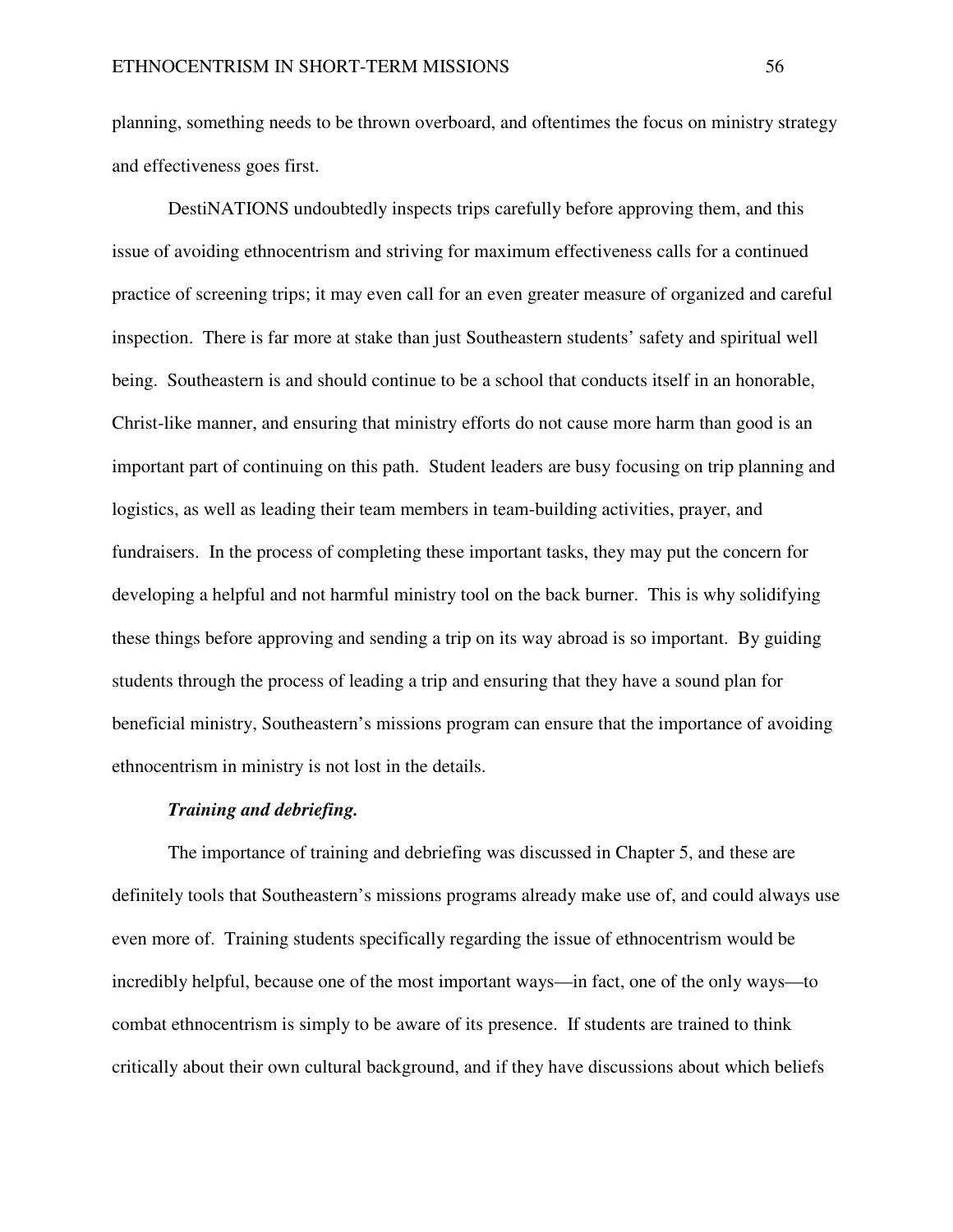planning, something needs to be thrown overboard, and oftentimes the focus on ministry strategy and effectiveness goes first.

DestiNATIONS undoubtedly inspects trips carefully before approving them, and this issue of avoiding ethnocentrism and striving for maximum effectiveness calls for a continued practice of screening trips; it may even call for an even greater measure of organized and careful inspection. There is far more at stake than just Southeastern students' safety and spiritual well being. Southeastern is and should continue to be a school that conducts itself in an honorable, Christ-like manner, and ensuring that ministry efforts do not cause more harm than good is an important part of continuing on this path. Student leaders are busy focusing on trip planning and logistics, as well as leading their team members in team-building activities, prayer, and fundraisers. In the process of completing these important tasks, they may put the concern for developing a helpful and not harmful ministry tool on the back burner. This is why solidifying these things before approving and sending a trip on its way abroad is so important. By guiding students through the process of leading a trip and ensuring that they have a sound plan for beneficial ministry, Southeastern's missions program can ensure that the importance of avoiding ethnocentrism in ministry is not lost in the details.

***Training and debriefing.***

The importance of training and debriefing was discussed in Chapter 5, and these are definitely tools that Southeastern's missions programs already make use of, and could always use even more of. Training students specifically regarding the issue of ethnocentrism would be incredibly helpful, because one of the most important ways—in fact, one of the only ways—to combat ethnocentrism is simply to be aware of its presence. If students are trained to think critically about their own cultural background, and if they have discussions about which beliefs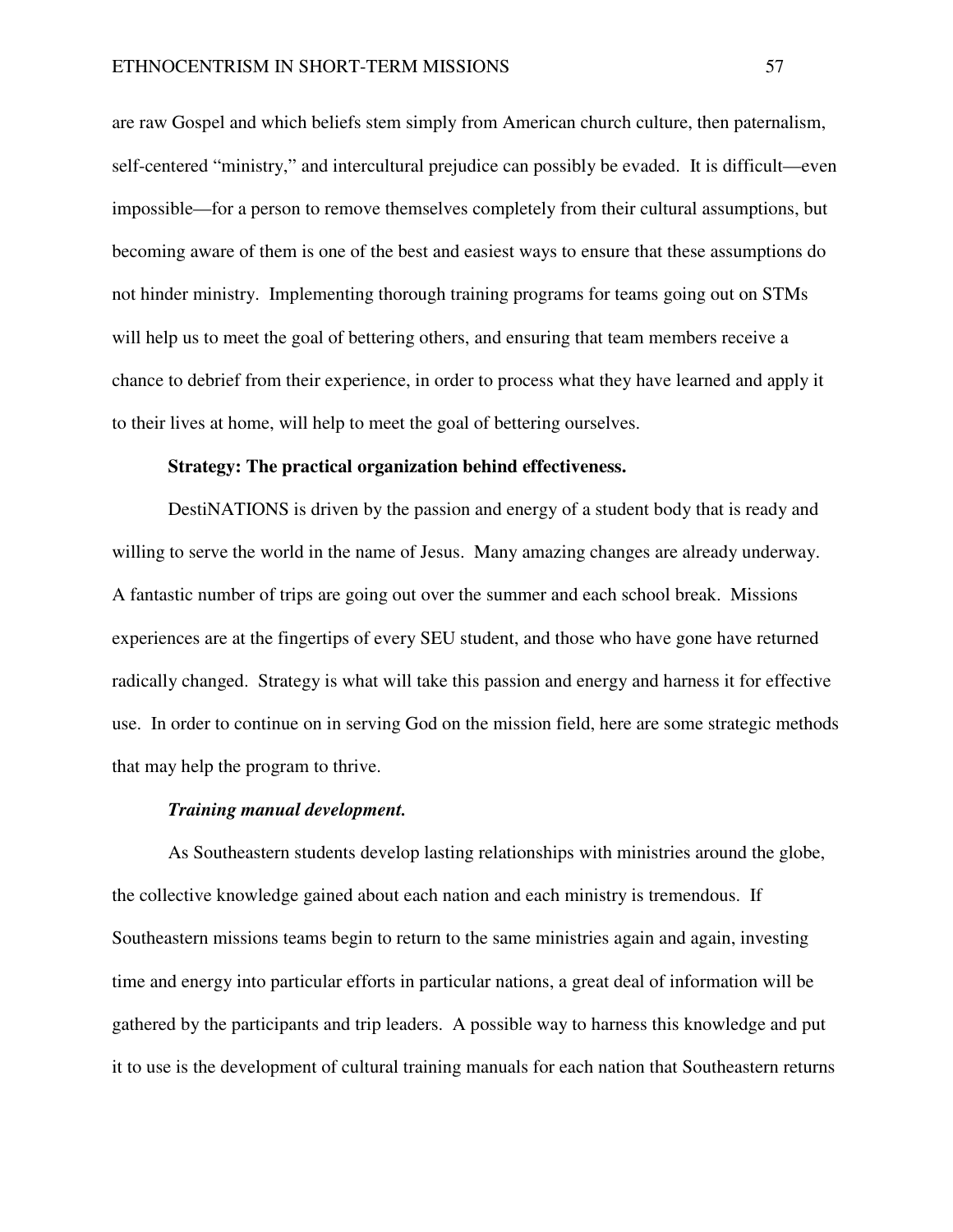are raw Gospel and which beliefs stem simply from American church culture, then paternalism, self-centered "ministry," and intercultural prejudice can possibly be evaded. It is difficult—even impossible—for a person to remove themselves completely from their cultural assumptions, but becoming aware of them is one of the best and easiest ways to ensure that these assumptions do not hinder ministry. Implementing thorough training programs for teams going out on STMs will help us to meet the goal of bettering others, and ensuring that team members receive a chance to debrief from their experience, in order to process what they have learned and apply it to their lives at home, will help to meet the goal of bettering ourselves.

**Strategy: The practical organization behind effectiveness.**

DestiNATIONS is driven by the passion and energy of a student body that is ready and willing to serve the world in the name of Jesus. Many amazing changes are already underway. A fantastic number of trips are going out over the summer and each school break. Missions experiences are at the fingertips of every SEU student, and those who have gone have returned radically changed. Strategy is what will take this passion and energy and harness it for effective use. In order to continue on in serving God on the mission field, here are some strategic methods that may help the program to thrive.

***Training manual development.***

As Southeastern students develop lasting relationships with ministries around the globe, the collective knowledge gained about each nation and each ministry is tremendous. If Southeastern missions teams begin to return to the same ministries again and again, investing time and energy into particular efforts in particular nations, a great deal of information will be gathered by the participants and trip leaders. A possible way to harness this knowledge and put it to use is the development of cultural training manuals for each nation that Southeastern returns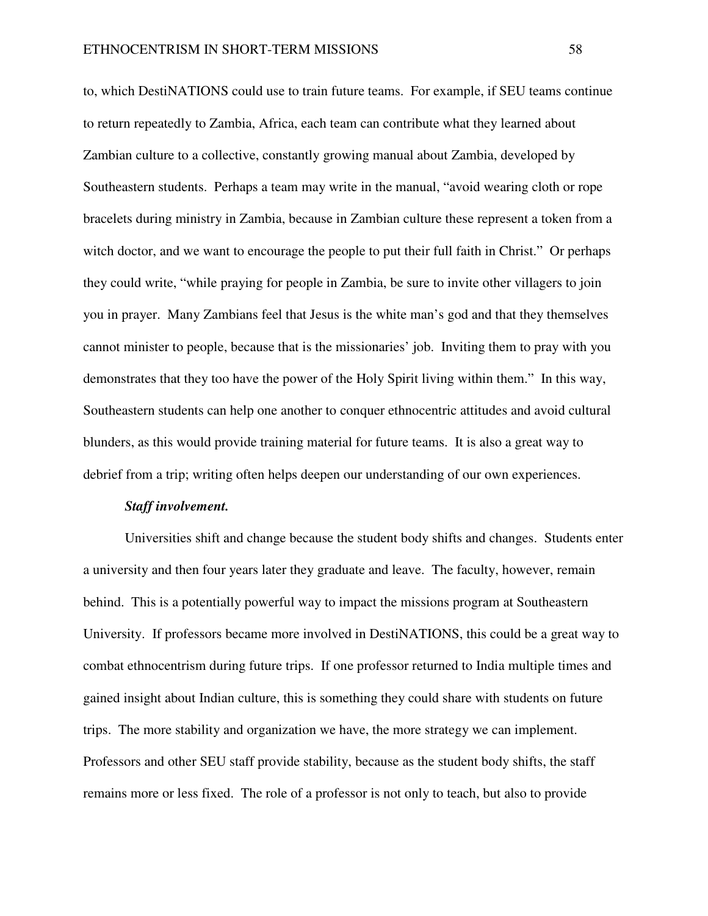to, which DestiNATIONS could use to train future teams. For example, if SEU teams continue to return repeatedly to Zambia, Africa, each team can contribute what they learned about Zambian culture to a collective, constantly growing manual about Zambia, developed by Southeastern students. Perhaps a team may write in the manual, "avoid wearing cloth or rope bracelets during ministry in Zambia, because in Zambian culture these represent a token from a witch doctor, and we want to encourage the people to put their full faith in Christ." Or perhaps they could write, "while praying for people in Zambia, be sure to invite other villagers to join you in prayer. Many Zambians feel that Jesus is the white man's god and that they themselves cannot minister to people, because that is the missionaries' job. Inviting them to pray with you demonstrates that they too have the power of the Holy Spirit living within them." In this way, Southeastern students can help one another to conquer ethnocentric attitudes and avoid cultural blunders, as this would provide training material for future teams. It is also a great way to debrief from a trip; writing often helps deepen our understanding of our own experiences.

***Staff involvement.***

Universities shift and change because the student body shifts and changes. Students enter a university and then four years later they graduate and leave. The faculty, however, remain behind. This is a potentially powerful way to impact the missions program at Southeastern University. If professors became more involved in DestiNATIONS, this could be a great way to combat ethnocentrism during future trips. If one professor returned to India multiple times and gained insight about Indian culture, this is something they could share with students on future trips. The more stability and organization we have, the more strategy we can implement. Professors and other SEU staff provide stability, because as the student body shifts, the staff remains more or less fixed. The role of a professor is not only to teach, but also to provide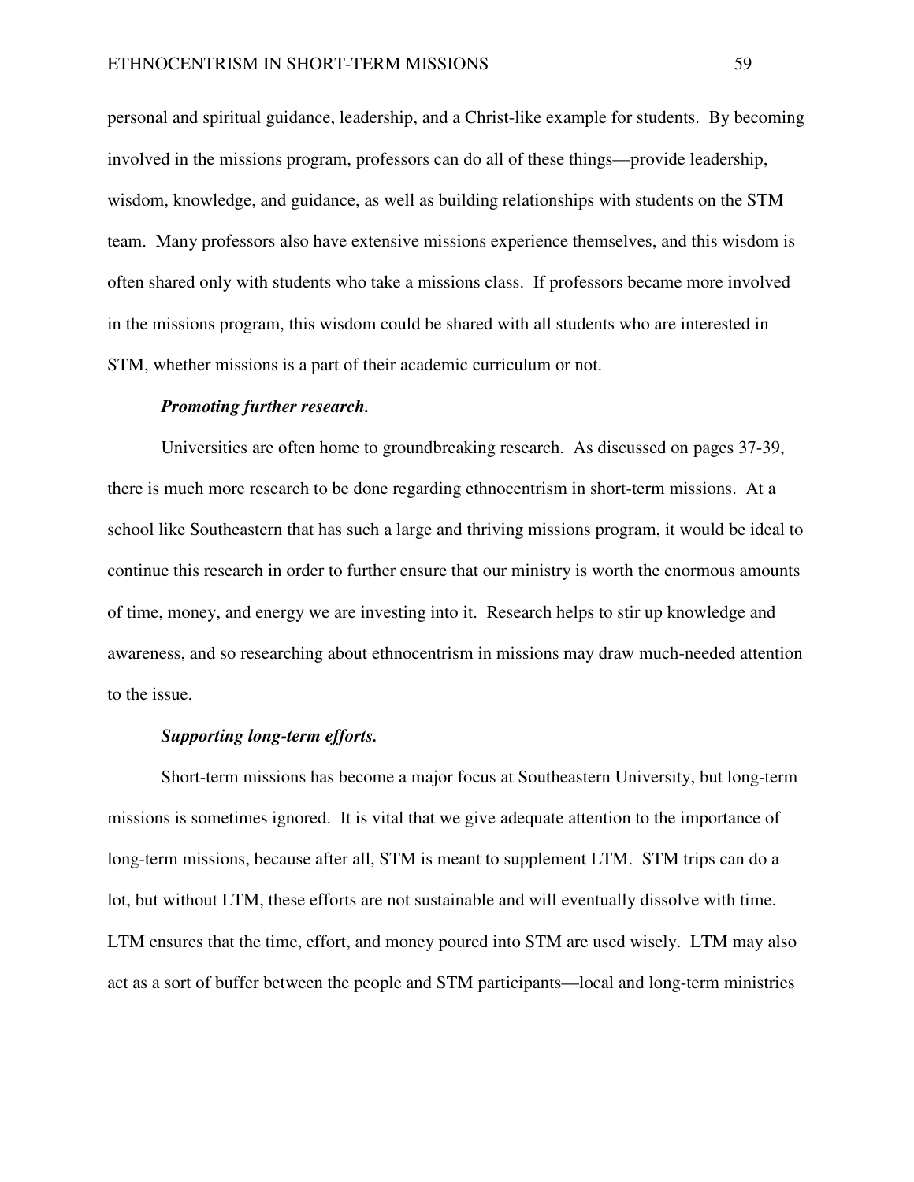personal and spiritual guidance, leadership, and a Christ-like example for students. By becoming involved in the missions program, professors can do all of these things—provide leadership, wisdom, knowledge, and guidance, as well as building relationships with students on the STM team. Many professors also have extensive missions experience themselves, and this wisdom is often shared only with students who take a missions class. If professors became more involved in the missions program, this wisdom could be shared with all students who are interested in STM, whether missions is a part of their academic curriculum or not.

#### ***Promoting further research.***

Universities are often home to groundbreaking research. As discussed on pages 37-39, there is much more research to be done regarding ethnocentrism in short-term missions. At a school like Southeastern that has such a large and thriving missions program, it would be ideal to continue this research in order to further ensure that our ministry is worth the enormous amounts of time, money, and energy we are investing into it. Research helps to stir up knowledge and awareness, and so researching about ethnocentrism in missions may draw much-needed attention to the issue.

#### ***Supporting long-term efforts.***

Short-term missions has become a major focus at Southeastern University, but long-term missions is sometimes ignored. It is vital that we give adequate attention to the importance of long-term missions, because after all, STM is meant to supplement LTM. STM trips can do a lot, but without LTM, these efforts are not sustainable and will eventually dissolve with time. LTM ensures that the time, effort, and money poured into STM are used wisely. LTM may also act as a sort of buffer between the people and STM participants—local and long-term ministries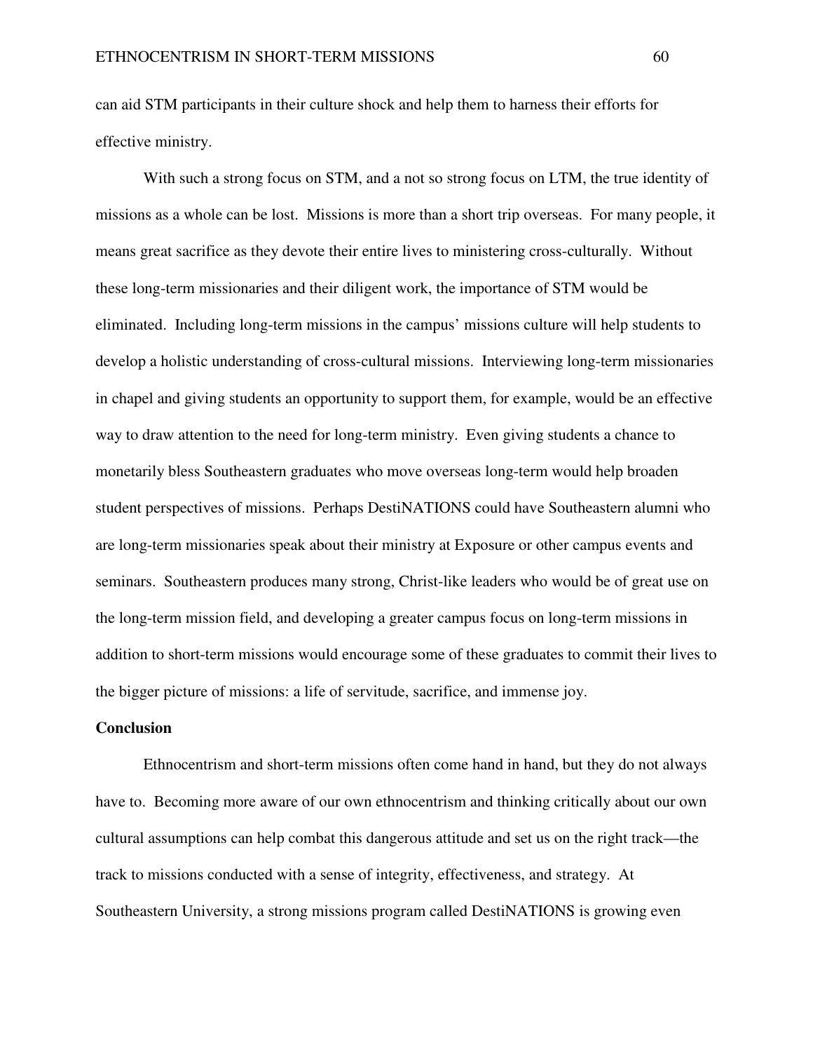can aid STM participants in their culture shock and help them to harness their efforts for effective ministry.

With such a strong focus on STM, and a not so strong focus on LTM, the true identity of missions as a whole can be lost. Missions is more than a short trip overseas. For many people, it means great sacrifice as they devote their entire lives to ministering cross-culturally. Without these long-term missionaries and their diligent work, the importance of STM would be eliminated. Including long-term missions in the campus' missions culture will help students to develop a holistic understanding of cross-cultural missions. Interviewing long-term missionaries in chapel and giving students an opportunity to support them, for example, would be an effective way to draw attention to the need for long-term ministry. Even giving students a chance to monetarily bless Southeastern graduates who move overseas long-term would help broaden student perspectives of missions. Perhaps DestiNATIONS could have Southeastern alumni who are long-term missionaries speak about their ministry at Exposure or other campus events and seminars. Southeastern produces many strong, Christ-like leaders who would be of great use on the long-term mission field, and developing a greater campus focus on long-term missions in addition to short-term missions would encourage some of these graduates to commit their lives to the bigger picture of missions: a life of servitude, sacrifice, and immense joy.

**Conclusion**

Ethnocentrism and short-term missions often come hand in hand, but they do not always have to. Becoming more aware of our own ethnocentrism and thinking critically about our own cultural assumptions can help combat this dangerous attitude and set us on the right track—the track to missions conducted with a sense of integrity, effectiveness, and strategy. At Southeastern University, a strong missions program called DestiNATIONS is growing even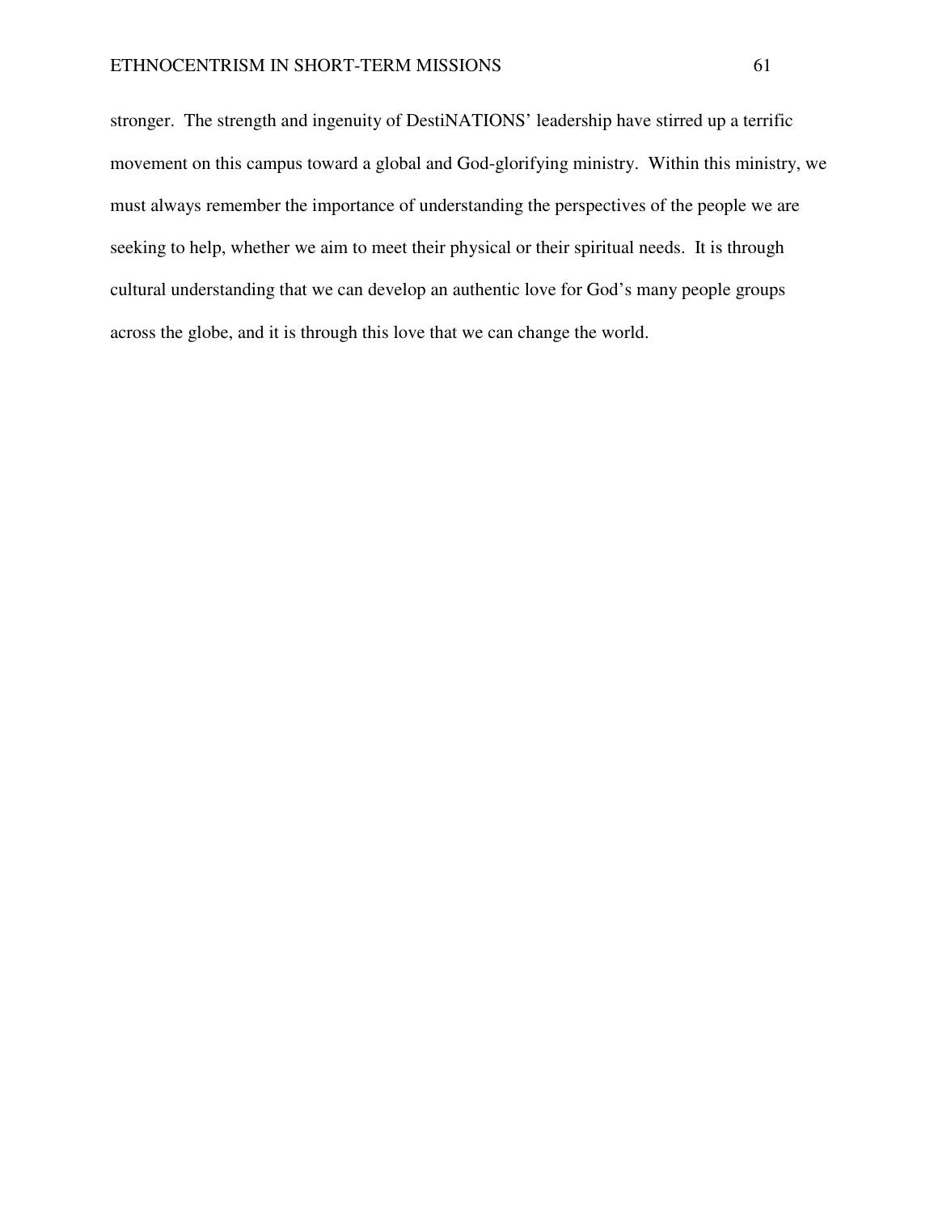stronger. The strength and ingenuity of DestiNATIONS' leadership have stirred up a terrific movement on this campus toward a global and God-glorifying ministry. Within this ministry, we must always remember the importance of understanding the perspectives of the people we are seeking to help, whether we aim to meet their physical or their spiritual needs. It is through cultural understanding that we can develop an authentic love for God's many people groups across the globe, and it is through this love that we can change the world.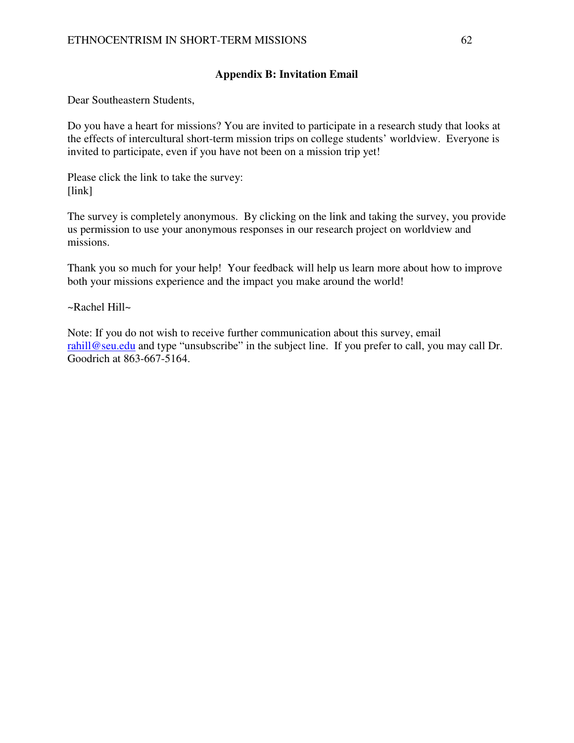## Appendix B: Invitation Email

Dear Southeastern Students,

Do you have a heart for missions? You are invited to participate in a research study that looks at the effects of intercultural short-term mission trips on college students' worldview. Everyone is invited to participate, even if you have not been on a mission trip yet!

Please click the link to take the survey:
[link]

The survey is completely anonymous. By clicking on the link and taking the survey, you provide us permission to use your anonymous responses in our research project on worldview and missions.

Thank you so much for your help! Your feedback will help us learn more about how to improve both your missions experience and the impact you make around the world!

~Rachel Hill~

Note: If you do not wish to receive further communication about this survey, email rahill@seu.edu and type "unsubscribe" in the subject line. If you prefer to call, you may call Dr. Goodrich at 863-667-5164.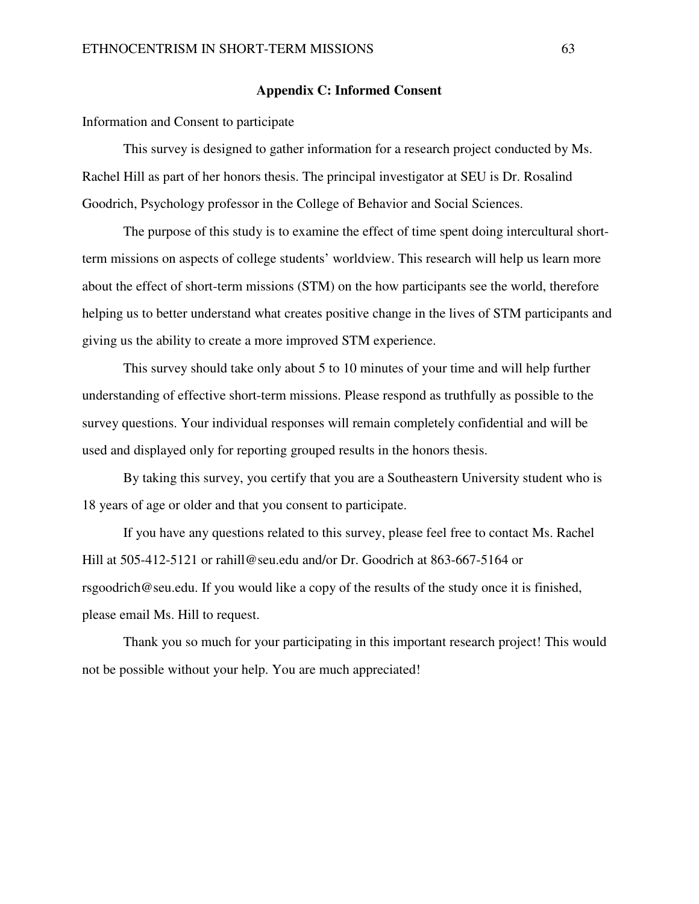## Appendix C: Informed Consent

Information and Consent to participate

This survey is designed to gather information for a research project conducted by Ms. Rachel Hill as part of her honors thesis. The principal investigator at SEU is Dr. Rosalind Goodrich, Psychology professor in the College of Behavior and Social Sciences.

The purpose of this study is to examine the effect of time spent doing intercultural short-term missions on aspects of college students' worldview. This research will help us learn more about the effect of short-term missions (STM) on the how participants see the world, therefore helping us to better understand what creates positive change in the lives of STM participants and giving us the ability to create a more improved STM experience.

This survey should take only about 5 to 10 minutes of your time and will help further understanding of effective short-term missions. Please respond as truthfully as possible to the survey questions. Your individual responses will remain completely confidential and will be used and displayed only for reporting grouped results in the honors thesis.

By taking this survey, you certify that you are a Southeastern University student who is 18 years of age or older and that you consent to participate.

If you have any questions related to this survey, please feel free to contact Ms. Rachel Hill at 505-412-5121 or rahill@seu.edu and/or Dr. Goodrich at 863-667-5164 or rsgoodrich@seu.edu. If you would like a copy of the results of the study once it is finished, please email Ms. Hill to request.

Thank you so much for your participating in this important research project! This would not be possible without your help. You are much appreciated!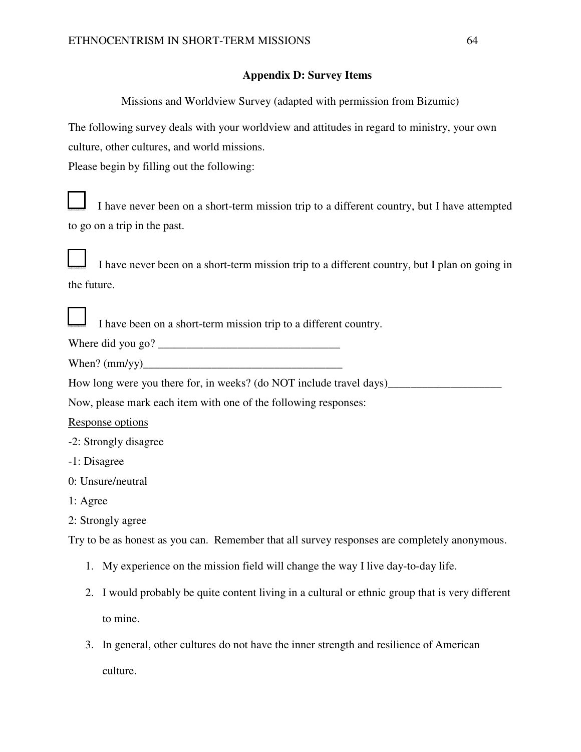## Appendix D: Survey Items

Missions and Worldview Survey (adapted with permission from Bizumic)

The following survey deals with your worldview and attitudes in regard to ministry, your own culture, other cultures, and world missions.

Please begin by filling out the following:

☐ I have never been on a short-term mission trip to a different country, but I have attempted to go on a trip in the past.

☐ I have never been on a short-term mission trip to a different country, but I plan on going in the future.

☐ I have been on a short-term mission trip to a different country.

Where did you go? ________________________________

When? (mm/yy)____________________________________

How long were you there for, in weeks? (do NOT include travel days)____________________

Now, please mark each item with one of the following responses:

Response options

-2: Strongly disagree

-1: Disagree

0: Unsure/neutral

1: Agree

2: Strongly agree

Try to be as honest as you can. Remember that all survey responses are completely anonymous.

1. My experience on the mission field will change the way I live day-to-day life.
2. I would probably be quite content living in a cultural or ethnic group that is very different to mine.
3. In general, other cultures do not have the inner strength and resilience of American culture.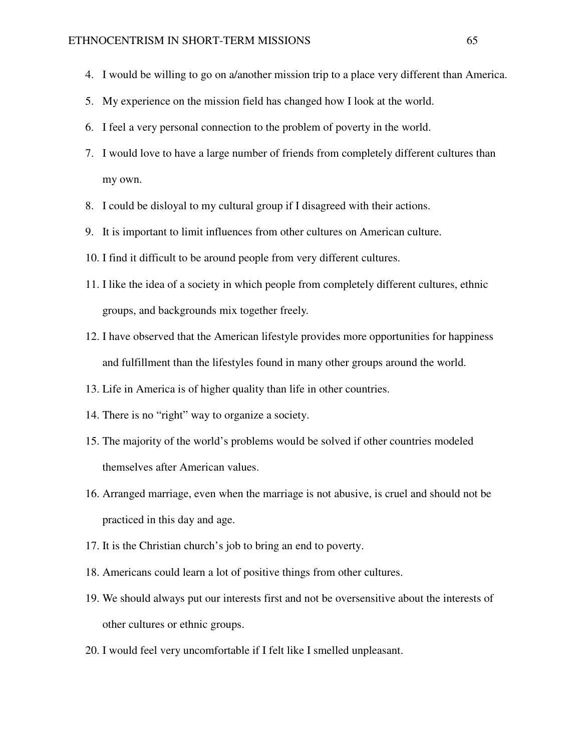4. I would be willing to go on a/another mission trip to a place very different than America.
5. My experience on the mission field has changed how I look at the world.
6. I feel a very personal connection to the problem of poverty in the world.
7. I would love to have a large number of friends from completely different cultures than my own.
8. I could be disloyal to my cultural group if I disagreed with their actions.
9. It is important to limit influences from other cultures on American culture.
10. I find it difficult to be around people from very different cultures.
11. I like the idea of a society in which people from completely different cultures, ethnic groups, and backgrounds mix together freely.
12. I have observed that the American lifestyle provides more opportunities for happiness and fulfillment than the lifestyles found in many other groups around the world.
13. Life in America is of higher quality than life in other countries.
14. There is no "right" way to organize a society.
15. The majority of the world's problems would be solved if other countries modeled themselves after American values.
16. Arranged marriage, even when the marriage is not abusive, is cruel and should not be practiced in this day and age.
17. It is the Christian church's job to bring an end to poverty.
18. Americans could learn a lot of positive things from other cultures.
19. We should always put our interests first and not be oversensitive about the interests of other cultures or ethnic groups.
20. I would feel very uncomfortable if I felt like I smelled unpleasant.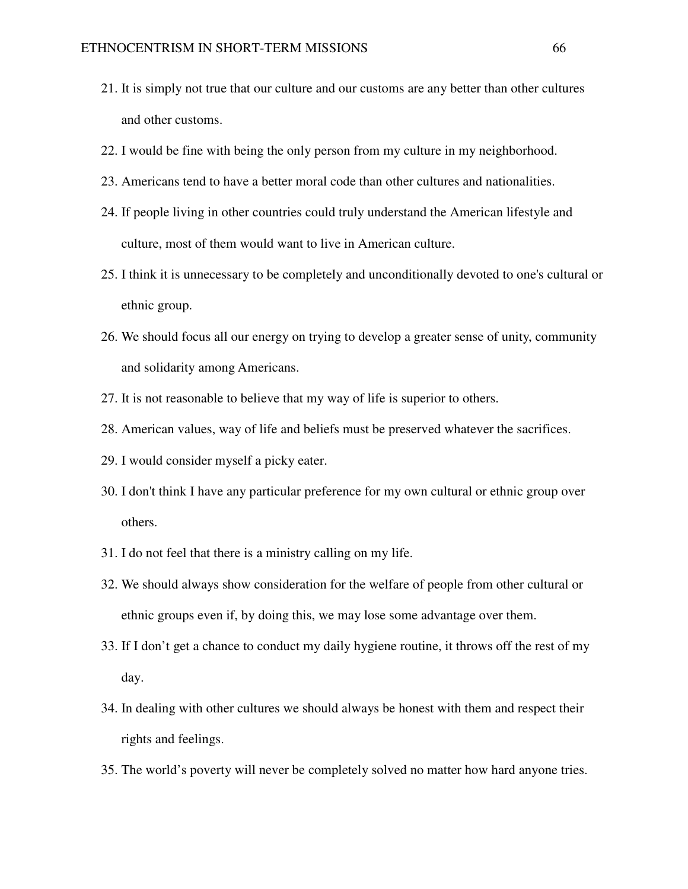21. It is simply not true that our culture and our customs are any better than other cultures and other customs.
22. I would be fine with being the only person from my culture in my neighborhood.
23. Americans tend to have a better moral code than other cultures and nationalities.
24. If people living in other countries could truly understand the American lifestyle and culture, most of them would want to live in American culture.
25. I think it is unnecessary to be completely and unconditionally devoted to one's cultural or ethnic group.
26. We should focus all our energy on trying to develop a greater sense of unity, community and solidarity among Americans.
27. It is not reasonable to believe that my way of life is superior to others.
28. American values, way of life and beliefs must be preserved whatever the sacrifices.
29. I would consider myself a picky eater.
30. I don't think I have any particular preference for my own cultural or ethnic group over others.
31. I do not feel that there is a ministry calling on my life.
32. We should always show consideration for the welfare of people from other cultural or ethnic groups even if, by doing this, we may lose some advantage over them.
33. If I don't get a chance to conduct my daily hygiene routine, it throws off the rest of my day.
34. In dealing with other cultures we should always be honest with them and respect their rights and feelings.
35. The world's poverty will never be completely solved no matter how hard anyone tries.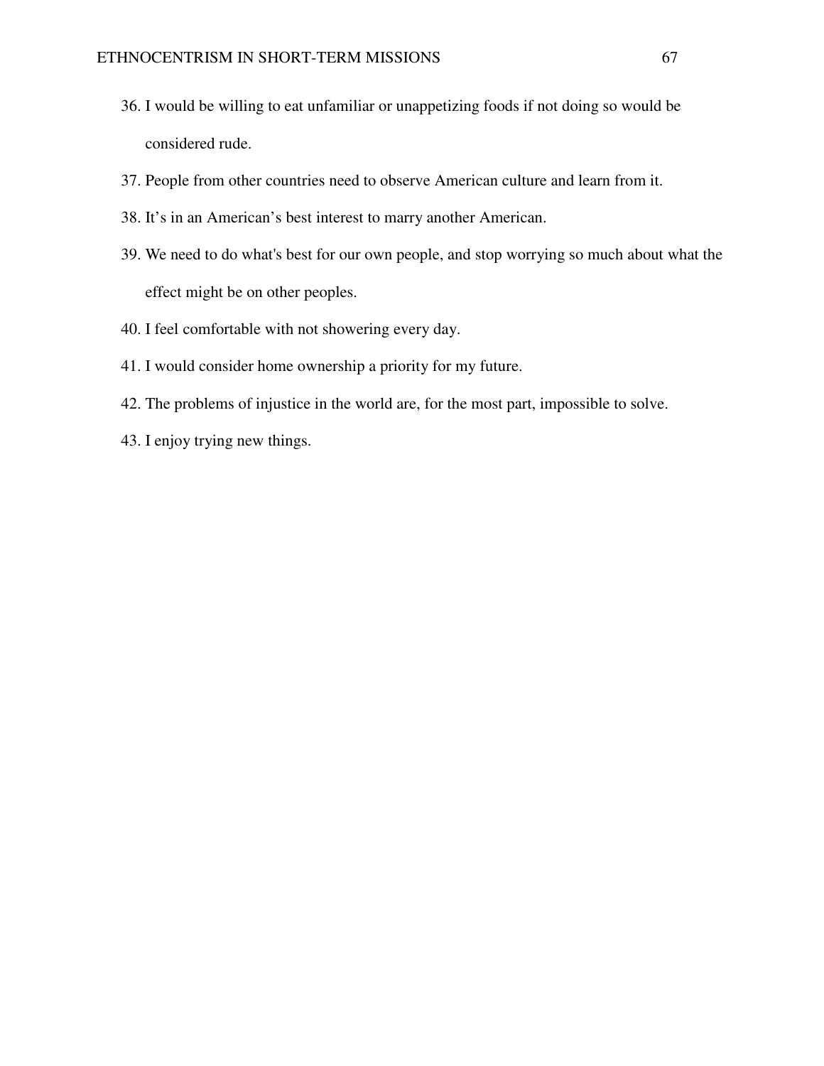36. I would be willing to eat unfamiliar or unappetizing foods if not doing so would be considered rude.
37. People from other countries need to observe American culture and learn from it.
38. It's in an American's best interest to marry another American.
39. We need to do what's best for our own people, and stop worrying so much about what the effect might be on other peoples.
40. I feel comfortable with not showering every day.
41. I would consider home ownership a priority for my future.
42. The problems of injustice in the world are, for the most part, impossible to solve.
43. I enjoy trying new things.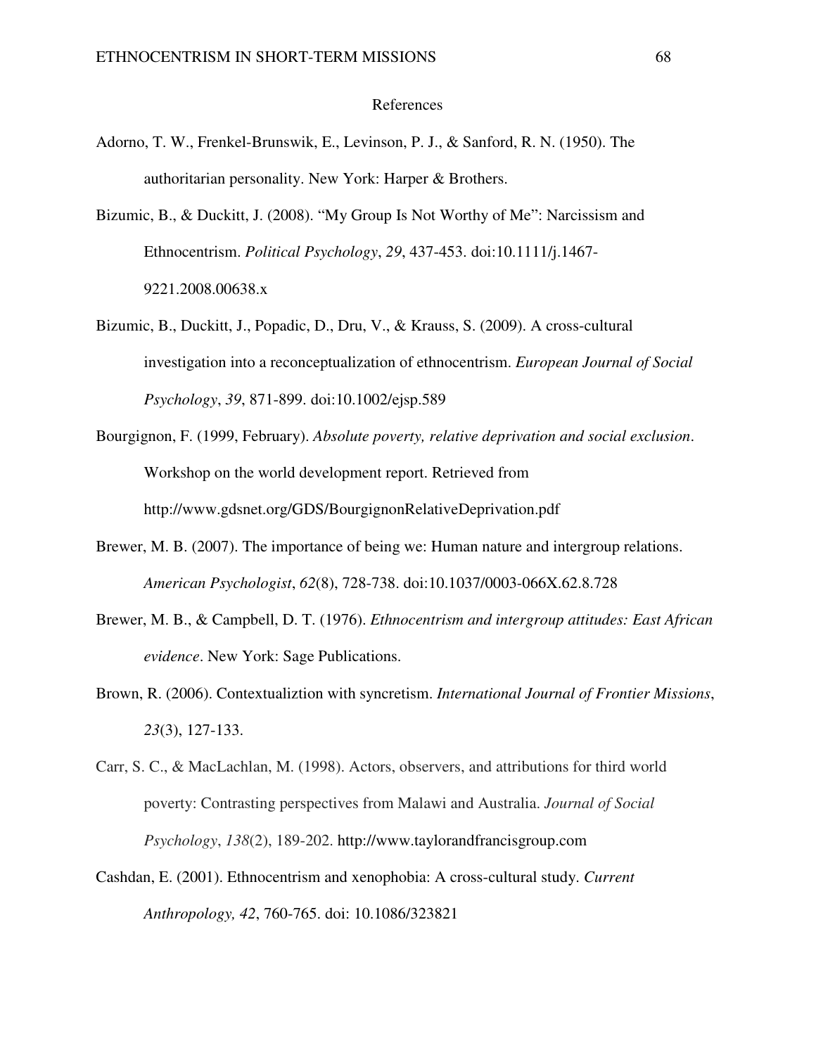# References

Adorno, T. W., Frenkel-Brunswik, E., Levinson, P. J., & Sanford, R. N. (1950). The authoritarian personality. New York: Harper & Brothers.

Bizumic, B., & Duckitt, J. (2008). "My Group Is Not Worthy of Me": Narcissism and Ethnocentrism. *Political Psychology*, *29*, 437-453. doi:10.1111/j.1467-9221.2008.00638.x

Bizumic, B., Duckitt, J., Popadic, D., Dru, V., & Krauss, S. (2009). A cross-cultural investigation into a reconceptualization of ethnocentrism. *European Journal of Social Psychology*, *39*, 871-899. doi:10.1002/ejsp.589

Bourgignon, F. (1999, February). *Absolute poverty, relative deprivation and social exclusion*. Workshop on the world development report. Retrieved from http://www.gdsnet.org/GDS/BourgignonRelativeDeprivation.pdf

Brewer, M. B. (2007). The importance of being we: Human nature and intergroup relations. *American Psychologist*, *62*(8), 728-738. doi:10.1037/0003-066X.62.8.728

Brewer, M. B., & Campbell, D. T. (1976). *Ethnocentrism and intergroup attitudes: East African evidence*. New York: Sage Publications.

Brown, R. (2006). Contextualiztion with syncretism. *International Journal of Frontier Missions*, *23*(3), 127-133.

Carr, S. C., & MacLachlan, M. (1998). Actors, observers, and attributions for third world poverty: Contrasting perspectives from Malawi and Australia. *Journal of Social Psychology*, *138*(2), 189-202. http://www.taylorandfrancisgroup.com

Cashdan, E. (2001). Ethnocentrism and xenophobia: A cross-cultural study. *Current Anthropology, 42*, 760-765. doi: 10.1086/323821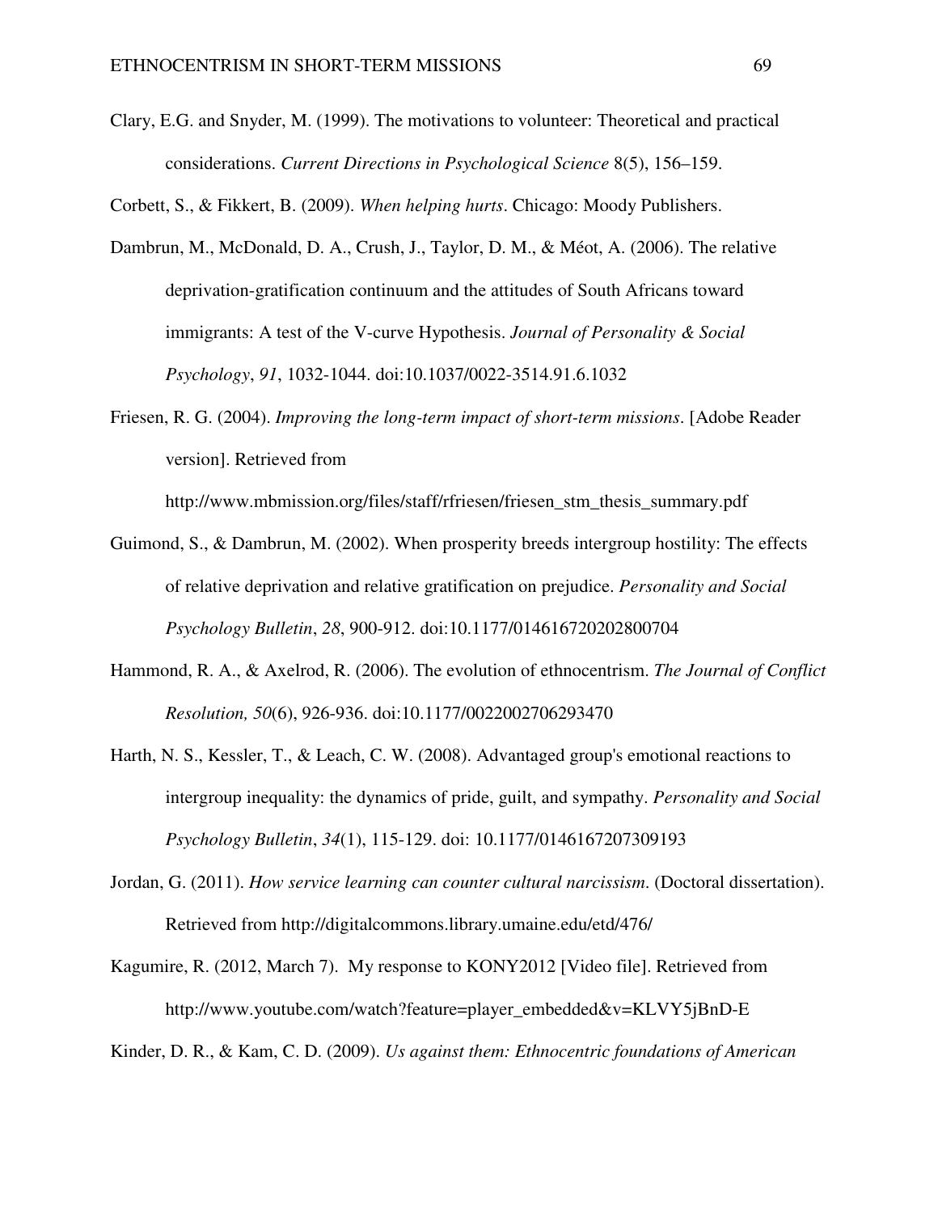Clary, E.G. and Snyder, M. (1999). The motivations to volunteer: Theoretical and practical considerations. *Current Directions in Psychological Science* 8(5), 156–159.

Corbett, S., & Fikkert, B. (2009). *When helping hurts*. Chicago: Moody Publishers.

Dambrun, M., McDonald, D. A., Crush, J., Taylor, D. M., & Méot, A. (2006). The relative deprivation-gratification continuum and the attitudes of South Africans toward immigrants: A test of the V-curve Hypothesis. *Journal of Personality & Social Psychology*, *91*, 1032-1044. doi:10.1037/0022-3514.91.6.1032

Friesen, R. G. (2004). *Improving the long-term impact of short-term missions*. [Adobe Reader version]. Retrieved from http://www.mbmission.org/files/staff/rfriesen/friesen_stm_thesis_summary.pdf

Guimond, S., & Dambrun, M. (2002). When prosperity breeds intergroup hostility: The effects of relative deprivation and relative gratification on prejudice. *Personality and Social Psychology Bulletin*, *28*, 900-912. doi:10.1177/014616720202800704

Hammond, R. A., & Axelrod, R. (2006). The evolution of ethnocentrism. *The Journal of Conflict Resolution, 50*(6), 926-936. doi:10.1177/0022002706293470

Harth, N. S., Kessler, T., & Leach, C. W. (2008). Advantaged group's emotional reactions to intergroup inequality: the dynamics of pride, guilt, and sympathy. *Personality and Social Psychology Bulletin*, *34*(1), 115-129. doi: 10.1177/0146167207309193

Jordan, G. (2011). *How service learning can counter cultural narcissism*. (Doctoral dissertation). Retrieved from http://digitalcommons.library.umaine.edu/etd/476/

Kagumire, R. (2012, March 7). My response to KONY2012 [Video file]. Retrieved from http://www.youtube.com/watch?feature=player_embedded&v=KLVY5jBnD-E

Kinder, D. R., & Kam, C. D. (2009). *Us against them: Ethnocentric foundations of American*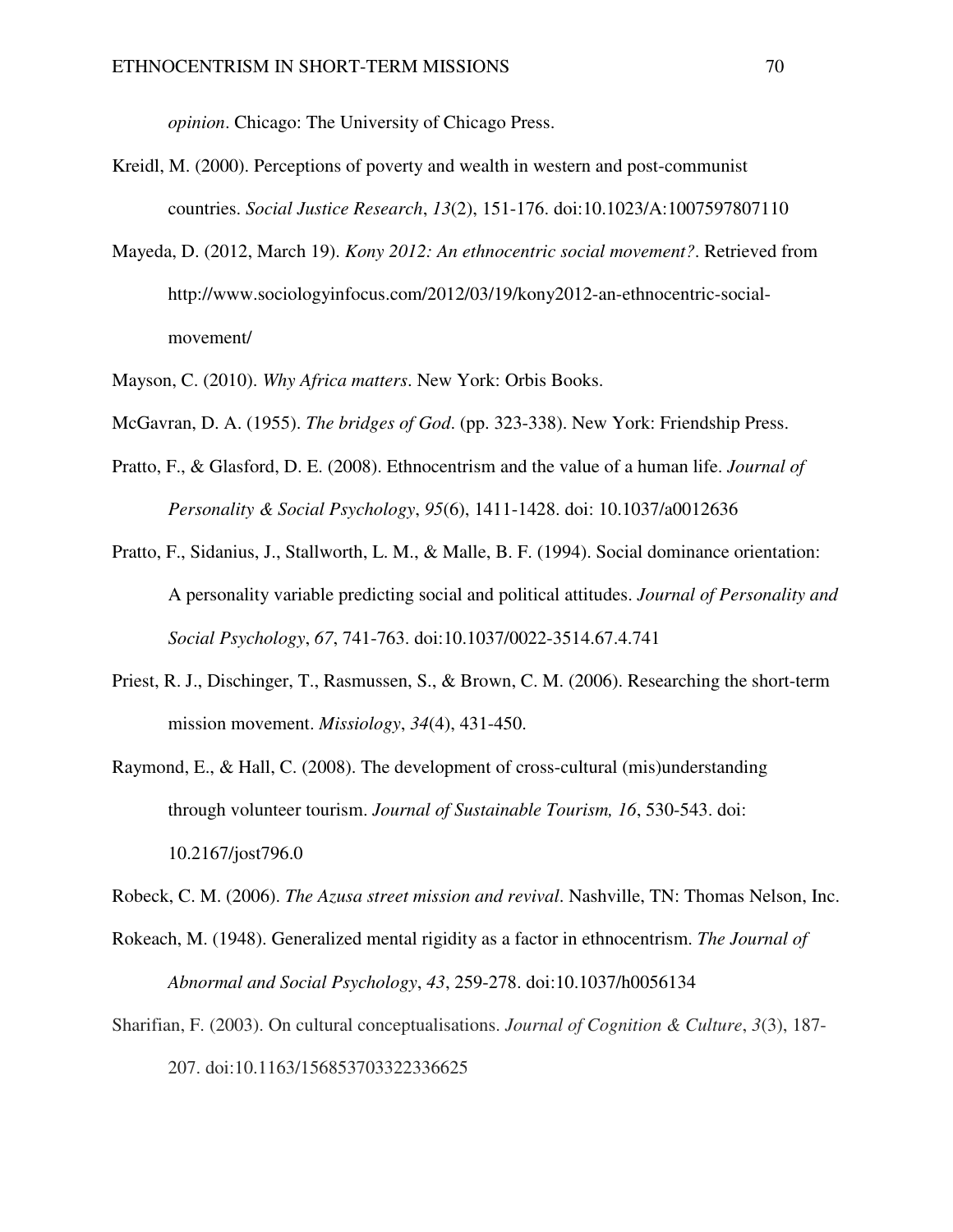*opinion*. Chicago: The University of Chicago Press.

Kreidl, M. (2000). Perceptions of poverty and wealth in western and post-communist countries. *Social Justice Research*, *13*(2), 151-176. doi:10.1023/A:1007597807110

Mayeda, D. (2012, March 19). *Kony 2012: An ethnocentric social movement?*. Retrieved from http://www.sociologyinfocus.com/2012/03/19/kony2012-an-ethnocentric-social-movement/

Mayson, C. (2010). *Why Africa matters*. New York: Orbis Books.

McGavran, D. A. (1955). *The bridges of God*. (pp. 323-338). New York: Friendship Press.

Pratto, F., & Glasford, D. E. (2008). Ethnocentrism and the value of a human life. *Journal of Personality & Social Psychology*, *95*(6), 1411-1428. doi: 10.1037/a0012636

Pratto, F., Sidanius, J., Stallworth, L. M., & Malle, B. F. (1994). Social dominance orientation: A personality variable predicting social and political attitudes. *Journal of Personality and Social Psychology*, *67*, 741-763. doi:10.1037/0022-3514.67.4.741

Priest, R. J., Dischinger, T., Rasmussen, S., & Brown, C. M. (2006). Researching the short-term mission movement. *Missiology*, *34*(4), 431-450.

Raymond, E., & Hall, C. (2008). The development of cross-cultural (mis)understanding through volunteer tourism. *Journal of Sustainable Tourism, 16*, 530-543. doi: 10.2167/jost796.0

Robeck, C. M. (2006). *The Azusa street mission and revival*. Nashville, TN: Thomas Nelson, Inc.

Rokeach, M. (1948). Generalized mental rigidity as a factor in ethnocentrism. *The Journal of Abnormal and Social Psychology*, *43*, 259-278. doi:10.1037/h0056134

Sharifian, F. (2003). On cultural conceptualisations. *Journal of Cognition & Culture*, *3*(3), 187-207. doi:10.1163/156853703322336625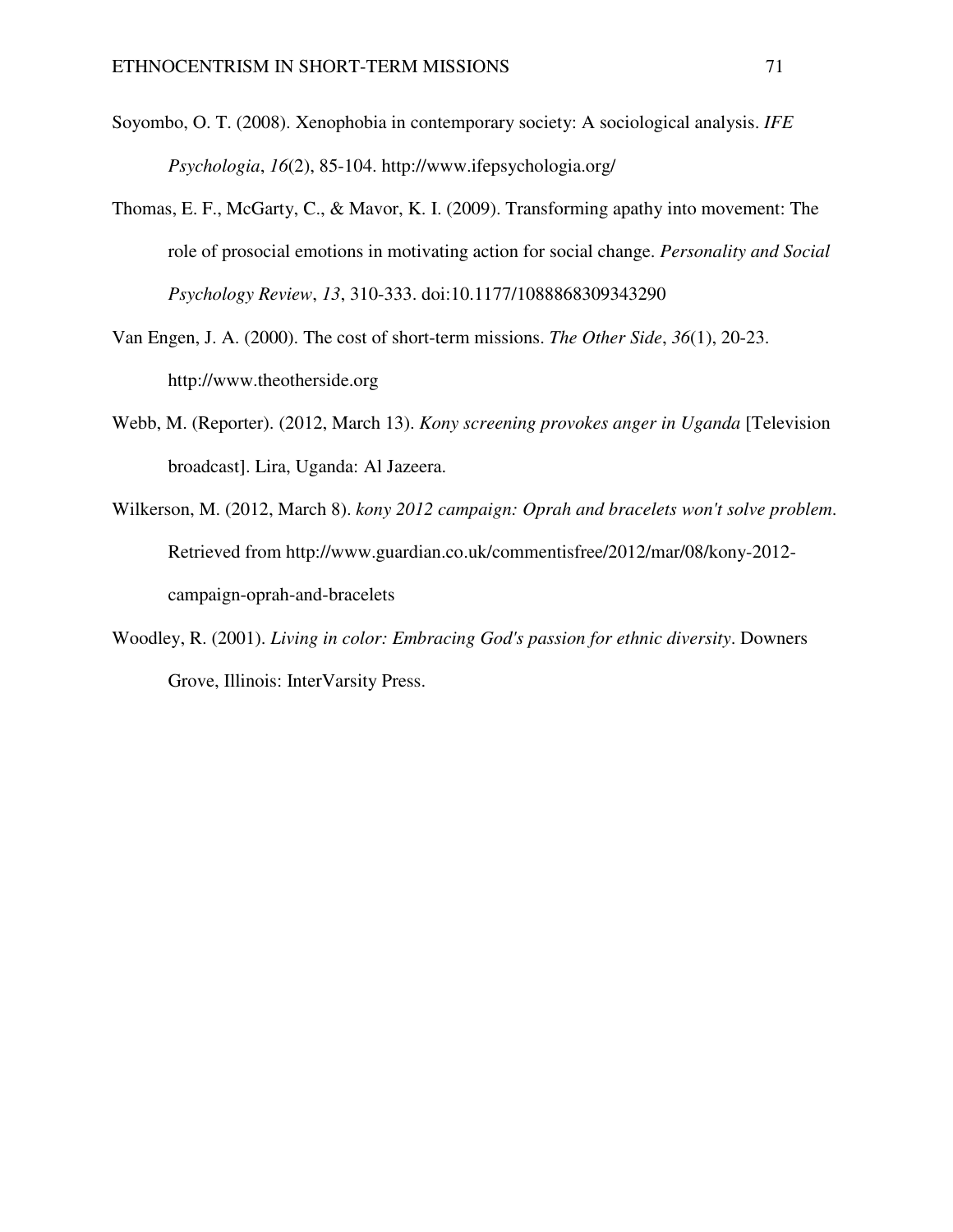Soyombo, O. T. (2008). Xenophobia in contemporary society: A sociological analysis. *IFE Psychologia*, *16*(2), 85-104. http://www.ifepsychologia.org/

Thomas, E. F., McGarty, C., & Mavor, K. I. (2009). Transforming apathy into movement: The role of prosocial emotions in motivating action for social change. *Personality and Social Psychology Review*, *13*, 310-333. doi:10.1177/1088868309343290

Van Engen, J. A. (2000). The cost of short-term missions. *The Other Side*, *36*(1), 20-23. http://www.theotherside.org

Webb, M. (Reporter). (2012, March 13). *Kony screening provokes anger in Uganda* [Television broadcast]. Lira, Uganda: Al Jazeera.

Wilkerson, M. (2012, March 8). *kony 2012 campaign: Oprah and bracelets won't solve problem.* Retrieved from http://www.guardian.co.uk/commentisfree/2012/mar/08/kony-2012-campaign-oprah-and-bracelets

Woodley, R. (2001). *Living in color: Embracing God's passion for ethnic diversity*. Downers Grove, Illinois: InterVarsity Press.